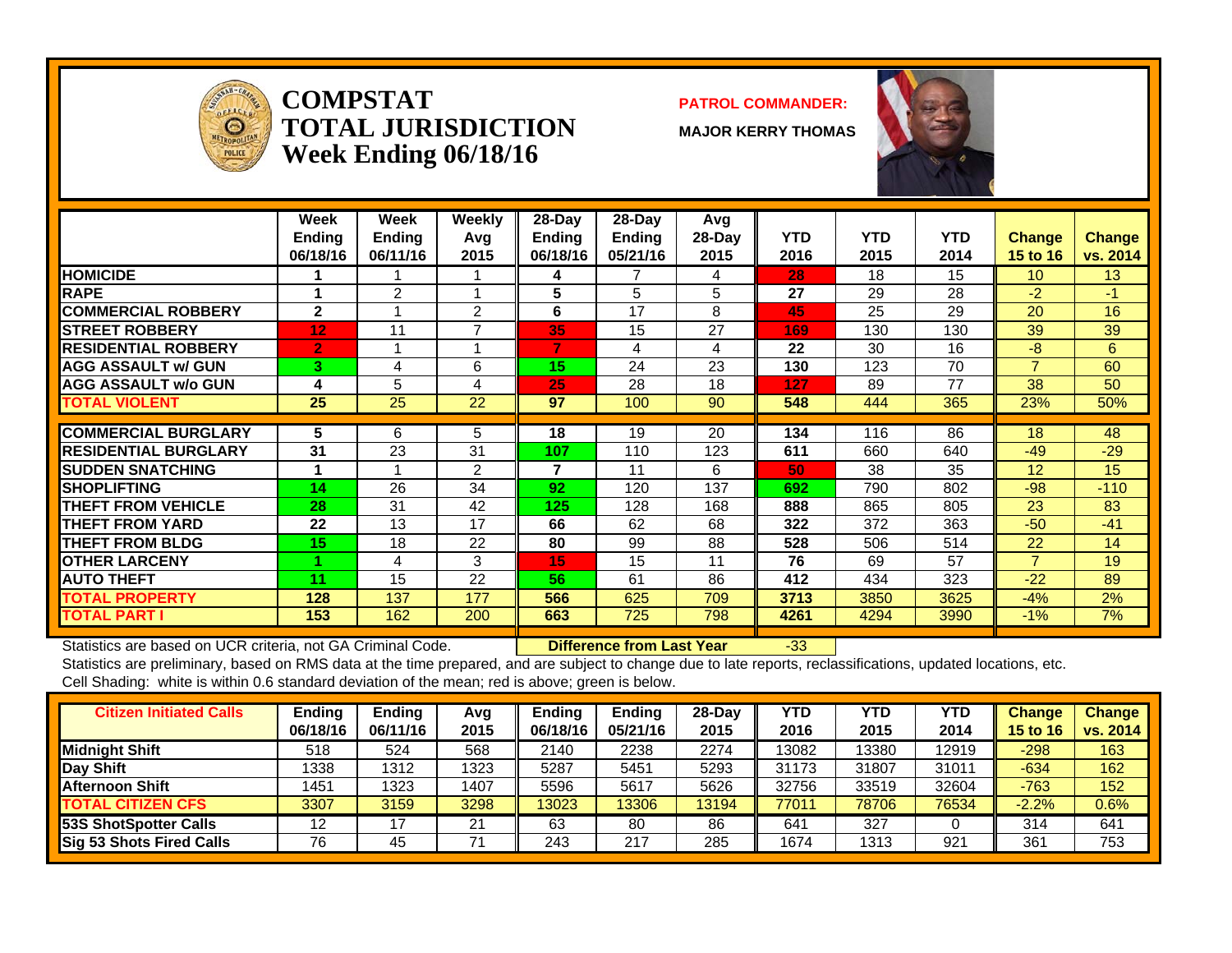# COMPSTAT TOTAL JURISDICTION

## Week Ending 06/18/16

**PATROL COMMANDER:**

**MAJOR KERRY THOMAS**

| | Week Ending 06/18/16 | Week Ending 06/11/16 | Weekly Avg 2015 | 28-Day Ending 06/18/16 | 28-Day Ending 05/21/16 | Avg 28-Day 2015 | YTD 2016 | YTD 2015 | YTD 2014 | Change 15 to 16 | Change vs. 2014 |
|---|---|---|---|---|---|---|---|---|---|---|---|
| HOMICIDE | 1 | 1 | 1 | 4 | 7 | 4 | 28 | 18 | 15 | 10 | 13 |
| RAPE | 1 | 2 | 1 | 5 | 5 | 5 | 27 | 29 | 28 | -2 | -1 |
| COMMERCIAL ROBBERY | 2 | 1 | 2 | 6 | 17 | 8 | 45 | 25 | 29 | 20 | 16 |
| STREET ROBBERY | 12 | 11 | 7 | 35 | 15 | 27 | 169 | 130 | 130 | 39 | 39 |
| RESIDENTIAL ROBBERY | 2 | 1 | 1 | 7 | 4 | 4 | 22 | 30 | 16 | -8 | 6 |
| AGG ASSAULT w/ GUN | 3 | 4 | 6 | 15 | 24 | 23 | 130 | 123 | 70 | 7 | 60 |
| AGG ASSAULT w/o GUN | 4 | 5 | 4 | 25 | 28 | 18 | 127 | 89 | 77 | 38 | 50 |
| TOTAL VIOLENT | 25 | 25 | 22 | 97 | 100 | 90 | 548 | 444 | 365 | 23% | 50% |
| COMMERCIAL BURGLARY | 5 | 6 | 5 | 18 | 19 | 20 | 134 | 116 | 86 | 18 | 48 |
| RESIDENTIAL BURGLARY | 31 | 23 | 31 | 107 | 110 | 123 | 611 | 660 | 640 | -49 | -29 |
| SUDDEN SNATCHING | 1 | 1 | 2 | 7 | 11 | 6 | 50 | 38 | 35 | 12 | 15 |
| SHOPLIFTING | 14 | 26 | 34 | 92 | 120 | 137 | 692 | 790 | 802 | -98 | -110 |
| THEFT FROM VEHICLE | 28 | 31 | 42 | 125 | 128 | 168 | 888 | 865 | 805 | 23 | 83 |
| THEFT FROM YARD | 22 | 13 | 17 | 66 | 62 | 68 | 322 | 372 | 363 | -50 | -41 |
| THEFT FROM BLDG | 15 | 18 | 22 | 80 | 99 | 88 | 528 | 506 | 514 | 22 | 14 |
| OTHER LARCENY | 1 | 4 | 3 | 15 | 15 | 11 | 76 | 69 | 57 | 7 | 19 |
| AUTO THEFT | 11 | 15 | 22 | 56 | 61 | 86 | 412 | 434 | 323 | -22 | 89 |
| TOTAL PROPERTY | 128 | 137 | 177 | 566 | 625 | 709 | 3713 | 3850 | 3625 | -4% | 2% |
| TOTAL PART I | 153 | 162 | 200 | 663 | 725 | 798 | 4261 | 4294 | 3990 | -1% | 7% |

Statistics are based on UCR criteria, not GA Criminal Code. **Difference from Last Year** -33

Statistics are preliminary, based on RMS data at the time prepared, and are subject to change due to late reports, reclassifications, updated locations, etc.

Cell Shading: white is within 0.6 standard deviation of the mean; red is above; green is below.

| Citizen Initiated Calls | Ending 06/18/16 | Ending 06/11/16 | Avg 2015 | Ending 06/18/16 | Ending 05/21/16 | 28-Day 2015 | YTD 2016 | YTD 2015 | YTD 2014 | Change 15 to 16 | Change vs. 2014 |
|---|---|---|---|---|---|---|---|---|---|---|---|
| Midnight Shift | 518 | 524 | 568 | 2140 | 2238 | 2274 | 13082 | 13380 | 12919 | -298 | 163 |
| Day Shift | 1338 | 1312 | 1323 | 5287 | 5451 | 5293 | 31173 | 31807 | 31011 | -634 | 162 |
| Afternoon Shift | 1451 | 1323 | 1407 | 5596 | 5617 | 5626 | 32756 | 33519 | 32604 | -763 | 152 |
| TOTAL CITIZEN CFS | 3307 | 3159 | 3298 | 13023 | 13306 | 13194 | 77011 | 78706 | 76534 | -2.2% | 0.6% |
| 53S ShotSpotter Calls | 12 | 17 | 21 | 63 | 80 | 86 | 641 | 327 | 0 | 314 | 641 |
| Sig 53 Shots Fired Calls | 76 | 45 | 71 | 243 | 217 | 285 | 1674 | 1313 | 921 | 361 | 753 |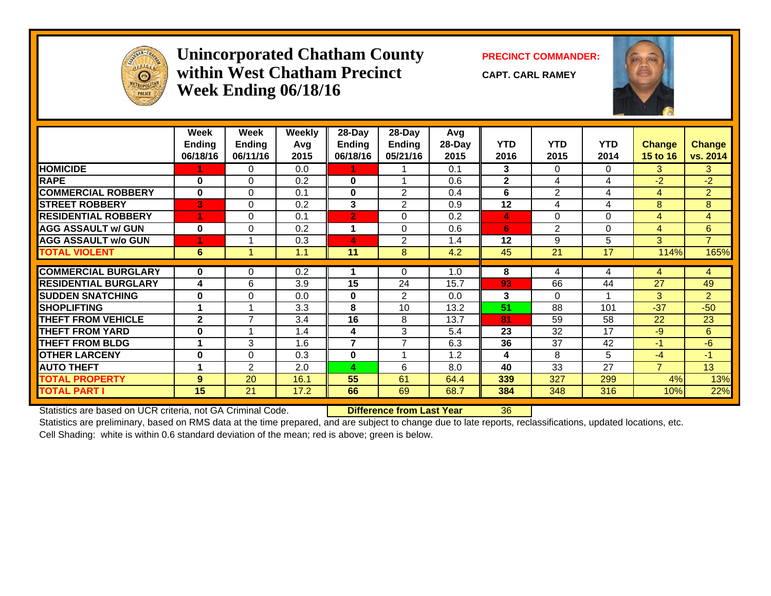# Unincorporated Chatham County within West Chatham Precinct Week Ending 06/18/16

**PRECINCT COMMANDER:**

**CAPT. CARL RAMEY**

| | Week Ending 06/18/16 | Week Ending 06/11/16 | Weekly Avg 2015 | 28-Day Ending 06/18/16 | 28-Day Ending 05/21/16 | Avg 28-Day 2015 | YTD 2016 | YTD 2015 | YTD 2014 | Change 15 to 16 | Change vs. 2014 |
|---|---|---|---|---|---|---|---|---|---|---|---|
| HOMICIDE | 1 | 0 | 0.0 | 1 | 1 | 0.1 | 3 | 0 | 0 | 3 | 3 |
| RAPE | 0 | 0 | 0.2 | 0 | 1 | 0.6 | 2 | 4 | 4 | -2 | -2 |
| COMMERCIAL ROBBERY | 0 | 0 | 0.1 | 0 | 2 | 0.4 | 6 | 2 | 4 | 4 | 2 |
| STREET ROBBERY | 3 | 0 | 0.2 | 3 | 2 | 0.9 | 12 | 4 | 4 | 8 | 8 |
| RESIDENTIAL ROBBERY | 1 | 0 | 0.1 | 2 | 0 | 0.2 | 4 | 0 | 0 | 4 | 4 |
| AGG ASSAULT w/ GUN | 0 | 0 | 0.2 | 1 | 0 | 0.6 | 6 | 2 | 0 | 4 | 6 |
| AGG ASSAULT w/o GUN | 1 | 1 | 0.3 | 4 | 2 | 1.4 | 12 | 9 | 5 | 3 | 7 |
| TOTAL VIOLENT | 6 | 1 | 1.1 | 11 | 8 | 4.2 | 45 | 21 | 17 | 114% | 165% |
| COMMERCIAL BURGLARY | 0 | 0 | 0.2 | 1 | 0 | 1.0 | 8 | 4 | 4 | 4 | 4 |
| RESIDENTIAL BURGLARY | 4 | 6 | 3.9 | 15 | 24 | 15.7 | 93 | 66 | 44 | 27 | 49 |
| SUDDEN SNATCHING | 0 | 0 | 0.0 | 0 | 2 | 0.0 | 3 | 0 | 1 | 3 | 2 |
| SHOPLIFTING | 1 | 1 | 3.3 | 8 | 10 | 13.2 | 51 | 88 | 101 | -37 | -50 |
| THEFT FROM VEHICLE | 2 | 7 | 3.4 | 16 | 8 | 13.7 | 81 | 59 | 58 | 22 | 23 |
| THEFT FROM YARD | 0 | 1 | 1.4 | 4 | 3 | 5.4 | 23 | 32 | 17 | -9 | 6 |
| THEFT FROM BLDG | 1 | 3 | 1.6 | 7 | 7 | 6.3 | 36 | 37 | 42 | -1 | -6 |
| OTHER LARCENY | 0 | 0 | 0.3 | 0 | 1 | 1.2 | 4 | 8 | 5 | -4 | -1 |
| AUTO THEFT | 1 | 2 | 2.0 | 4 | 6 | 8.0 | 40 | 33 | 27 | 7 | 13 |
| TOTAL PROPERTY | 9 | 20 | 16.1 | 55 | 61 | 64.4 | 339 | 327 | 299 | 4% | 13% |
| TOTAL PART I | 15 | 21 | 17.2 | 66 | 69 | 68.7 | 384 | 348 | 316 | 10% | 22% |

Statistics are based on UCR criteria, not GA Criminal Code. **Difference from Last Year** 36

Statistics are preliminary, based on RMS data at the time prepared, and are subject to change due to late reports, reclassifications, updated locations, etc.

Cell Shading: white is within 0.6 standard deviation of the mean; red is above; green is below.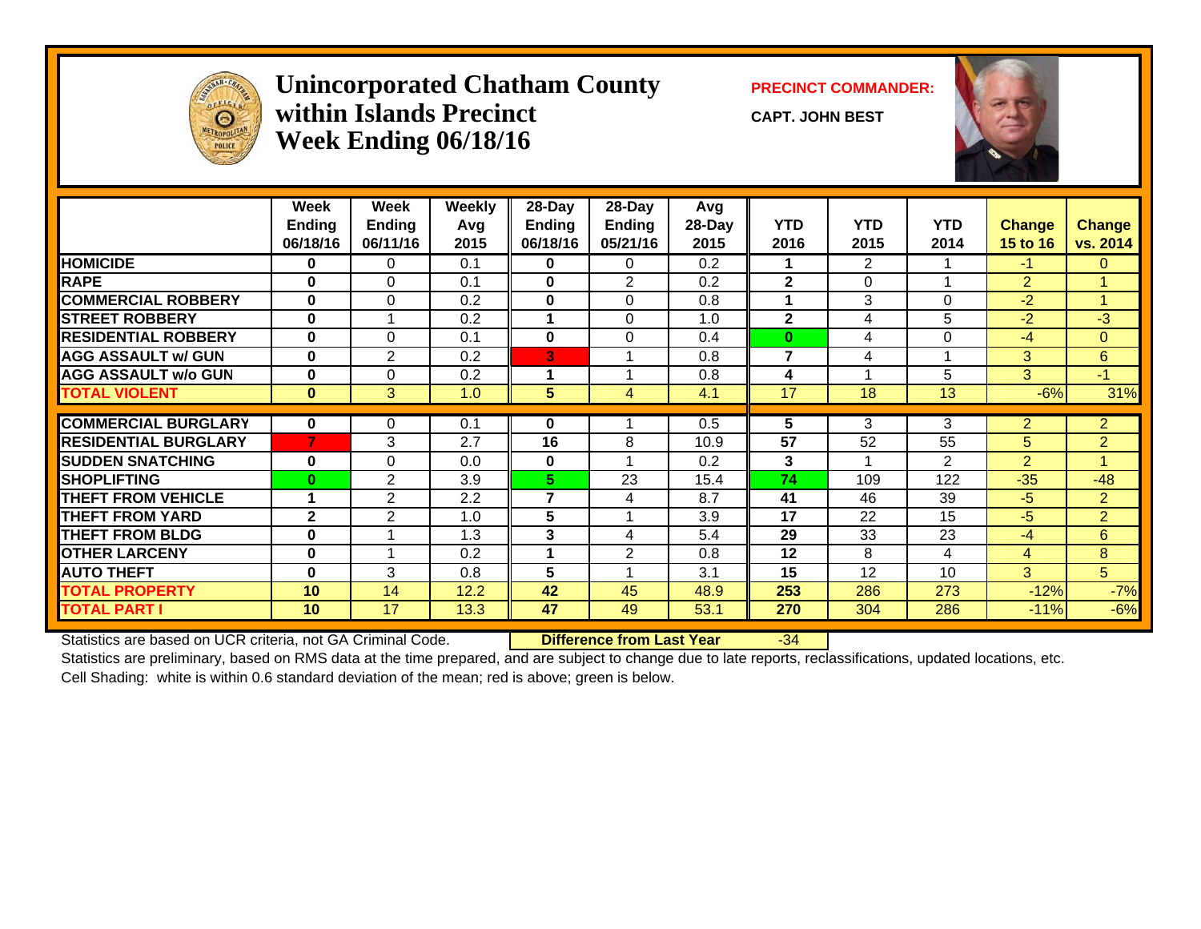# Unincorporated Chatham County within Islands Precinct Week Ending 06/18/16

**PRECINCT COMMANDER:**

**CAPT. JOHN BEST**

| | Week Ending 06/18/16 | Week Ending 06/11/16 | Weekly Avg 2015 | 28-Day Ending 06/18/16 | 28-Day Ending 05/21/16 | Avg 28-Day 2015 | YTD 2016 | YTD 2015 | YTD 2014 | Change 15 to 16 | Change vs. 2014 |
|---|---|---|---|---|---|---|---|---|---|---|---|
| **HOMICIDE** | 0 | 0 | 0.1 | 0 | 0 | 0.2 | 1 | 2 | 1 | -1 | 0 |
| **RAPE** | 0 | 0 | 0.1 | 0 | 2 | 0.2 | 2 | 0 | 1 | 2 | 1 |
| **COMMERCIAL ROBBERY** | 0 | 0 | 0.2 | 0 | 0 | 0.8 | 1 | 3 | 0 | -2 | 1 |
| **STREET ROBBERY** | 0 | 1 | 0.2 | 1 | 0 | 1.0 | 2 | 4 | 5 | -2 | -3 |
| **RESIDENTIAL ROBBERY** | 0 | 0 | 0.1 | 0 | 0 | 0.4 | 0 | 4 | 0 | -4 | 0 |
| **AGG ASSAULT w/ GUN** | 0 | 2 | 0.2 | 3 | 1 | 0.8 | 7 | 4 | 1 | 3 | 6 |
| **AGG ASSAULT w/o GUN** | 0 | 0 | 0.2 | 1 | 1 | 0.8 | 4 | 1 | 5 | 3 | -1 |
| **TOTAL VIOLENT** | 0 | 3 | 1.0 | 5 | 4 | 4.1 | 17 | 18 | 13 | -6% | 31% |
| **COMMERCIAL BURGLARY** | 0 | 0 | 0.1 | 0 | 1 | 0.5 | 5 | 3 | 3 | 2 | 2 |
| **RESIDENTIAL BURGLARY** | 7 | 3 | 2.7 | 16 | 8 | 10.9 | 57 | 52 | 55 | 5 | 2 |
| **SUDDEN SNATCHING** | 0 | 0 | 0.0 | 0 | 1 | 0.2 | 3 | 1 | 2 | 2 | 1 |
| **SHOPLIFTING** | 0 | 2 | 3.9 | 5 | 23 | 15.4 | 74 | 109 | 122 | -35 | -48 |
| **THEFT FROM VEHICLE** | 1 | 2 | 2.2 | 7 | 4 | 8.7 | 41 | 46 | 39 | -5 | 2 |
| **THEFT FROM YARD** | 2 | 2 | 1.0 | 5 | 1 | 3.9 | 17 | 22 | 15 | -5 | 2 |
| **THEFT FROM BLDG** | 0 | 1 | 1.3 | 3 | 4 | 5.4 | 29 | 33 | 23 | -4 | 6 |
| **OTHER LARCENY** | 0 | 1 | 0.2 | 1 | 2 | 0.8 | 12 | 8 | 4 | 4 | 8 |
| **AUTO THEFT** | 0 | 3 | 0.8 | 5 | 1 | 3.1 | 15 | 12 | 10 | 3 | 5 |
| **TOTAL PROPERTY** | 10 | 14 | 12.2 | 42 | 45 | 48.9 | 253 | 286 | 273 | -12% | -7% |
| **TOTAL PART I** | 10 | 17 | 13.3 | 47 | 49 | 53.1 | 270 | 304 | 286 | -11% | -6% |

Statistics are based on UCR criteria, not GA Criminal Code. **Difference from Last Year** -34

Statistics are preliminary, based on RMS data at the time prepared, and are subject to change due to late reports, reclassifications, updated locations, etc.

Cell Shading: white is within 0.6 standard deviation of the mean; red is above; green is below.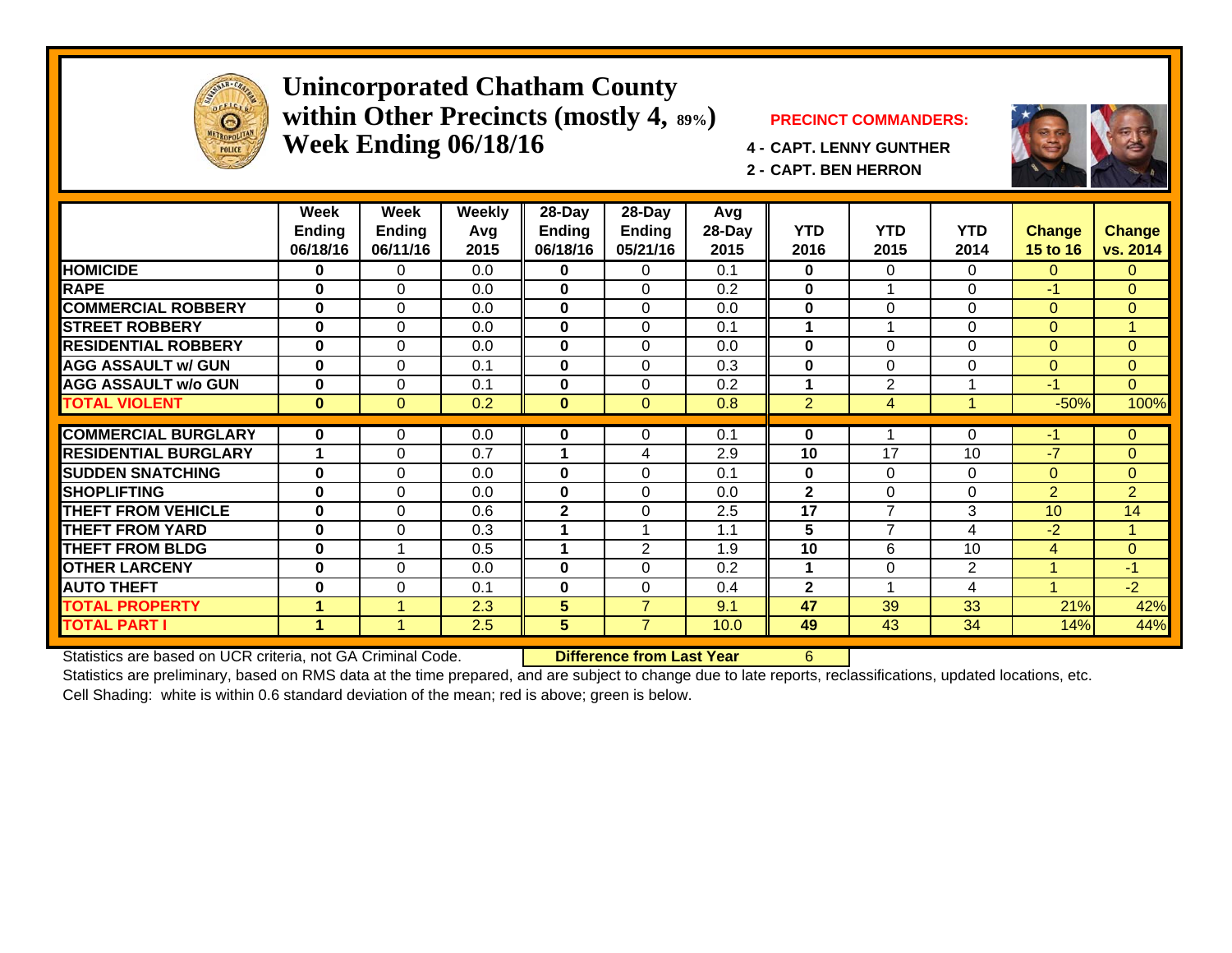# Unincorporated Chatham County within Other Precincts (mostly 4, 89%)
# Week Ending 06/18/16

**PRECINCT COMMANDERS:**

**4 - CAPT. LENNY GUNTHER**

**2 - CAPT. BEN HERRON**

| | Week Ending 06/18/16 | Week Ending 06/11/16 | Weekly Avg 2015 | 28-Day Ending 06/18/16 | 28-Day Ending 05/21/16 | Avg 28-Day 2015 | YTD 2016 | YTD 2015 | YTD 2014 | Change 15 to 16 | Change vs. 2014 |
|---|---|---|---|---|---|---|---|---|---|---|---|
| HOMICIDE | 0 | 0 | 0.0 | 0 | 0 | 0.1 | 0 | 0 | 0 | 0 | 0 |
| RAPE | 0 | 0 | 0.0 | 0 | 0 | 0.2 | 0 | 1 | 0 | -1 | 0 |
| COMMERCIAL ROBBERY | 0 | 0 | 0.0 | 0 | 0 | 0.0 | 0 | 0 | 0 | 0 | 0 |
| STREET ROBBERY | 0 | 0 | 0.0 | 0 | 0 | 0.1 | 1 | 1 | 0 | 0 | 1 |
| RESIDENTIAL ROBBERY | 0 | 0 | 0.0 | 0 | 0 | 0.0 | 0 | 0 | 0 | 0 | 0 |
| AGG ASSAULT w/ GUN | 0 | 0 | 0.1 | 0 | 0 | 0.3 | 0 | 0 | 0 | 0 | 0 |
| AGG ASSAULT w/o GUN | 0 | 0 | 0.1 | 0 | 0 | 0.2 | 1 | 2 | 1 | -1 | 0 |
| TOTAL VIOLENT | 0 | 0 | 0.2 | 0 | 0 | 0.8 | 2 | 4 | 1 | -50% | 100% |
| COMMERCIAL BURGLARY | 0 | 0 | 0.0 | 0 | 0 | 0.1 | 0 | 1 | 0 | -1 | 0 |
| RESIDENTIAL BURGLARY | 1 | 0 | 0.7 | 1 | 4 | 2.9 | 10 | 17 | 10 | -7 | 0 |
| SUDDEN SNATCHING | 0 | 0 | 0.0 | 0 | 0 | 0.1 | 0 | 0 | 0 | 0 | 0 |
| SHOPLIFTING | 0 | 0 | 0.0 | 0 | 0 | 0.0 | 2 | 0 | 0 | 2 | 2 |
| THEFT FROM VEHICLE | 0 | 0 | 0.6 | 2 | 0 | 2.5 | 17 | 7 | 3 | 10 | 14 |
| THEFT FROM YARD | 0 | 0 | 0.3 | 1 | 1 | 1.1 | 5 | 7 | 4 | -2 | 1 |
| THEFT FROM BLDG | 0 | 1 | 0.5 | 1 | 2 | 1.9 | 10 | 6 | 10 | 4 | 0 |
| OTHER LARCENY | 0 | 0 | 0.0 | 0 | 0 | 0.2 | 1 | 0 | 2 | 1 | -1 |
| AUTO THEFT | 0 | 0 | 0.1 | 0 | 0 | 0.4 | 2 | 1 | 4 | 1 | -2 |
| TOTAL PROPERTY | 1 | 1 | 2.3 | 5 | 7 | 9.1 | 47 | 39 | 33 | 21% | 42% |
| TOTAL PART I | 1 | 1 | 2.5 | 5 | 7 | 10.0 | 49 | 43 | 34 | 14% | 44% |

Statistics are based on UCR criteria, not GA Criminal Code. **Difference from Last Year** 6

Statistics are preliminary, based on RMS data at the time prepared, and are subject to change due to late reports, reclassifications, updated locations, etc.

Cell Shading: white is within 0.6 standard deviation of the mean; red is above; green is below.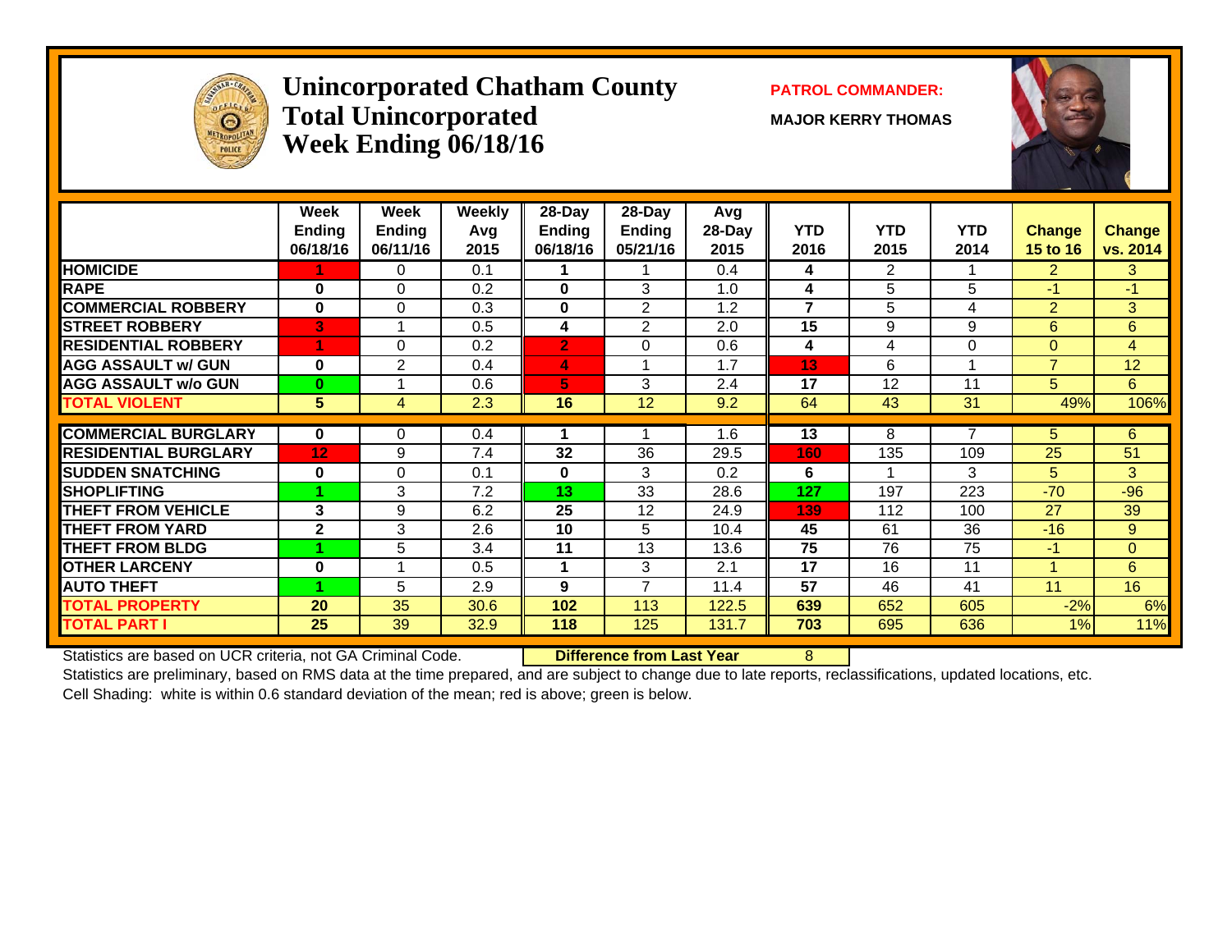# Unincorporated Chatham County Total Unincorporated Week Ending 06/18/16

**PATROL COMMANDER:**

**MAJOR KERRY THOMAS**

| | Week Ending 06/18/16 | Week Ending 06/11/16 | Weekly Avg 2015 | 28-Day Ending 06/18/16 | 28-Day Ending 05/21/16 | Avg 28-Day 2015 | YTD 2016 | YTD 2015 | YTD 2014 | Change 15 to 16 | Change vs. 2014 |
|---|---|---|---|---|---|---|---|---|---|---|---|
| HOMICIDE | 1 | 0 | 0.1 | 1 | 1 | 0.4 | 4 | 2 | 1 | 2 | 3 |
| RAPE | 0 | 0 | 0.2 | 0 | 3 | 1.0 | 4 | 5 | 5 | -1 | -1 |
| COMMERCIAL ROBBERY | 0 | 0 | 0.3 | 0 | 2 | 1.2 | 7 | 5 | 4 | 2 | 3 |
| STREET ROBBERY | 3 | 1 | 0.5 | 4 | 2 | 2.0 | 15 | 9 | 9 | 6 | 6 |
| RESIDENTIAL ROBBERY | 1 | 0 | 0.2 | 2 | 0 | 0.6 | 4 | 4 | 0 | 0 | 4 |
| AGG ASSAULT w/ GUN | 0 | 2 | 0.4 | 4 | 1 | 1.7 | 13 | 6 | 1 | 7 | 12 |
| AGG ASSAULT w/o GUN | 0 | 1 | 0.6 | 5 | 3 | 2.4 | 17 | 12 | 11 | 5 | 6 |
| TOTAL VIOLENT | 5 | 4 | 2.3 | 16 | 12 | 9.2 | 64 | 43 | 31 | 49% | 106% |
| COMMERCIAL BURGLARY | 0 | 0 | 0.4 | 1 | 1 | 1.6 | 13 | 8 | 7 | 5 | 6 |
| RESIDENTIAL BURGLARY | 12 | 9 | 7.4 | 32 | 36 | 29.5 | 160 | 135 | 109 | 25 | 51 |
| SUDDEN SNATCHING | 0 | 0 | 0.1 | 0 | 3 | 0.2 | 6 | 1 | 3 | 5 | 3 |
| SHOPLIFTING | 1 | 3 | 7.2 | 13 | 33 | 28.6 | 127 | 197 | 223 | -70 | -96 |
| THEFT FROM VEHICLE | 3 | 9 | 6.2 | 25 | 12 | 24.9 | 139 | 112 | 100 | 27 | 39 |
| THEFT FROM YARD | 2 | 3 | 2.6 | 10 | 5 | 10.4 | 45 | 61 | 36 | -16 | 9 |
| THEFT FROM BLDG | 1 | 5 | 3.4 | 11 | 13 | 13.6 | 75 | 76 | 75 | -1 | 0 |
| OTHER LARCENY | 0 | 1 | 0.5 | 1 | 3 | 2.1 | 17 | 16 | 11 | 1 | 6 |
| AUTO THEFT | 1 | 5 | 2.9 | 9 | 7 | 11.4 | 57 | 46 | 41 | 11 | 16 |
| TOTAL PROPERTY | 20 | 35 | 30.6 | 102 | 113 | 122.5 | 639 | 652 | 605 | -2% | 6% |
| TOTAL PART I | 25 | 39 | 32.9 | 118 | 125 | 131.7 | 703 | 695 | 636 | 1% | 11% |

Statistics are based on UCR criteria, not GA Criminal Code. **Difference from Last Year** 8

Statistics are preliminary, based on RMS data at the time prepared, and are subject to change due to late reports, reclassifications, updated locations, etc.

Cell Shading: white is within 0.6 standard deviation of the mean; red is above; green is below.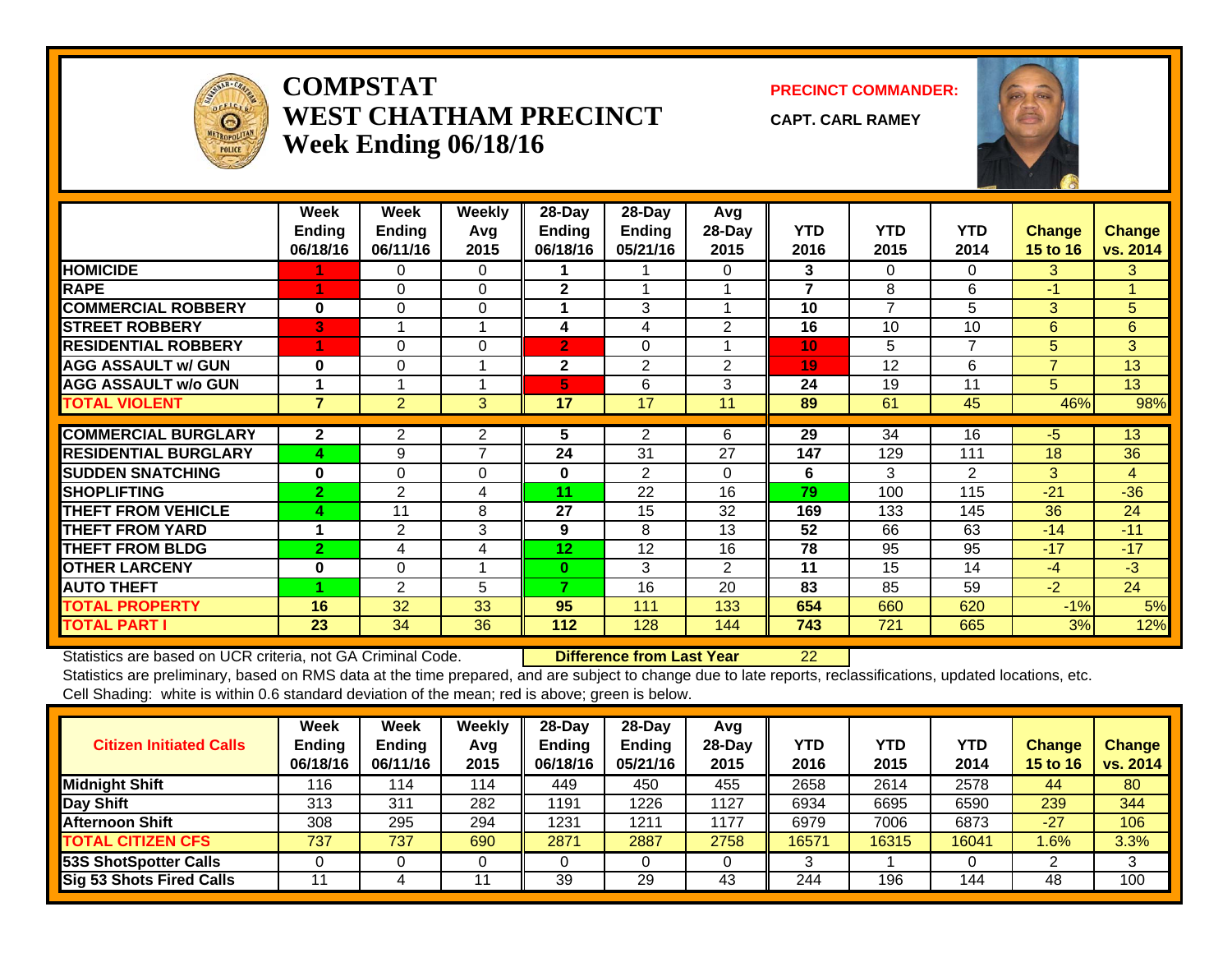# COMPSTAT
# WEST CHATHAM PRECINCT
## Week Ending 06/18/16

**PRECINCT COMMANDER:**

**CAPT. CARL RAMEY**

| | Week Ending 06/18/16 | Week Ending 06/11/16 | Weekly Avg 2015 | 28-Day Ending 06/18/16 | 28-Day Ending 05/21/16 | Avg 28-Day 2015 | YTD 2016 | YTD 2015 | YTD 2014 | Change 15 to 16 | Change vs. 2014 |
|---|---|---|---|---|---|---|---|---|---|---|---|
| HOMICIDE | 1 | 0 | 0 | 1 | 1 | 0 | 3 | 0 | 0 | 3 | 3 |
| RAPE | 1 | 0 | 0 | 2 | 1 | 1 | 7 | 8 | 6 | -1 | 1 |
| COMMERCIAL ROBBERY | 0 | 0 | 0 | 1 | 3 | 1 | 10 | 7 | 5 | 3 | 5 |
| STREET ROBBERY | 3 | 1 | 1 | 4 | 4 | 2 | 16 | 10 | 10 | 6 | 6 |
| RESIDENTIAL ROBBERY | 1 | 0 | 0 | 2 | 0 | 1 | 10 | 5 | 7 | 5 | 3 |
| AGG ASSAULT w/ GUN | 0 | 0 | 1 | 2 | 2 | 2 | 19 | 12 | 6 | 7 | 13 |
| AGG ASSAULT w/o GUN | 1 | 1 | 1 | 5 | 6 | 3 | 24 | 19 | 11 | 5 | 13 |
| TOTAL VIOLENT | 7 | 2 | 3 | 17 | 17 | 11 | 89 | 61 | 45 | 46% | 98% |
| COMMERCIAL BURGLARY | 2 | 2 | 2 | 5 | 2 | 6 | 29 | 34 | 16 | -5 | 13 |
| RESIDENTIAL BURGLARY | 4 | 9 | 7 | 24 | 31 | 27 | 147 | 129 | 111 | 18 | 36 |
| SUDDEN SNATCHING | 0 | 0 | 0 | 0 | 2 | 0 | 6 | 3 | 2 | 3 | 4 |
| SHOPLIFTING | 2 | 2 | 4 | 11 | 22 | 16 | 79 | 100 | 115 | -21 | -36 |
| THEFT FROM VEHICLE | 4 | 11 | 8 | 27 | 15 | 32 | 169 | 133 | 145 | 36 | 24 |
| THEFT FROM YARD | 1 | 2 | 3 | 9 | 8 | 13 | 52 | 66 | 63 | -14 | -11 |
| THEFT FROM BLDG | 2 | 4 | 4 | 12 | 12 | 16 | 78 | 95 | 95 | -17 | -17 |
| OTHER LARCENY | 0 | 0 | 1 | 0 | 3 | 2 | 11 | 15 | 14 | -4 | -3 |
| AUTO THEFT | 1 | 2 | 5 | 7 | 16 | 20 | 83 | 85 | 59 | -2 | 24 |
| TOTAL PROPERTY | 16 | 32 | 33 | 95 | 111 | 133 | 654 | 660 | 620 | -1% | 5% |
| TOTAL PART I | 23 | 34 | 36 | 112 | 128 | 144 | 743 | 721 | 665 | 3% | 12% |

Statistics are based on UCR criteria, not GA Criminal Code. **Difference from Last Year** 22

Statistics are preliminary, based on RMS data at the time prepared, and are subject to change due to late reports, reclassifications, updated locations, etc.

Cell Shading: white is within 0.6 standard deviation of the mean; red is above; green is below.

| Citizen Initiated Calls | Week Ending 06/18/16 | Week Ending 06/11/16 | Weekly Avg 2015 | 28-Day Ending 06/18/16 | 28-Day Ending 05/21/16 | Avg 28-Day 2015 | YTD 2016 | YTD 2015 | YTD 2014 | Change 15 to 16 | Change vs. 2014 |
|---|---|---|---|---|---|---|---|---|---|---|---|
| Midnight Shift | 116 | 114 | 114 | 449 | 450 | 455 | 2658 | 2614 | 2578 | 44 | 80 |
| Day Shift | 313 | 311 | 282 | 1191 | 1226 | 1127 | 6934 | 6695 | 6590 | 239 | 344 |
| Afternoon Shift | 308 | 295 | 294 | 1231 | 1211 | 1177 | 6979 | 7006 | 6873 | -27 | 106 |
| TOTAL CITIZEN CFS | 737 | 737 | 690 | 2871 | 2887 | 2758 | 16571 | 16315 | 16041 | 1.6% | 3.3% |
| 53S ShotSpotter Calls | 0 | 0 | 0 | 0 | 0 | 0 | 3 | 1 | 0 | 2 | 3 |
| Sig 53 Shots Fired Calls | 11 | 4 | 11 | 39 | 29 | 43 | 244 | 196 | 144 | 48 | 100 |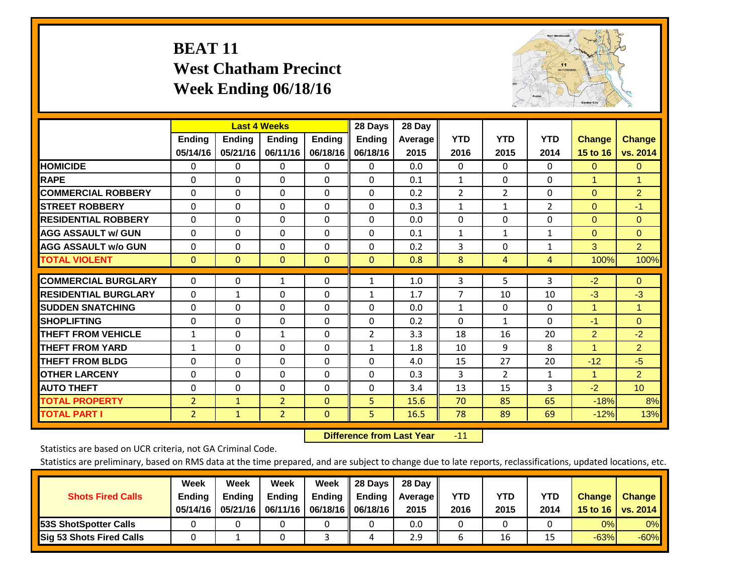# BEAT 11
## West Chatham Precinct
## Week Ending 06/18/16

| | Last 4 Weeks | | | | 28 Days | 28 Day | | | | | |
|---|---|---|---|---|---|---|---|---|---|---|---|
| | Ending 05/14/16 | Ending 05/21/16 | Ending 06/11/16 | Ending 06/18/16 | Ending 06/18/16 | Average 2015 | YTD 2016 | YTD 2015 | YTD 2014 | Change 15 to 16 | Change vs. 2014 |
| HOMICIDE | 0 | 0 | 0 | 0 | 0 | 0.0 | 0 | 0 | 0 | 0 | 0 |
| RAPE | 0 | 0 | 0 | 0 | 0 | 0.1 | 1 | 0 | 0 | 1 | 1 |
| COMMERCIAL ROBBERY | 0 | 0 | 0 | 0 | 0 | 0.2 | 2 | 2 | 0 | 0 | 2 |
| STREET ROBBERY | 0 | 0 | 0 | 0 | 0 | 0.3 | 1 | 1 | 2 | 0 | -1 |
| RESIDENTIAL ROBBERY | 0 | 0 | 0 | 0 | 0 | 0.0 | 0 | 0 | 0 | 0 | 0 |
| AGG ASSAULT w/ GUN | 0 | 0 | 0 | 0 | 0 | 0.1 | 1 | 1 | 1 | 0 | 0 |
| AGG ASSAULT w/o GUN | 0 | 0 | 0 | 0 | 0 | 0.2 | 3 | 0 | 1 | 3 | 2 |
| TOTAL VIOLENT | 0 | 0 | 0 | 0 | 0 | 0.8 | 8 | 4 | 4 | 100% | 100% |
| COMMERCIAL BURGLARY | 0 | 0 | 1 | 0 | 1 | 1.0 | 3 | 5 | 3 | -2 | 0 |
| RESIDENTIAL BURGLARY | 0 | 1 | 0 | 0 | 1 | 1.7 | 7 | 10 | 10 | -3 | -3 |
| SUDDEN SNATCHING | 0 | 0 | 0 | 0 | 0 | 0.0 | 1 | 0 | 0 | 1 | 1 |
| SHOPLIFTING | 0 | 0 | 0 | 0 | 0 | 0.2 | 0 | 1 | 0 | -1 | 0 |
| THEFT FROM VEHICLE | 1 | 0 | 1 | 0 | 2 | 3.3 | 18 | 16 | 20 | 2 | -2 |
| THEFT FROM YARD | 1 | 0 | 0 | 0 | 1 | 1.8 | 10 | 9 | 8 | 1 | 2 |
| THEFT FROM BLDG | 0 | 0 | 0 | 0 | 0 | 4.0 | 15 | 27 | 20 | -12 | -5 |
| OTHER LARCENY | 0 | 0 | 0 | 0 | 0 | 0.3 | 3 | 2 | 1 | 1 | 2 |
| AUTO THEFT | 0 | 0 | 0 | 0 | 0 | 3.4 | 13 | 15 | 3 | -2 | 10 |
| TOTAL PROPERTY | 2 | 1 | 2 | 0 | 5 | 15.6 | 70 | 85 | 65 | -18% | 8% |
| TOTAL PART I | 2 | 1 | 2 | 0 | 5 | 16.5 | 78 | 89 | 69 | -12% | 13% |

**Difference from Last Year** -11

Statistics are based on UCR criteria, not GA Criminal Code.

Statistics are preliminary, based on RMS data at the time prepared, and are subject to change due to late reports, reclassifications, updated locations, etc.

| Shots Fired Calls | Week Ending 05/14/16 | Week Ending 05/21/16 | Week Ending 06/11/16 | Week Ending 06/18/16 | 28 Days Ending 06/18/16 | 28 Day Average 2015 | YTD 2016 | YTD 2015 | YTD 2014 | Change 15 to 16 | Change vs. 2014 |
|---|---|---|---|---|---|---|---|---|---|---|---|
| 53S ShotSpotter Calls | 0 | 0 | 0 | 0 | 0 | 0.0 | 0 | 0 | 0 | 0% | 0% |
| Sig 53 Shots Fired Calls | 0 | 1 | 0 | 3 | 4 | 2.9 | 6 | 16 | 15 | -63% | -60% |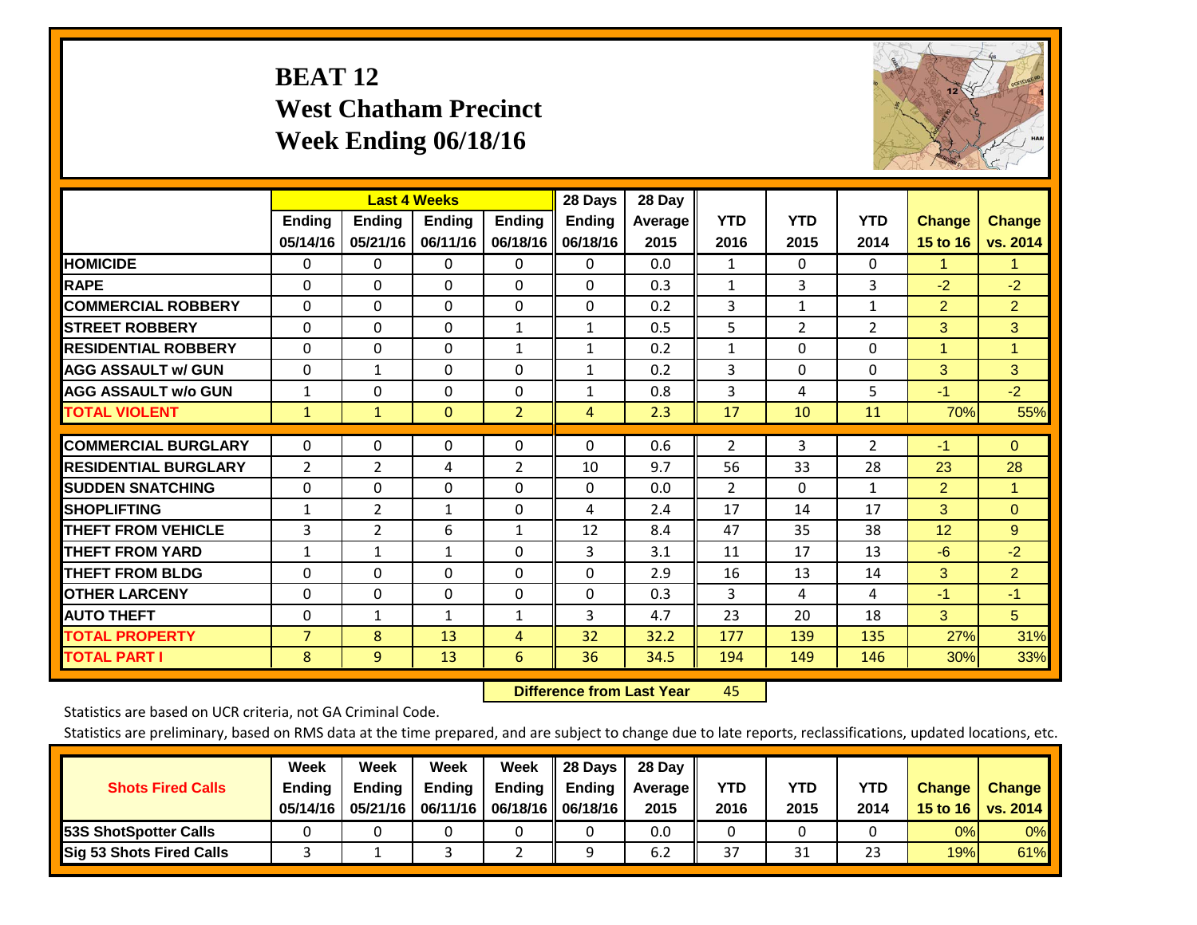# BEAT 12
## West Chatham Precinct
## Week Ending 06/18/16

| | Last 4 Weeks | | | | 28 Days | 28 Day | | | | | |
|---|---|---|---|---|---|---|---|---|---|---|---|
| | Ending 05/14/16 | Ending 05/21/16 | Ending 06/11/16 | Ending 06/18/16 | Ending 06/18/16 | Average 2015 | YTD 2016 | YTD 2015 | YTD 2014 | Change 15 to 16 | Change vs. 2014 |
| HOMICIDE | 0 | 0 | 0 | 0 | 0 | 0.0 | 1 | 0 | 0 | 1 | 1 |
| RAPE | 0 | 0 | 0 | 0 | 0 | 0.3 | 1 | 3 | 3 | -2 | -2 |
| COMMERCIAL ROBBERY | 0 | 0 | 0 | 0 | 0 | 0.2 | 3 | 1 | 1 | 2 | 2 |
| STREET ROBBERY | 0 | 0 | 0 | 1 | 1 | 0.5 | 5 | 2 | 2 | 3 | 3 |
| RESIDENTIAL ROBBERY | 0 | 0 | 0 | 1 | 1 | 0.2 | 1 | 0 | 0 | 1 | 1 |
| AGG ASSAULT w/ GUN | 0 | 1 | 0 | 0 | 1 | 0.2 | 3 | 0 | 0 | 3 | 3 |
| AGG ASSAULT w/o GUN | 1 | 0 | 0 | 0 | 1 | 0.8 | 3 | 4 | 5 | -1 | -2 |
| TOTAL VIOLENT | 1 | 1 | 0 | 2 | 4 | 2.3 | 17 | 10 | 11 | 70% | 55% |
| COMMERCIAL BURGLARY | 0 | 0 | 0 | 0 | 0 | 0.6 | 2 | 3 | 2 | -1 | 0 |
| RESIDENTIAL BURGLARY | 2 | 2 | 4 | 2 | 10 | 9.7 | 56 | 33 | 28 | 23 | 28 |
| SUDDEN SNATCHING | 0 | 0 | 0 | 0 | 0 | 0.0 | 2 | 0 | 1 | 2 | 1 |
| SHOPLIFTING | 1 | 2 | 1 | 0 | 4 | 2.4 | 17 | 14 | 17 | 3 | 0 |
| THEFT FROM VEHICLE | 3 | 2 | 6 | 1 | 12 | 8.4 | 47 | 35 | 38 | 12 | 9 |
| THEFT FROM YARD | 1 | 1 | 1 | 0 | 3 | 3.1 | 11 | 17 | 13 | -6 | -2 |
| THEFT FROM BLDG | 0 | 0 | 0 | 0 | 0 | 2.9 | 16 | 13 | 14 | 3 | 2 |
| OTHER LARCENY | 0 | 0 | 0 | 0 | 0 | 0.3 | 3 | 4 | 4 | -1 | -1 |
| AUTO THEFT | 0 | 1 | 1 | 1 | 3 | 4.7 | 23 | 20 | 18 | 3 | 5 |
| TOTAL PROPERTY | 7 | 8 | 13 | 4 | 32 | 32.2 | 177 | 139 | 135 | 27% | 31% |
| TOTAL PART I | 8 | 9 | 13 | 6 | 36 | 34.5 | 194 | 149 | 146 | 30% | 33% |

**Difference from Last Year** 45

Statistics are based on UCR criteria, not GA Criminal Code.

Statistics are preliminary, based on RMS data at the time prepared, and are subject to change due to late reports, reclassifications, updated locations, etc.

| Shots Fired Calls | Week Ending 05/14/16 | Week Ending 05/21/16 | Week Ending 06/11/16 | Week Ending 06/18/16 | 28 Days Ending 06/18/16 | 28 Day Average 2015 | YTD 2016 | YTD 2015 | YTD 2014 | Change 15 to 16 | Change vs. 2014 |
|---|---|---|---|---|---|---|---|---|---|---|---|
| 53S ShotSpotter Calls | 0 | 0 | 0 | 0 | 0 | 0.0 | 0 | 0 | 0 | 0% | 0% |
| Sig 53 Shots Fired Calls | 3 | 1 | 3 | 2 | 9 | 6.2 | 37 | 31 | 23 | 19% | 61% |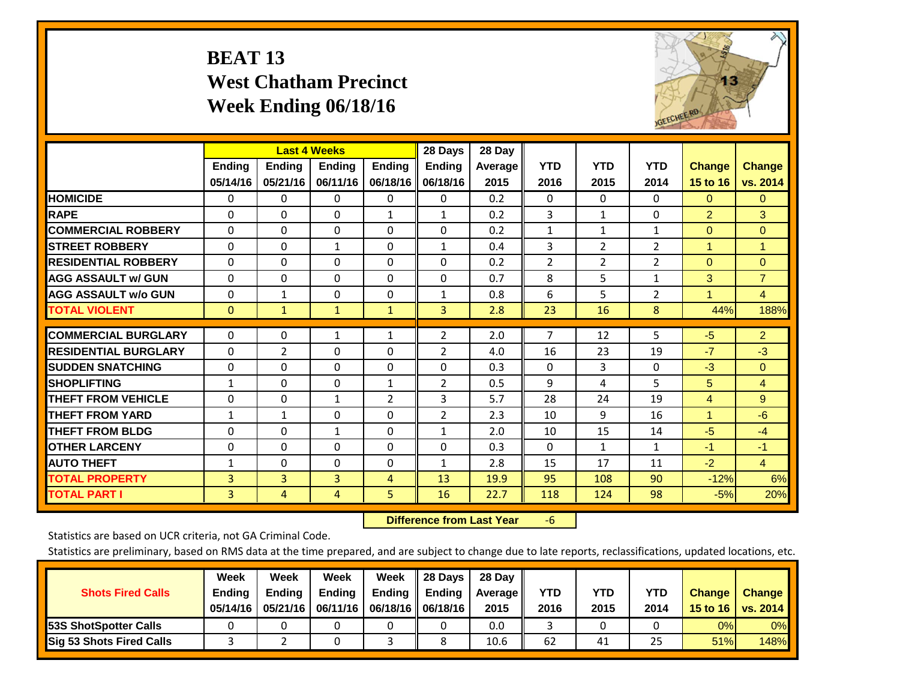# BEAT 13
## West Chatham Precinct
## Week Ending 06/18/16

| | Last 4 Weeks | | | | 28 Days | 28 Day | | | | | |
|---|---|---|---|---|---|---|---|---|---|---|---|
| | Ending 05/14/16 | Ending 05/21/16 | Ending 06/11/16 | Ending 06/18/16 | Ending 06/18/16 | Average 2015 | YTD 2016 | YTD 2015 | YTD 2014 | Change 15 to 16 | Change vs. 2014 |
| HOMICIDE | 0 | 0 | 0 | 0 | 0 | 0.2 | 0 | 0 | 0 | 0 | 0 |
| RAPE | 0 | 0 | 0 | 1 | 1 | 0.2 | 3 | 1 | 0 | 2 | 3 |
| COMMERCIAL ROBBERY | 0 | 0 | 0 | 0 | 0 | 0.2 | 1 | 1 | 1 | 0 | 0 |
| STREET ROBBERY | 0 | 0 | 1 | 0 | 1 | 0.4 | 3 | 2 | 2 | 1 | 1 |
| RESIDENTIAL ROBBERY | 0 | 0 | 0 | 0 | 0 | 0.2 | 2 | 2 | 2 | 0 | 0 |
| AGG ASSAULT w/ GUN | 0 | 0 | 0 | 0 | 0 | 0.7 | 8 | 5 | 1 | 3 | 7 |
| AGG ASSAULT w/o GUN | 0 | 1 | 0 | 0 | 1 | 0.8 | 6 | 5 | 2 | 1 | 4 |
| TOTAL VIOLENT | 0 | 1 | 1 | 1 | 3 | 2.8 | 23 | 16 | 8 | 44% | 188% |
| COMMERCIAL BURGLARY | 0 | 0 | 1 | 1 | 2 | 2.0 | 7 | 12 | 5 | -5 | 2 |
| RESIDENTIAL BURGLARY | 0 | 2 | 0 | 0 | 2 | 4.0 | 16 | 23 | 19 | -7 | -3 |
| SUDDEN SNATCHING | 0 | 0 | 0 | 0 | 0 | 0.3 | 0 | 3 | 0 | -3 | 0 |
| SHOPLIFTING | 1 | 0 | 0 | 1 | 2 | 0.5 | 9 | 4 | 5 | 5 | 4 |
| THEFT FROM VEHICLE | 0 | 0 | 1 | 2 | 3 | 5.7 | 28 | 24 | 19 | 4 | 9 |
| THEFT FROM YARD | 1 | 1 | 0 | 0 | 2 | 2.3 | 10 | 9 | 16 | 1 | -6 |
| THEFT FROM BLDG | 0 | 0 | 1 | 0 | 1 | 2.0 | 10 | 15 | 14 | -5 | -4 |
| OTHER LARCENY | 0 | 0 | 0 | 0 | 0 | 0.3 | 0 | 1 | 1 | -1 | -1 |
| AUTO THEFT | 1 | 0 | 0 | 0 | 1 | 2.8 | 15 | 17 | 11 | -2 | 4 |
| TOTAL PROPERTY | 3 | 3 | 3 | 4 | 13 | 19.9 | 95 | 108 | 90 | -12% | 6% |
| TOTAL PART I | 3 | 4 | 4 | 5 | 16 | 22.7 | 118 | 124 | 98 | -5% | 20% |

**Difference from Last Year** -6

Statistics are based on UCR criteria, not GA Criminal Code.

Statistics are preliminary, based on RMS data at the time prepared, and are subject to change due to late reports, reclassifications, updated locations, etc.

| Shots Fired Calls | Week Ending 05/14/16 | Week Ending 05/21/16 | Week Ending 06/11/16 | Week Ending 06/18/16 | 28 Days Ending 06/18/16 | 28 Day Average 2015 | YTD 2016 | YTD 2015 | YTD 2014 | Change 15 to 16 | Change vs. 2014 |
|---|---|---|---|---|---|---|---|---|---|---|---|
| 53S ShotSpotter Calls | 0 | 0 | 0 | 0 | 0 | 0.0 | 3 | 0 | 0 | 0% | 0% |
| Sig 53 Shots Fired Calls | 3 | 2 | 0 | 3 | 8 | 10.6 | 62 | 41 | 25 | 51% | 148% |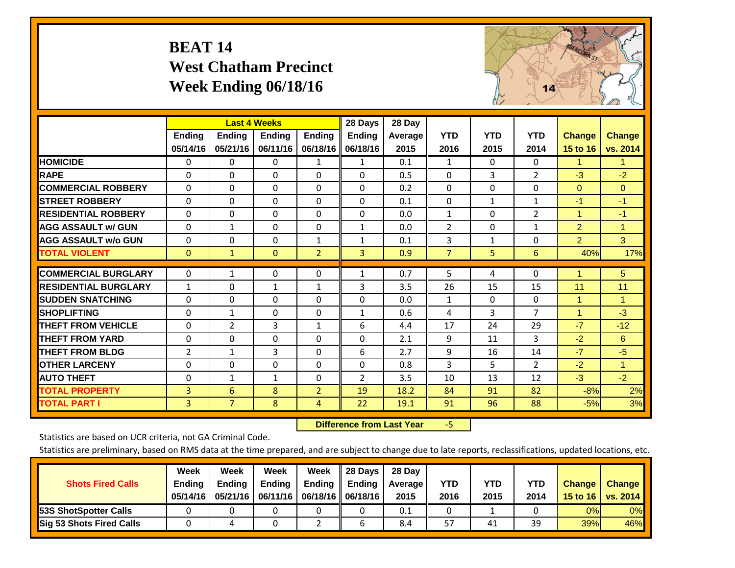# BEAT 14
# West Chatham Precinct
# Week Ending 06/18/16

| | Last 4 Weeks | | | | 28 Days | 28 Day | YTD | YTD | YTD | Change | Change |
|---|---|---|---|---|---|---|---|---|---|---|---|
| | Ending 05/14/16 | Ending 05/21/16 | Ending 06/11/16 | Ending 06/18/16 | Ending 06/18/16 | Average 2015 | 2016 | 2015 | 2014 | 15 to 16 | vs. 2014 |
| HOMICIDE | 0 | 0 | 0 | 1 | 1 | 0.1 | 1 | 0 | 0 | 1 | 1 |
| RAPE | 0 | 0 | 0 | 0 | 0 | 0.5 | 0 | 3 | 2 | -3 | -2 |
| COMMERCIAL ROBBERY | 0 | 0 | 0 | 0 | 0 | 0.2 | 0 | 0 | 0 | 0 | 0 |
| STREET ROBBERY | 0 | 0 | 0 | 0 | 0 | 0.1 | 0 | 1 | 1 | -1 | -1 |
| RESIDENTIAL ROBBERY | 0 | 0 | 0 | 0 | 0 | 0.0 | 1 | 0 | 2 | 1 | -1 |
| AGG ASSAULT w/ GUN | 0 | 1 | 0 | 0 | 1 | 0.0 | 2 | 0 | 1 | 2 | 1 |
| AGG ASSAULT w/o GUN | 0 | 0 | 0 | 1 | 1 | 0.1 | 3 | 1 | 0 | 2 | 3 |
| TOTAL VIOLENT | 0 | 1 | 0 | 2 | 3 | 0.9 | 7 | 5 | 6 | 40% | 17% |
| COMMERCIAL BURGLARY | 0 | 1 | 0 | 0 | 1 | 0.7 | 5 | 4 | 0 | 1 | 5 |
| RESIDENTIAL BURGLARY | 1 | 0 | 1 | 1 | 3 | 3.5 | 26 | 15 | 15 | 11 | 11 |
| SUDDEN SNATCHING | 0 | 0 | 0 | 0 | 0 | 0.0 | 1 | 0 | 0 | 1 | 1 |
| SHOPLIFTING | 0 | 1 | 0 | 0 | 1 | 0.6 | 4 | 3 | 7 | 1 | -3 |
| THEFT FROM VEHICLE | 0 | 2 | 3 | 1 | 6 | 4.4 | 17 | 24 | 29 | -7 | -12 |
| THEFT FROM YARD | 0 | 0 | 0 | 0 | 0 | 2.1 | 9 | 11 | 3 | -2 | 6 |
| THEFT FROM BLDG | 2 | 1 | 3 | 0 | 6 | 2.7 | 9 | 16 | 14 | -7 | -5 |
| OTHER LARCENY | 0 | 0 | 0 | 0 | 0 | 0.8 | 3 | 5 | 2 | -2 | 1 |
| AUTO THEFT | 0 | 1 | 1 | 0 | 2 | 3.5 | 10 | 13 | 12 | -3 | -2 |
| TOTAL PROPERTY | 3 | 6 | 8 | 2 | 19 | 18.2 | 84 | 91 | 82 | -8% | 2% |
| TOTAL PART I | 3 | 7 | 8 | 4 | 22 | 19.1 | 91 | 96 | 88 | -5% | 3% |

**Difference from Last Year** -5

Statistics are based on UCR criteria, not GA Criminal Code.

Statistics are preliminary, based on RMS data at the time prepared, and are subject to change due to late reports, reclassifications, updated locations, etc.

| Shots Fired Calls | Week Ending 05/14/16 | Week Ending 05/21/16 | Week Ending 06/11/16 | Week Ending 06/18/16 | 28 Days Ending 06/18/16 | 28 Day Average 2015 | YTD 2016 | YTD 2015 | YTD 2014 | Change 15 to 16 | Change vs. 2014 |
|---|---|---|---|---|---|---|---|---|---|---|---|
| 53S ShotSpotter Calls | 0 | 0 | 0 | 0 | 0 | 0.1 | 0 | 1 | 0 | 0% | 0% |
| Sig 53 Shots Fired Calls | 0 | 4 | 0 | 2 | 6 | 8.4 | 57 | 41 | 39 | 39% | 46% |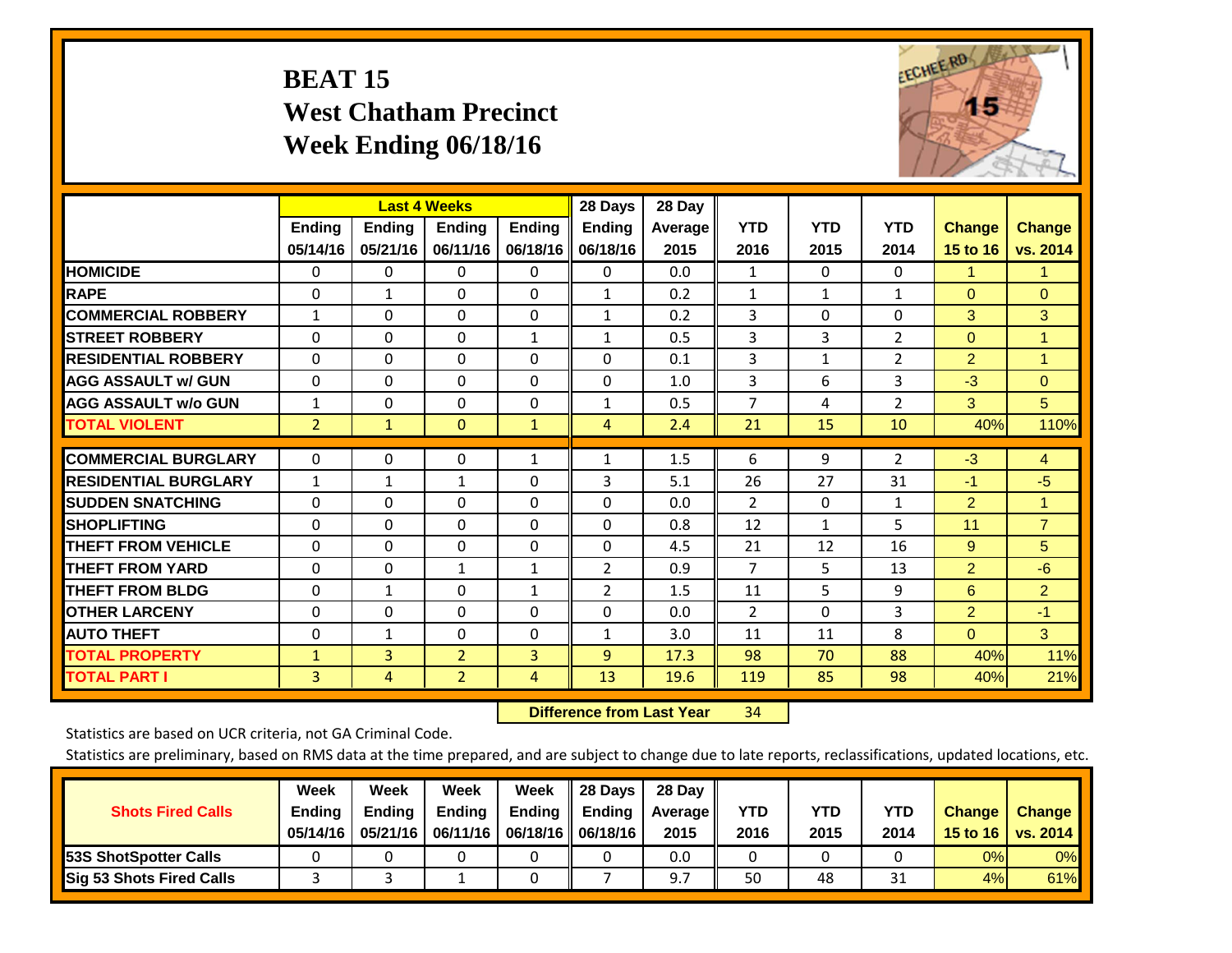# BEAT 15
## West Chatham Precinct
## Week Ending 06/18/16

| | Last 4 Weeks | | | | 28 Days | 28 Day | | | | | |
|---|---|---|---|---|---|---|---|---|---|---|---|
| | Ending 05/14/16 | Ending 05/21/16 | Ending 06/11/16 | Ending 06/18/16 | Ending 06/18/16 | Average 2015 | YTD 2016 | YTD 2015 | YTD 2014 | Change 15 to 16 | Change vs. 2014 |
| HOMICIDE | 0 | 0 | 0 | 0 | 0 | 0.0 | 1 | 0 | 0 | 1 | 1 |
| RAPE | 0 | 1 | 0 | 0 | 1 | 0.2 | 1 | 1 | 1 | 0 | 0 |
| COMMERCIAL ROBBERY | 1 | 0 | 0 | 0 | 1 | 0.2 | 3 | 0 | 0 | 3 | 3 |
| STREET ROBBERY | 0 | 0 | 0 | 1 | 1 | 0.5 | 3 | 3 | 2 | 0 | 1 |
| RESIDENTIAL ROBBERY | 0 | 0 | 0 | 0 | 0 | 0.1 | 3 | 1 | 2 | 2 | 1 |
| AGG ASSAULT w/ GUN | 0 | 0 | 0 | 0 | 0 | 1.0 | 3 | 6 | 3 | -3 | 0 |
| AGG ASSAULT w/o GUN | 1 | 0 | 0 | 0 | 1 | 0.5 | 7 | 4 | 2 | 3 | 5 |
| TOTAL VIOLENT | 2 | 1 | 0 | 1 | 4 | 2.4 | 21 | 15 | 10 | 40% | 110% |
| COMMERCIAL BURGLARY | 0 | 0 | 0 | 1 | 1 | 1.5 | 6 | 9 | 2 | -3 | 4 |
| RESIDENTIAL BURGLARY | 1 | 1 | 1 | 0 | 3 | 5.1 | 26 | 27 | 31 | -1 | -5 |
| SUDDEN SNATCHING | 0 | 0 | 0 | 0 | 0 | 0.0 | 2 | 0 | 1 | 2 | 1 |
| SHOPLIFTING | 0 | 0 | 0 | 0 | 0 | 0.8 | 12 | 1 | 5 | 11 | 7 |
| THEFT FROM VEHICLE | 0 | 0 | 0 | 0 | 0 | 4.5 | 21 | 12 | 16 | 9 | 5 |
| THEFT FROM YARD | 0 | 0 | 1 | 1 | 2 | 0.9 | 7 | 5 | 13 | 2 | -6 |
| THEFT FROM BLDG | 0 | 1 | 0 | 1 | 2 | 1.5 | 11 | 5 | 9 | 6 | 2 |
| OTHER LARCENY | 0 | 0 | 0 | 0 | 0 | 0.0 | 2 | 0 | 3 | 2 | -1 |
| AUTO THEFT | 0 | 1 | 0 | 0 | 1 | 3.0 | 11 | 11 | 8 | 0 | 3 |
| TOTAL PROPERTY | 1 | 3 | 2 | 3 | 9 | 17.3 | 98 | 70 | 88 | 40% | 11% |
| TOTAL PART I | 3 | 4 | 2 | 4 | 13 | 19.6 | 119 | 85 | 98 | 40% | 21% |

**Difference from Last Year** 34

Statistics are based on UCR criteria, not GA Criminal Code.

Statistics are preliminary, based on RMS data at the time prepared, and are subject to change due to late reports, reclassifications, updated locations, etc.

| Shots Fired Calls | Week Ending 05/14/16 | Week Ending 05/21/16 | Week Ending 06/11/16 | Week Ending 06/18/16 | 28 Days Ending 06/18/16 | 28 Day Average 2015 | YTD 2016 | YTD 2015 | YTD 2014 | Change 15 to 16 | Change vs. 2014 |
|---|---|---|---|---|---|---|---|---|---|---|---|
| 53S ShotSpotter Calls | 0 | 0 | 0 | 0 | 0 | 0.0 | 0 | 0 | 0 | 0% | 0% |
| Sig 53 Shots Fired Calls | 3 | 3 | 1 | 0 | 7 | 9.7 | 50 | 48 | 31 | 4% | 61% |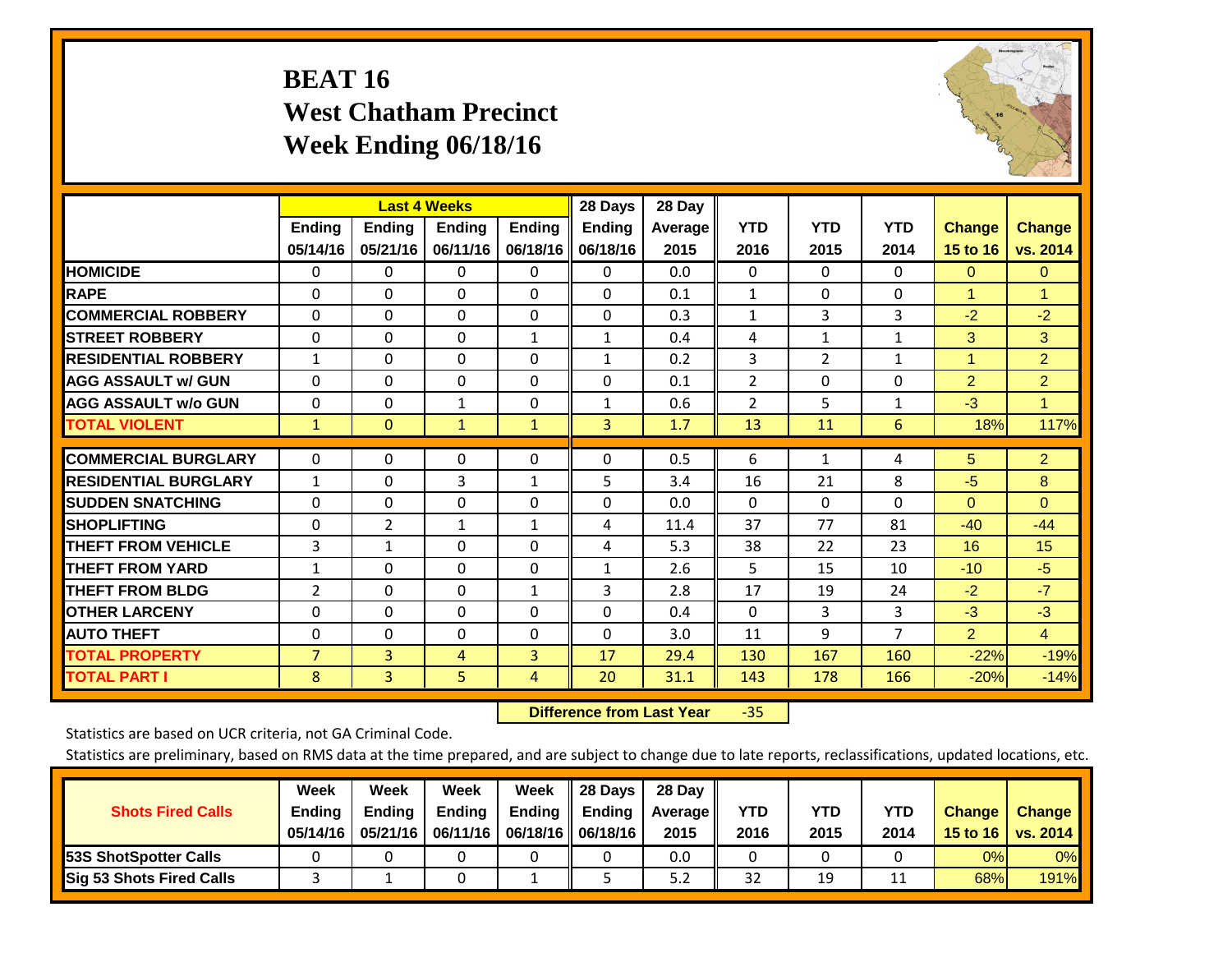# BEAT 16
## West Chatham Precinct
## Week Ending 06/18/16

| | Last 4 Weeks | | | | 28 Days | 28 Day | | | | | |
|---|---|---|---|---|---|---|---|---|---|---|---|
| | Ending 05/14/16 | Ending 05/21/16 | Ending 06/11/16 | Ending 06/18/16 | Ending 06/18/16 | Average 2015 | YTD 2016 | YTD 2015 | YTD 2014 | Change 15 to 16 | Change vs. 2014 |
| HOMICIDE | 0 | 0 | 0 | 0 | 0 | 0.0 | 0 | 0 | 0 | 0 | 0 |
| RAPE | 0 | 0 | 0 | 0 | 0 | 0.1 | 1 | 0 | 0 | 1 | 1 |
| COMMERCIAL ROBBERY | 0 | 0 | 0 | 0 | 0 | 0.3 | 1 | 3 | 3 | -2 | -2 |
| STREET ROBBERY | 0 | 0 | 0 | 1 | 1 | 0.4 | 4 | 1 | 1 | 3 | 3 |
| RESIDENTIAL ROBBERY | 1 | 0 | 0 | 0 | 1 | 0.2 | 3 | 2 | 1 | 1 | 2 |
| AGG ASSAULT w/ GUN | 0 | 0 | 0 | 0 | 0 | 0.1 | 2 | 0 | 0 | 2 | 2 |
| AGG ASSAULT w/o GUN | 0 | 0 | 1 | 0 | 1 | 0.6 | 2 | 5 | 1 | -3 | 1 |
| TOTAL VIOLENT | 1 | 0 | 1 | 1 | 3 | 1.7 | 13 | 11 | 6 | 18% | 117% |
| COMMERCIAL BURGLARY | 0 | 0 | 0 | 0 | 0 | 0.5 | 6 | 1 | 4 | 5 | 2 |
| RESIDENTIAL BURGLARY | 1 | 0 | 3 | 1 | 5 | 3.4 | 16 | 21 | 8 | -5 | 8 |
| SUDDEN SNATCHING | 0 | 0 | 0 | 0 | 0 | 0.0 | 0 | 0 | 0 | 0 | 0 |
| SHOPLIFTING | 0 | 2 | 1 | 1 | 4 | 11.4 | 37 | 77 | 81 | -40 | -44 |
| THEFT FROM VEHICLE | 3 | 1 | 0 | 0 | 4 | 5.3 | 38 | 22 | 23 | 16 | 15 |
| THEFT FROM YARD | 1 | 0 | 0 | 0 | 1 | 2.6 | 5 | 15 | 10 | -10 | -5 |
| THEFT FROM BLDG | 2 | 0 | 0 | 1 | 3 | 2.8 | 17 | 19 | 24 | -2 | -7 |
| OTHER LARCENY | 0 | 0 | 0 | 0 | 0 | 0.4 | 0 | 3 | 3 | -3 | -3 |
| AUTO THEFT | 0 | 0 | 0 | 0 | 0 | 3.0 | 11 | 9 | 7 | 2 | 4 |
| TOTAL PROPERTY | 7 | 3 | 4 | 3 | 17 | 29.4 | 130 | 167 | 160 | -22% | -19% |
| TOTAL PART I | 8 | 3 | 5 | 4 | 20 | 31.1 | 143 | 178 | 166 | -20% | -14% |

**Difference from Last Year** -35

Statistics are based on UCR criteria, not GA Criminal Code.

Statistics are preliminary, based on RMS data at the time prepared, and are subject to change due to late reports, reclassifications, updated locations, etc.

| Shots Fired Calls | Week Ending 05/14/16 | Week Ending 05/21/16 | Week Ending 06/11/16 | Week Ending 06/18/16 | 28 Days Ending 06/18/16 | 28 Day Average 2015 | YTD 2016 | YTD 2015 | YTD 2014 | Change 15 to 16 | Change vs. 2014 |
|---|---|---|---|---|---|---|---|---|---|---|---|
| 53S ShotSpotter Calls | 0 | 0 | 0 | 0 | 0 | 0.0 | 0 | 0 | 0 | 0% | 0% |
| Sig 53 Shots Fired Calls | 3 | 1 | 0 | 1 | 5 | 5.2 | 32 | 19 | 11 | 68% | 191% |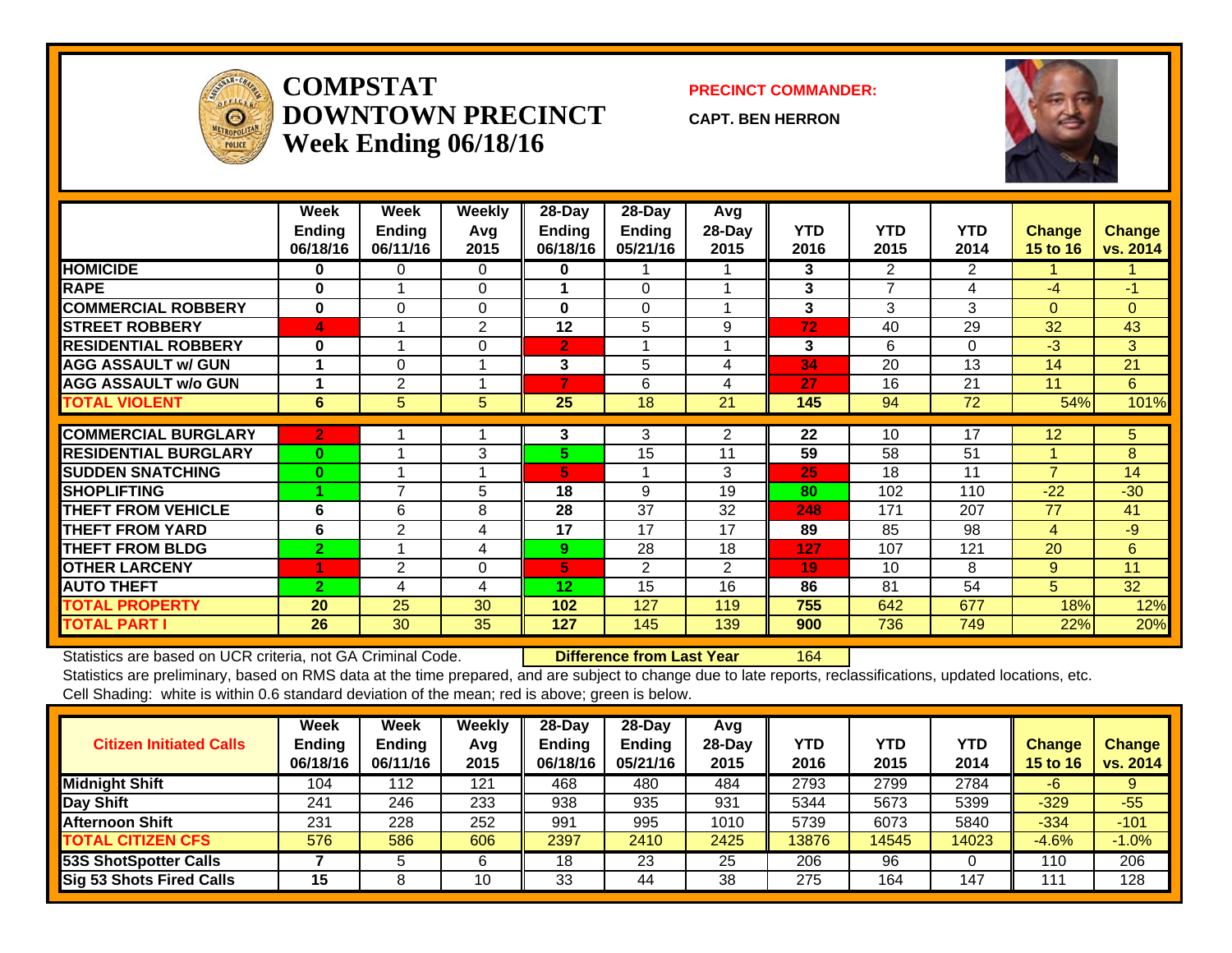# COMPSTAT DOWNTOWN PRECINCT

**Week Ending 06/18/16**

**PRECINCT COMMANDER:**

**CAPT. BEN HERRON**

| | Week Ending 06/18/16 | Week Ending 06/11/16 | Weekly Avg 2015 | 28-Day Ending 06/18/16 | 28-Day Ending 05/21/16 | Avg 28-Day 2015 | YTD 2016 | YTD 2015 | YTD 2014 | Change 15 to 16 | Change vs. 2014 |
|---|---|---|---|---|---|---|---|---|---|---|---|
| **HOMICIDE** | 0 | 0 | 0 | 0 | 1 | 1 | 3 | 2 | 2 | 1 | 1 |
| **RAPE** | 0 | 1 | 0 | 1 | 0 | 1 | 3 | 7 | 4 | -4 | -1 |
| **COMMERCIAL ROBBERY** | 0 | 0 | 0 | 0 | 0 | 1 | 3 | 3 | 3 | 0 | 0 |
| **STREET ROBBERY** | 4 | 1 | 2 | 12 | 5 | 9 | 72 | 40 | 29 | 32 | 43 |
| **RESIDENTIAL ROBBERY** | 0 | 1 | 0 | 2 | 1 | 1 | 3 | 6 | 0 | -3 | 3 |
| **AGG ASSAULT w/ GUN** | 1 | 0 | 1 | 3 | 5 | 4 | 34 | 20 | 13 | 14 | 21 |
| **AGG ASSAULT w/o GUN** | 1 | 2 | 1 | 7 | 6 | 4 | 27 | 16 | 21 | 11 | 6 |
| **TOTAL VIOLENT** | 6 | 5 | 5 | 25 | 18 | 21 | 145 | 94 | 72 | 54% | 101% |
| **COMMERCIAL BURGLARY** | 2 | 1 | 1 | 3 | 3 | 2 | 22 | 10 | 17 | 12 | 5 |
| **RESIDENTIAL BURGLARY** | 0 | 1 | 3 | 5 | 15 | 11 | 59 | 58 | 51 | 1 | 8 |
| **SUDDEN SNATCHING** | 0 | 1 | 1 | 5 | 1 | 3 | 25 | 18 | 11 | 7 | 14 |
| **SHOPLIFTING** | 1 | 7 | 5 | 18 | 9 | 19 | 80 | 102 | 110 | -22 | -30 |
| **THEFT FROM VEHICLE** | 6 | 6 | 8 | 28 | 37 | 32 | 248 | 171 | 207 | 77 | 41 |
| **THEFT FROM YARD** | 6 | 2 | 4 | 17 | 17 | 17 | 89 | 85 | 98 | 4 | -9 |
| **THEFT FROM BLDG** | 2 | 1 | 4 | 9 | 28 | 18 | 127 | 107 | 121 | 20 | 6 |
| **OTHER LARCENY** | 1 | 2 | 0 | 5 | 2 | 2 | 19 | 10 | 8 | 9 | 11 |
| **AUTO THEFT** | 2 | 4 | 4 | 12 | 15 | 16 | 86 | 81 | 54 | 5 | 32 |
| **TOTAL PROPERTY** | 20 | 25 | 30 | 102 | 127 | 119 | 755 | 642 | 677 | 18% | 12% |
| **TOTAL PART I** | 26 | 30 | 35 | 127 | 145 | 139 | 900 | 736 | 749 | 22% | 20% |

Statistics are based on UCR criteria, not GA Criminal Code. **Difference from Last Year** 164

Statistics are preliminary, based on RMS data at the time prepared, and are subject to change due to late reports, reclassifications, updated locations, etc.

Cell Shading: white is within 0.6 standard deviation of the mean; red is above; green is below.

| Citizen Initiated Calls | Week Ending 06/18/16 | Week Ending 06/11/16 | Weekly Avg 2015 | 28-Day Ending 06/18/16 | 28-Day Ending 05/21/16 | Avg 28-Day 2015 | YTD 2016 | YTD 2015 | YTD 2014 | Change 15 to 16 | Change vs. 2014 |
|---|---|---|---|---|---|---|---|---|---|---|---|
| **Midnight Shift** | 104 | 112 | 121 | 468 | 480 | 484 | 2793 | 2799 | 2784 | -6 | 9 |
| **Day Shift** | 241 | 246 | 233 | 938 | 935 | 931 | 5344 | 5673 | 5399 | -329 | -55 |
| **Afternoon Shift** | 231 | 228 | 252 | 991 | 995 | 1010 | 5739 | 6073 | 5840 | -334 | -101 |
| **TOTAL CITIZEN CFS** | 576 | 586 | 606 | 2397 | 2410 | 2425 | 13876 | 14545 | 14023 | -4.6% | -1.0% |
| **53S ShotSpotter Calls** | 7 | 5 | 6 | 18 | 23 | 25 | 206 | 96 | 0 | 110 | 206 |
| **Sig 53 Shots Fired Calls** | 15 | 8 | 10 | 33 | 44 | 38 | 275 | 164 | 147 | 111 | 128 |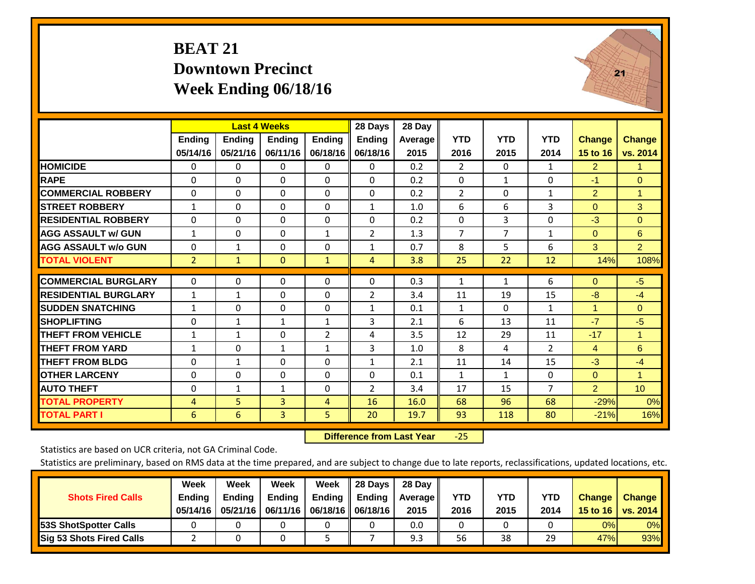# BEAT 21
## Downtown Precinct
## Week Ending 06/18/16

| | Last 4 Weeks | | | | 28 Days | 28 Day | | | | | |
|---|---|---|---|---|---|---|---|---|---|---|---|
| | Ending 05/14/16 | Ending 05/21/16 | Ending 06/11/16 | Ending 06/18/16 | Ending 06/18/16 | Average 2015 | YTD 2016 | YTD 2015 | YTD 2014 | Change 15 to 16 | Change vs. 2014 |
| **HOMICIDE** | 0 | 0 | 0 | 0 | 0 | 0.2 | 2 | 0 | 1 | 2 | 1 |
| **RAPE** | 0 | 0 | 0 | 0 | 0 | 0.2 | 0 | 1 | 0 | -1 | 0 |
| **COMMERCIAL ROBBERY** | 0 | 0 | 0 | 0 | 0 | 0.2 | 2 | 0 | 1 | 2 | 1 |
| **STREET ROBBERY** | 1 | 0 | 0 | 0 | 1 | 1.0 | 6 | 6 | 3 | 0 | 3 |
| **RESIDENTIAL ROBBERY** | 0 | 0 | 0 | 0 | 0 | 0.2 | 0 | 3 | 0 | -3 | 0 |
| **AGG ASSAULT w/ GUN** | 1 | 0 | 0 | 1 | 2 | 1.3 | 7 | 7 | 1 | 0 | 6 |
| **AGG ASSAULT w/o GUN** | 0 | 1 | 0 | 0 | 1 | 0.7 | 8 | 5 | 6 | 3 | 2 |
| **TOTAL VIOLENT** | 2 | 1 | 0 | 1 | 4 | 3.8 | 25 | 22 | 12 | 14% | 108% |
| **COMMERCIAL BURGLARY** | 0 | 0 | 0 | 0 | 0 | 0.3 | 1 | 1 | 6 | 0 | -5 |
| **RESIDENTIAL BURGLARY** | 1 | 1 | 0 | 0 | 2 | 3.4 | 11 | 19 | 15 | -8 | -4 |
| **SUDDEN SNATCHING** | 1 | 0 | 0 | 0 | 1 | 0.1 | 1 | 0 | 1 | 1 | 0 |
| **SHOPLIFTING** | 0 | 1 | 1 | 1 | 3 | 2.1 | 6 | 13 | 11 | -7 | -5 |
| **THEFT FROM VEHICLE** | 1 | 1 | 0 | 2 | 4 | 3.5 | 12 | 29 | 11 | -17 | 1 |
| **THEFT FROM YARD** | 1 | 0 | 1 | 1 | 3 | 1.0 | 8 | 4 | 2 | 4 | 6 |
| **THEFT FROM BLDG** | 0 | 1 | 0 | 0 | 1 | 2.1 | 11 | 14 | 15 | -3 | -4 |
| **OTHER LARCENY** | 0 | 0 | 0 | 0 | 0 | 0.1 | 1 | 1 | 0 | 0 | 1 |
| **AUTO THEFT** | 0 | 1 | 1 | 0 | 2 | 3.4 | 17 | 15 | 7 | 2 | 10 |
| **TOTAL PROPERTY** | 4 | 5 | 3 | 4 | 16 | 16.0 | 68 | 96 | 68 | -29% | 0% |
| **TOTAL PART I** | 6 | 6 | 3 | 5 | 20 | 19.7 | 93 | 118 | 80 | -21% | 16% |

**Difference from Last Year** -25

Statistics are based on UCR criteria, not GA Criminal Code.

Statistics are preliminary, based on RMS data at the time prepared, and are subject to change due to late reports, reclassifications, updated locations, etc.

| Shots Fired Calls | Week Ending 05/14/16 | Week Ending 05/21/16 | Week Ending 06/11/16 | Week Ending 06/18/16 | 28 Days Ending 06/18/16 | 28 Day Average 2015 | YTD 2016 | YTD 2015 | YTD 2014 | Change 15 to 16 | Change vs. 2014 |
|---|---|---|---|---|---|---|---|---|---|---|---|
| **53S ShotSpotter Calls** | 0 | 0 | 0 | 0 | 0 | 0.0 | 0 | 0 | 0 | 0% | 0% |
| **Sig 53 Shots Fired Calls** | 2 | 0 | 0 | 5 | 7 | 9.3 | 56 | 38 | 29 | 47% | 93% |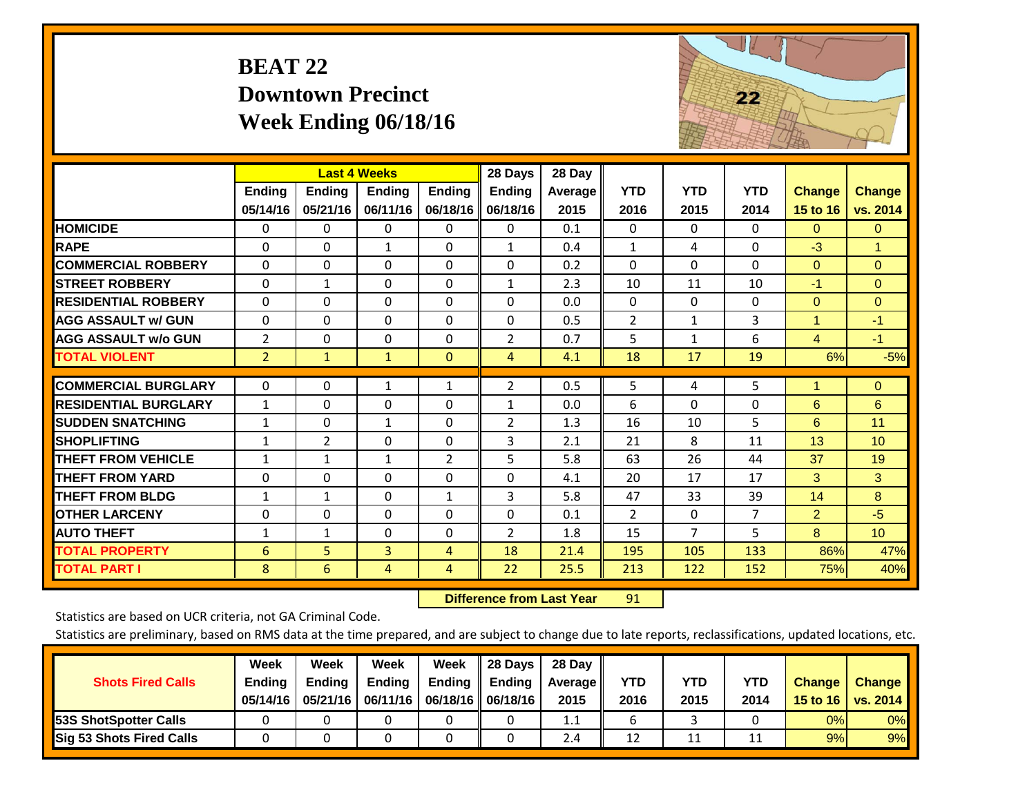# BEAT 22
## Downtown Precinct
## Week Ending 06/18/16

| | Last 4 Weeks | | | | 28 Days | 28 Day | | | | | |
|---|---|---|---|---|---|---|---|---|---|---|---|
| | Ending 05/14/16 | Ending 05/21/16 | Ending 06/11/16 | Ending 06/18/16 | Ending 06/18/16 | Average 2015 | YTD 2016 | YTD 2015 | YTD 2014 | Change 15 to 16 | Change vs. 2014 |
| HOMICIDE | 0 | 0 | 0 | 0 | 0 | 0.1 | 0 | 0 | 0 | 0 | 0 |
| RAPE | 0 | 0 | 1 | 0 | 1 | 0.4 | 1 | 4 | 0 | -3 | 1 |
| COMMERCIAL ROBBERY | 0 | 0 | 0 | 0 | 0 | 0.2 | 0 | 0 | 0 | 0 | 0 |
| STREET ROBBERY | 0 | 1 | 0 | 0 | 1 | 2.3 | 10 | 11 | 10 | -1 | 0 |
| RESIDENTIAL ROBBERY | 0 | 0 | 0 | 0 | 0 | 0.0 | 0 | 0 | 0 | 0 | 0 |
| AGG ASSAULT w/ GUN | 0 | 0 | 0 | 0 | 0 | 0.5 | 2 | 1 | 3 | 1 | -1 |
| AGG ASSAULT w/o GUN | 2 | 0 | 0 | 0 | 2 | 0.7 | 5 | 1 | 6 | 4 | -1 |
| TOTAL VIOLENT | 2 | 1 | 1 | 0 | 4 | 4.1 | 18 | 17 | 19 | 6% | -5% |
| COMMERCIAL BURGLARY | 0 | 0 | 1 | 1 | 2 | 0.5 | 5 | 4 | 5 | 1 | 0 |
| RESIDENTIAL BURGLARY | 1 | 0 | 0 | 0 | 1 | 0.0 | 6 | 0 | 0 | 6 | 6 |
| SUDDEN SNATCHING | 1 | 0 | 1 | 0 | 2 | 1.3 | 16 | 10 | 5 | 6 | 11 |
| SHOPLIFTING | 1 | 2 | 0 | 0 | 3 | 2.1 | 21 | 8 | 11 | 13 | 10 |
| THEFT FROM VEHICLE | 1 | 1 | 1 | 2 | 5 | 5.8 | 63 | 26 | 44 | 37 | 19 |
| THEFT FROM YARD | 0 | 0 | 0 | 0 | 0 | 4.1 | 20 | 17 | 17 | 3 | 3 |
| THEFT FROM BLDG | 1 | 1 | 0 | 1 | 3 | 5.8 | 47 | 33 | 39 | 14 | 8 |
| OTHER LARCENY | 0 | 0 | 0 | 0 | 0 | 0.1 | 2 | 0 | 7 | 2 | -5 |
| AUTO THEFT | 1 | 1 | 0 | 0 | 2 | 1.8 | 15 | 7 | 5 | 8 | 10 |
| TOTAL PROPERTY | 6 | 5 | 3 | 4 | 18 | 21.4 | 195 | 105 | 133 | 86% | 47% |
| TOTAL PART I | 8 | 6 | 4 | 4 | 22 | 25.5 | 213 | 122 | 152 | 75% | 40% |

**Difference from Last Year** 91

Statistics are based on UCR criteria, not GA Criminal Code.

Statistics are preliminary, based on RMS data at the time prepared, and are subject to change due to late reports, reclassifications, updated locations, etc.

| Shots Fired Calls | Week Ending 05/14/16 | Week Ending 05/21/16 | Week Ending 06/11/16 | Week Ending 06/18/16 | 28 Days Ending 06/18/16 | 28 Day Average 2015 | YTD 2016 | YTD 2015 | YTD 2014 | Change 15 to 16 | Change vs. 2014 |
|---|---|---|---|---|---|---|---|---|---|---|---|
| 53S ShotSpotter Calls | 0 | 0 | 0 | 0 | 0 | 1.1 | 6 | 3 | 0 | 0% | 0% |
| Sig 53 Shots Fired Calls | 0 | 0 | 0 | 0 | 0 | 2.4 | 12 | 11 | 11 | 9% | 9% |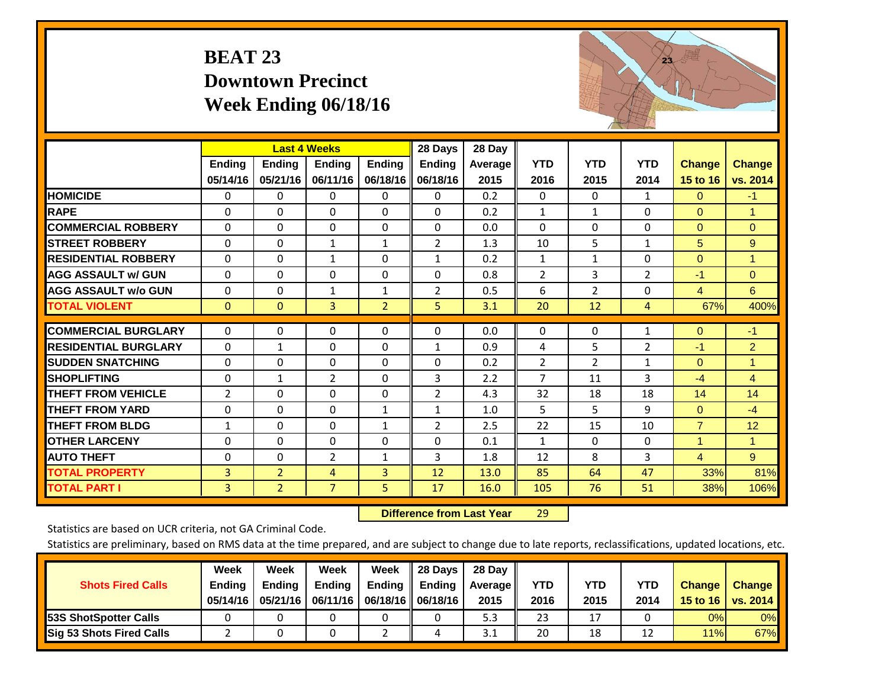# BEAT 23
## Downtown Precinct
## Week Ending 06/18/16

| | Last 4 Weeks | | | | 28 Days | 28 Day | | | | | |
|---|---|---|---|---|---|---|---|---|---|---|---|
| | Ending 05/14/16 | Ending 05/21/16 | Ending 06/11/16 | Ending 06/18/16 | Ending 06/18/16 | Average 2015 | YTD 2016 | YTD 2015 | YTD 2014 | Change 15 to 16 | Change vs. 2014 |
| HOMICIDE | 0 | 0 | 0 | 0 | 0 | 0.2 | 0 | 0 | 1 | 0 | -1 |
| RAPE | 0 | 0 | 0 | 0 | 0 | 0.2 | 1 | 1 | 0 | 0 | 1 |
| COMMERCIAL ROBBERY | 0 | 0 | 0 | 0 | 0 | 0.0 | 0 | 0 | 0 | 0 | 0 |
| STREET ROBBERY | 0 | 0 | 1 | 1 | 2 | 1.3 | 10 | 5 | 1 | 5 | 9 |
| RESIDENTIAL ROBBERY | 0 | 0 | 1 | 0 | 1 | 0.2 | 1 | 1 | 0 | 0 | 1 |
| AGG ASSAULT w/ GUN | 0 | 0 | 0 | 0 | 0 | 0.8 | 2 | 3 | 2 | -1 | 0 |
| AGG ASSAULT w/o GUN | 0 | 0 | 1 | 1 | 2 | 0.5 | 6 | 2 | 0 | 4 | 6 |
| TOTAL VIOLENT | 0 | 0 | 3 | 2 | 5 | 3.1 | 20 | 12 | 4 | 67% | 400% |
| COMMERCIAL BURGLARY | 0 | 0 | 0 | 0 | 0 | 0.0 | 0 | 0 | 1 | 0 | -1 |
| RESIDENTIAL BURGLARY | 0 | 1 | 0 | 0 | 1 | 0.9 | 4 | 5 | 2 | -1 | 2 |
| SUDDEN SNATCHING | 0 | 0 | 0 | 0 | 0 | 0.2 | 2 | 2 | 1 | 0 | 1 |
| SHOPLIFTING | 0 | 1 | 2 | 0 | 3 | 2.2 | 7 | 11 | 3 | -4 | 4 |
| THEFT FROM VEHICLE | 2 | 0 | 0 | 0 | 2 | 4.3 | 32 | 18 | 18 | 14 | 14 |
| THEFT FROM YARD | 0 | 0 | 0 | 1 | 1 | 1.0 | 5 | 5 | 9 | 0 | -4 |
| THEFT FROM BLDG | 1 | 0 | 0 | 1 | 2 | 2.5 | 22 | 15 | 10 | 7 | 12 |
| OTHER LARCENY | 0 | 0 | 0 | 0 | 0 | 0.1 | 1 | 0 | 0 | 1 | 1 |
| AUTO THEFT | 0 | 0 | 2 | 1 | 3 | 1.8 | 12 | 8 | 3 | 4 | 9 |
| TOTAL PROPERTY | 3 | 2 | 4 | 3 | 12 | 13.0 | 85 | 64 | 47 | 33% | 81% |
| TOTAL PART I | 3 | 2 | 7 | 5 | 17 | 16.0 | 105 | 76 | 51 | 38% | 106% |

**Difference from Last Year** 29

Statistics are based on UCR criteria, not GA Criminal Code.

Statistics are preliminary, based on RMS data at the time prepared, and are subject to change due to late reports, reclassifications, updated locations, etc.

| Shots Fired Calls | Week Ending 05/14/16 | Week Ending 05/21/16 | Week Ending 06/11/16 | Week Ending 06/18/16 | 28 Days Ending 06/18/16 | 28 Day Average 2015 | YTD 2016 | YTD 2015 | YTD 2014 | Change 15 to 16 | Change vs. 2014 |
|---|---|---|---|---|---|---|---|---|---|---|---|
| 53S ShotSpotter Calls | 0 | 0 | 0 | 0 | 0 | 5.3 | 23 | 17 | 0 | 0% | 0% |
| Sig 53 Shots Fired Calls | 2 | 0 | 0 | 2 | 4 | 3.1 | 20 | 18 | 12 | 11% | 67% |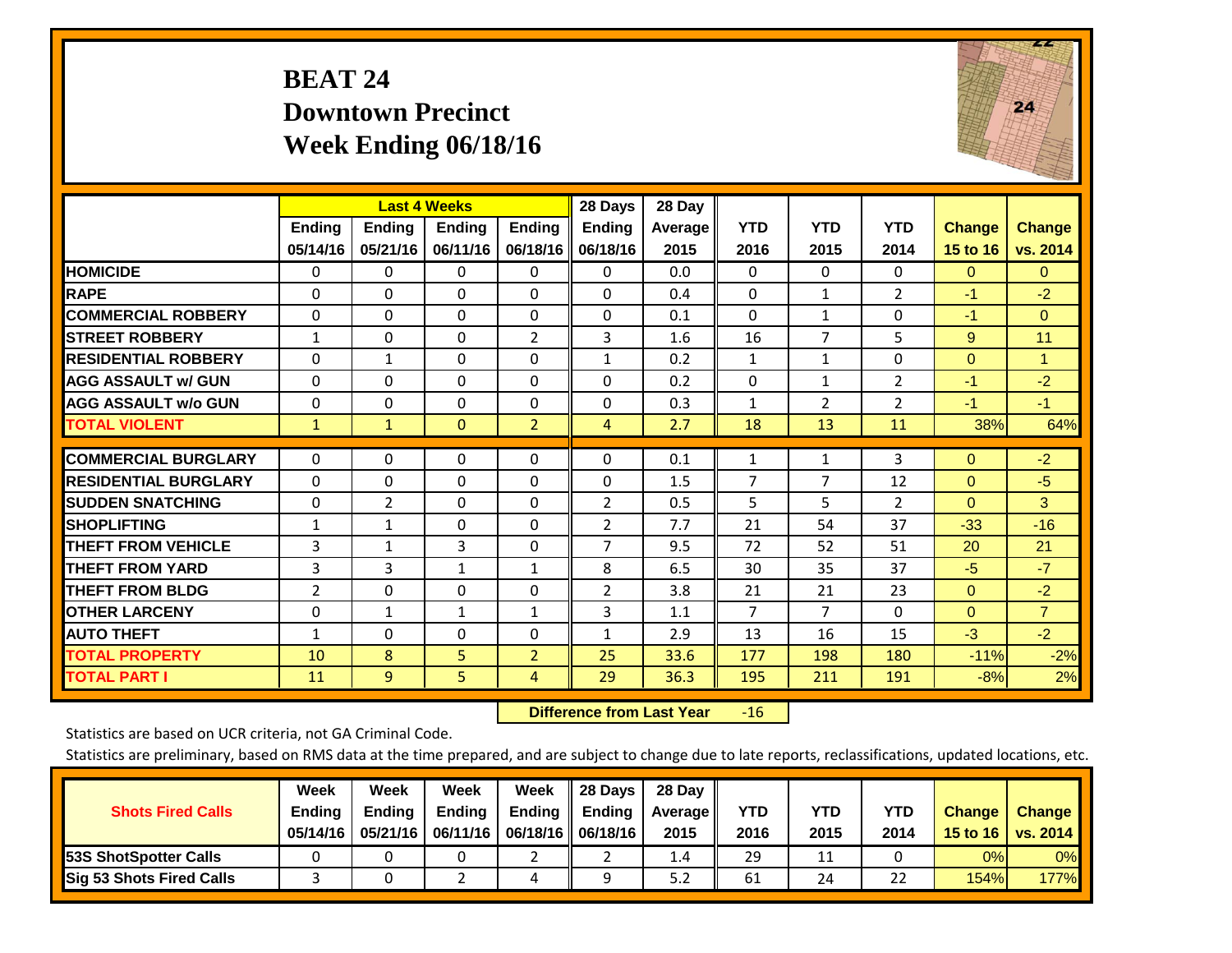# BEAT 24
## Downtown Precinct
## Week Ending 06/18/16

| | Last 4 Weeks | | | | 28 Days | 28 Day | | | | | |
|---|---|---|---|---|---|---|---|---|---|---|---|
| | Ending 05/14/16 | Ending 05/21/16 | Ending 06/11/16 | Ending 06/18/16 | Ending 06/18/16 | Average 2015 | YTD 2016 | YTD 2015 | YTD 2014 | Change 15 to 16 | Change vs. 2014 |
| HOMICIDE | 0 | 0 | 0 | 0 | 0 | 0.0 | 0 | 0 | 0 | 0 | 0 |
| RAPE | 0 | 0 | 0 | 0 | 0 | 0.4 | 0 | 1 | 2 | -1 | -2 |
| COMMERCIAL ROBBERY | 0 | 0 | 0 | 0 | 0 | 0.1 | 0 | 1 | 0 | -1 | 0 |
| STREET ROBBERY | 1 | 0 | 0 | 2 | 3 | 1.6 | 16 | 7 | 5 | 9 | 11 |
| RESIDENTIAL ROBBERY | 0 | 1 | 0 | 0 | 1 | 0.2 | 1 | 1 | 0 | 0 | 1 |
| AGG ASSAULT w/ GUN | 0 | 0 | 0 | 0 | 0 | 0.2 | 0 | 1 | 2 | -1 | -2 |
| AGG ASSAULT w/o GUN | 0 | 0 | 0 | 0 | 0 | 0.3 | 1 | 2 | 2 | -1 | -1 |
| TOTAL VIOLENT | 1 | 1 | 0 | 2 | 4 | 2.7 | 18 | 13 | 11 | 38% | 64% |
| COMMERCIAL BURGLARY | 0 | 0 | 0 | 0 | 0 | 0.1 | 1 | 1 | 3 | 0 | -2 |
| RESIDENTIAL BURGLARY | 0 | 0 | 0 | 0 | 0 | 1.5 | 7 | 7 | 12 | 0 | -5 |
| SUDDEN SNATCHING | 0 | 2 | 0 | 0 | 2 | 0.5 | 5 | 5 | 2 | 0 | 3 |
| SHOPLIFTING | 1 | 1 | 0 | 0 | 2 | 7.7 | 21 | 54 | 37 | -33 | -16 |
| THEFT FROM VEHICLE | 3 | 1 | 3 | 0 | 7 | 9.5 | 72 | 52 | 51 | 20 | 21 |
| THEFT FROM YARD | 3 | 3 | 1 | 1 | 8 | 6.5 | 30 | 35 | 37 | -5 | -7 |
| THEFT FROM BLDG | 2 | 0 | 0 | 0 | 2 | 3.8 | 21 | 21 | 23 | 0 | -2 |
| OTHER LARCENY | 0 | 1 | 1 | 1 | 3 | 1.1 | 7 | 7 | 0 | 0 | 7 |
| AUTO THEFT | 1 | 0 | 0 | 0 | 1 | 2.9 | 13 | 16 | 15 | -3 | -2 |
| TOTAL PROPERTY | 10 | 8 | 5 | 2 | 25 | 33.6 | 177 | 198 | 180 | -11% | -2% |
| TOTAL PART I | 11 | 9 | 5 | 4 | 29 | 36.3 | 195 | 211 | 191 | -8% | 2% |

**Difference from Last Year** -16

Statistics are based on UCR criteria, not GA Criminal Code.

Statistics are preliminary, based on RMS data at the time prepared, and are subject to change due to late reports, reclassifications, updated locations, etc.

| Shots Fired Calls | Week Ending 05/14/16 | Week Ending 05/21/16 | Week Ending 06/11/16 | Week Ending 06/18/16 | 28 Days Ending 06/18/16 | 28 Day Average 2015 | YTD 2016 | YTD 2015 | YTD 2014 | Change 15 to 16 | Change vs. 2014 |
|---|---|---|---|---|---|---|---|---|---|---|---|
| 53S ShotSpotter Calls | 0 | 0 | 0 | 2 | 2 | 1.4 | 29 | 11 | 0 | 0% | 0% |
| Sig 53 Shots Fired Calls | 3 | 0 | 2 | 4 | 9 | 5.2 | 61 | 24 | 22 | 154% | 177% |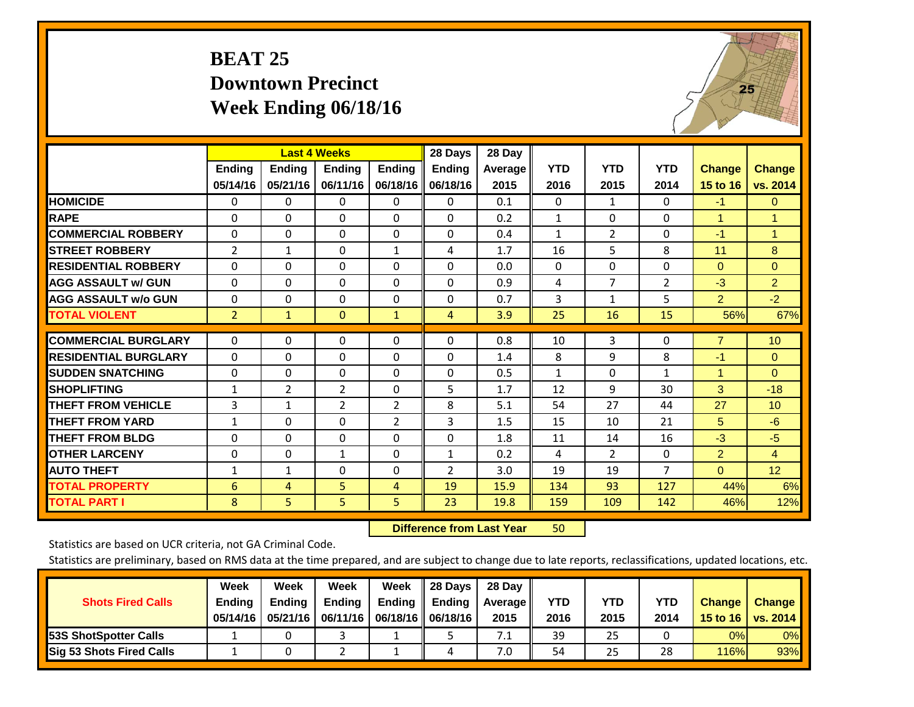# BEAT 25
## Downtown Precinct
## Week Ending 06/18/16

| | Last 4 Weeks | | | | 28 Days | 28 Day | | | | | |
|---|---|---|---|---|---|---|---|---|---|---|---|
| | Ending 05/14/16 | Ending 05/21/16 | Ending 06/11/16 | Ending 06/18/16 | Ending 06/18/16 | Average 2015 | YTD 2016 | YTD 2015 | YTD 2014 | Change 15 to 16 | Change vs. 2014 |
| HOMICIDE | 0 | 0 | 0 | 0 | 0 | 0.1 | 0 | 1 | 0 | -1 | 0 |
| RAPE | 0 | 0 | 0 | 0 | 0 | 0.2 | 1 | 0 | 0 | 1 | 1 |
| COMMERCIAL ROBBERY | 0 | 0 | 0 | 0 | 0 | 0.4 | 1 | 2 | 0 | -1 | 1 |
| STREET ROBBERY | 2 | 1 | 0 | 1 | 4 | 1.7 | 16 | 5 | 8 | 11 | 8 |
| RESIDENTIAL ROBBERY | 0 | 0 | 0 | 0 | 0 | 0.0 | 0 | 0 | 0 | 0 | 0 |
| AGG ASSAULT w/ GUN | 0 | 0 | 0 | 0 | 0 | 0.9 | 4 | 7 | 2 | -3 | 2 |
| AGG ASSAULT w/o GUN | 0 | 0 | 0 | 0 | 0 | 0.7 | 3 | 1 | 5 | 2 | -2 |
| TOTAL VIOLENT | 2 | 1 | 0 | 1 | 4 | 3.9 | 25 | 16 | 15 | 56% | 67% |
| COMMERCIAL BURGLARY | 0 | 0 | 0 | 0 | 0 | 0.8 | 10 | 3 | 0 | 7 | 10 |
| RESIDENTIAL BURGLARY | 0 | 0 | 0 | 0 | 0 | 1.4 | 8 | 9 | 8 | -1 | 0 |
| SUDDEN SNATCHING | 0 | 0 | 0 | 0 | 0 | 0.5 | 1 | 0 | 1 | 1 | 0 |
| SHOPLIFTING | 1 | 2 | 2 | 0 | 5 | 1.7 | 12 | 9 | 30 | 3 | -18 |
| THEFT FROM VEHICLE | 3 | 1 | 2 | 2 | 8 | 5.1 | 54 | 27 | 44 | 27 | 10 |
| THEFT FROM YARD | 1 | 0 | 0 | 2 | 3 | 1.5 | 15 | 10 | 21 | 5 | -6 |
| THEFT FROM BLDG | 0 | 0 | 0 | 0 | 0 | 1.8 | 11 | 14 | 16 | -3 | -5 |
| OTHER LARCENY | 0 | 0 | 1 | 0 | 1 | 0.2 | 4 | 2 | 0 | 2 | 4 |
| AUTO THEFT | 1 | 1 | 0 | 0 | 2 | 3.0 | 19 | 19 | 7 | 0 | 12 |
| TOTAL PROPERTY | 6 | 4 | 5 | 4 | 19 | 15.9 | 134 | 93 | 127 | 44% | 6% |
| TOTAL PART I | 8 | 5 | 5 | 5 | 23 | 19.8 | 159 | 109 | 142 | 46% | 12% |

**Difference from Last Year** 50

Statistics are based on UCR criteria, not GA Criminal Code.

Statistics are preliminary, based on RMS data at the time prepared, and are subject to change due to late reports, reclassifications, updated locations, etc.

| Shots Fired Calls | Week Ending 05/14/16 | Week Ending 05/21/16 | Week Ending 06/11/16 | Week Ending 06/18/16 | 28 Days Ending 06/18/16 | 28 Day Average 2015 | YTD 2016 | YTD 2015 | YTD 2014 | Change 15 to 16 | Change vs. 2014 |
|---|---|---|---|---|---|---|---|---|---|---|---|
| 53S ShotSpotter Calls | 1 | 0 | 3 | 1 | 5 | 7.1 | 39 | 25 | 0 | 0% | 0% |
| Sig 53 Shots Fired Calls | 1 | 0 | 2 | 1 | 4 | 7.0 | 54 | 25 | 28 | 116% | 93% |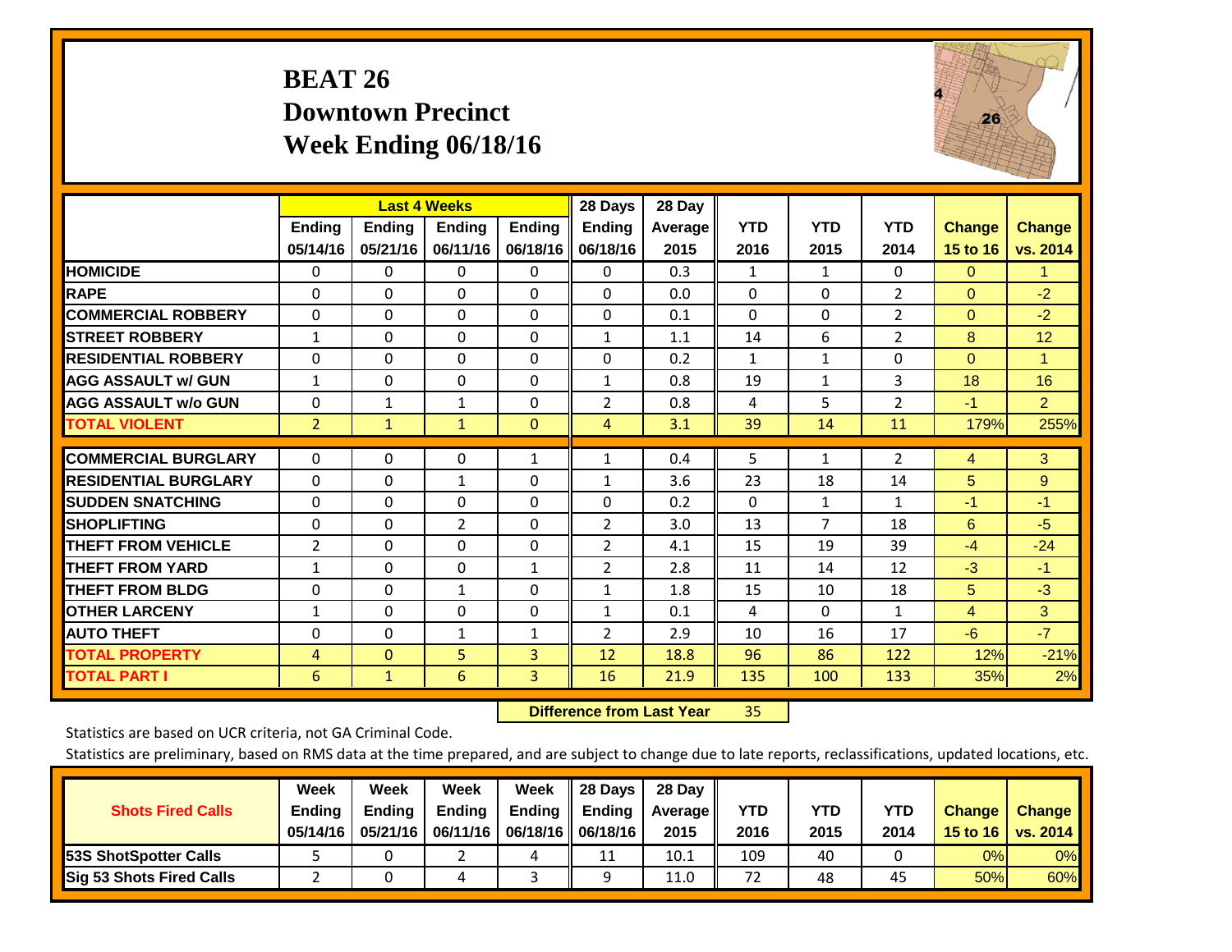# BEAT 26
## Downtown Precinct
## Week Ending 06/18/16

| | Last 4 Weeks | | | | 28 Days | 28 Day | | | | | |
|---|---|---|---|---|---|---|---|---|---|---|---|
| | Ending 05/14/16 | Ending 05/21/16 | Ending 06/11/16 | Ending 06/18/16 | Ending 06/18/16 | Average 2015 | YTD 2016 | YTD 2015 | YTD 2014 | Change 15 to 16 | Change vs. 2014 |
| HOMICIDE | 0 | 0 | 0 | 0 | 0 | 0.3 | 1 | 1 | 0 | 0 | 1 |
| RAPE | 0 | 0 | 0 | 0 | 0 | 0.0 | 0 | 0 | 2 | 0 | -2 |
| COMMERCIAL ROBBERY | 0 | 0 | 0 | 0 | 0 | 0.1 | 0 | 0 | 2 | 0 | -2 |
| STREET ROBBERY | 1 | 0 | 0 | 0 | 1 | 1.1 | 14 | 6 | 2 | 8 | 12 |
| RESIDENTIAL ROBBERY | 0 | 0 | 0 | 0 | 0 | 0.2 | 1 | 1 | 0 | 0 | 1 |
| AGG ASSAULT w/ GUN | 1 | 0 | 0 | 0 | 1 | 0.8 | 19 | 1 | 3 | 18 | 16 |
| AGG ASSAULT w/o GUN | 0 | 1 | 1 | 0 | 2 | 0.8 | 4 | 5 | 2 | -1 | 2 |
| TOTAL VIOLENT | 2 | 1 | 1 | 0 | 4 | 3.1 | 39 | 14 | 11 | 179% | 255% |
| COMMERCIAL BURGLARY | 0 | 0 | 0 | 1 | 1 | 0.4 | 5 | 1 | 2 | 4 | 3 |
| RESIDENTIAL BURGLARY | 0 | 0 | 1 | 0 | 1 | 3.6 | 23 | 18 | 14 | 5 | 9 |
| SUDDEN SNATCHING | 0 | 0 | 0 | 0 | 0 | 0.2 | 0 | 1 | 1 | -1 | -1 |
| SHOPLIFTING | 0 | 0 | 2 | 0 | 2 | 3.0 | 13 | 7 | 18 | 6 | -5 |
| THEFT FROM VEHICLE | 2 | 0 | 0 | 0 | 2 | 4.1 | 15 | 19 | 39 | -4 | -24 |
| THEFT FROM YARD | 1 | 0 | 0 | 1 | 2 | 2.8 | 11 | 14 | 12 | -3 | -1 |
| THEFT FROM BLDG | 0 | 0 | 1 | 0 | 1 | 1.8 | 15 | 10 | 18 | 5 | -3 |
| OTHER LARCENY | 1 | 0 | 0 | 0 | 1 | 0.1 | 4 | 0 | 1 | 4 | 3 |
| AUTO THEFT | 0 | 0 | 1 | 1 | 2 | 2.9 | 10 | 16 | 17 | -6 | -7 |
| TOTAL PROPERTY | 4 | 0 | 5 | 3 | 12 | 18.8 | 96 | 86 | 122 | 12% | -21% |
| TOTAL PART I | 6 | 1 | 6 | 3 | 16 | 21.9 | 135 | 100 | 133 | 35% | 2% |

**Difference from Last Year** 35

Statistics are based on UCR criteria, not GA Criminal Code.

Statistics are preliminary, based on RMS data at the time prepared, and are subject to change due to late reports, reclassifications, updated locations, etc.

| Shots Fired Calls | Week Ending 05/14/16 | Week Ending 05/21/16 | Week Ending 06/11/16 | Week Ending 06/18/16 | 28 Days Ending 06/18/16 | 28 Day Average 2015 | YTD 2016 | YTD 2015 | YTD 2014 | Change 15 to 16 | Change vs. 2014 |
|---|---|---|---|---|---|---|---|---|---|---|---|
| 53S ShotSpotter Calls | 5 | 0 | 2 | 4 | 11 | 10.1 | 109 | 40 | 0 | 0% | 0% |
| Sig 53 Shots Fired Calls | 2 | 0 | 4 | 3 | 9 | 11.0 | 72 | 48 | 45 | 50% | 60% |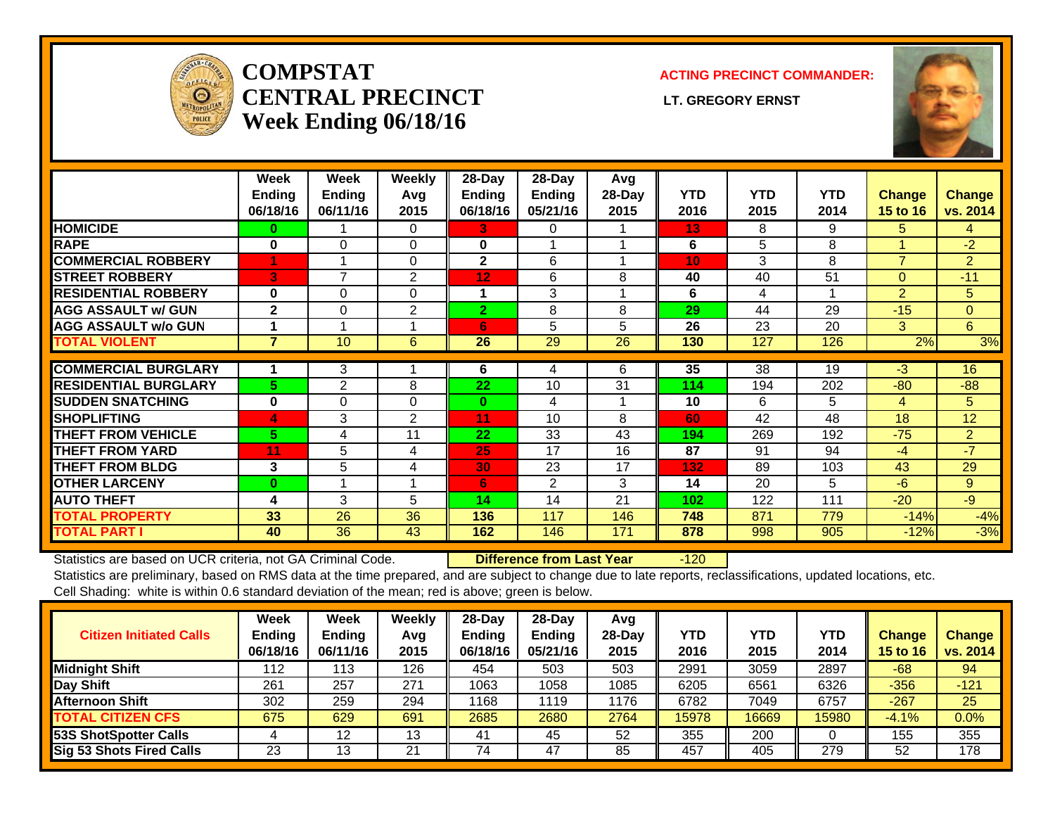# COMPSTAT CENTRAL PRECINCT Week Ending 06/18/16

**ACTING PRECINCT COMMANDER:**

**LT. GREGORY ERNST**

| | Week Ending 06/18/16 | Week Ending 06/11/16 | Weekly Avg 2015 | 28-Day Ending 06/18/16 | 28-Day Ending 05/21/16 | Avg 28-Day 2015 | YTD 2016 | YTD 2015 | YTD 2014 | Change 15 to 16 | Change vs. 2014 |
|---|---|---|---|---|---|---|---|---|---|---|---|
| HOMICIDE | 0 | 1 | 0 | 3 | 0 | 1 | 13 | 8 | 9 | 5 | 4 |
| RAPE | 0 | 0 | 0 | 0 | 1 | 1 | 6 | 5 | 8 | 1 | -2 |
| COMMERCIAL ROBBERY | 1 | 1 | 0 | 2 | 6 | 1 | 10 | 3 | 8 | 7 | 2 |
| STREET ROBBERY | 3 | 7 | 2 | 12 | 6 | 8 | 40 | 40 | 51 | 0 | -11 |
| RESIDENTIAL ROBBERY | 0 | 0 | 0 | 1 | 3 | 1 | 6 | 4 | 1 | 2 | 5 |
| AGG ASSAULT w/ GUN | 2 | 0 | 2 | 2 | 8 | 8 | 29 | 44 | 29 | -15 | 0 |
| AGG ASSAULT w/o GUN | 1 | 1 | 1 | 6 | 5 | 5 | 26 | 23 | 20 | 3 | 6 |
| TOTAL VIOLENT | 7 | 10 | 6 | 26 | 29 | 26 | 130 | 127 | 126 | 2% | 3% |
| COMMERCIAL BURGLARY | 1 | 3 | 1 | 6 | 4 | 6 | 35 | 38 | 19 | -3 | 16 |
| RESIDENTIAL BURGLARY | 5 | 2 | 8 | 22 | 10 | 31 | 114 | 194 | 202 | -80 | -88 |
| SUDDEN SNATCHING | 0 | 0 | 0 | 0 | 4 | 1 | 10 | 6 | 5 | 4 | 5 |
| SHOPLIFTING | 4 | 3 | 2 | 11 | 10 | 8 | 60 | 42 | 48 | 18 | 12 |
| THEFT FROM VEHICLE | 5 | 4 | 11 | 22 | 33 | 43 | 194 | 269 | 192 | -75 | 2 |
| THEFT FROM YARD | 11 | 5 | 4 | 25 | 17 | 16 | 87 | 91 | 94 | -4 | -7 |
| THEFT FROM BLDG | 3 | 5 | 4 | 30 | 23 | 17 | 132 | 89 | 103 | 43 | 29 |
| OTHER LARCENY | 0 | 1 | 1 | 6 | 2 | 3 | 14 | 20 | 5 | -6 | 9 |
| AUTO THEFT | 4 | 3 | 5 | 14 | 14 | 21 | 102 | 122 | 111 | -20 | -9 |
| TOTAL PROPERTY | 33 | 26 | 36 | 136 | 117 | 146 | 748 | 871 | 779 | -14% | -4% |
| TOTAL PART I | 40 | 36 | 43 | 162 | 146 | 171 | 878 | 998 | 905 | -12% | -3% |

Statistics are based on UCR criteria, not GA Criminal Code. **Difference from Last Year** -120

Statistics are preliminary, based on RMS data at the time prepared, and are subject to change due to late reports, reclassifications, updated locations, etc.

Cell Shading: white is within 0.6 standard deviation of the mean; red is above; green is below.

| Citizen Initiated Calls | Week Ending 06/18/16 | Week Ending 06/11/16 | Weekly Avg 2015 | 28-Day Ending 06/18/16 | 28-Day Ending 05/21/16 | Avg 28-Day 2015 | YTD 2016 | YTD 2015 | YTD 2014 | Change 15 to 16 | Change vs. 2014 |
|---|---|---|---|---|---|---|---|---|---|---|---|
| Midnight Shift | 112 | 113 | 126 | 454 | 503 | 503 | 2991 | 3059 | 2897 | -68 | 94 |
| Day Shift | 261 | 257 | 271 | 1063 | 1058 | 1085 | 6205 | 6561 | 6326 | -356 | -121 |
| Afternoon Shift | 302 | 259 | 294 | 1168 | 1119 | 1176 | 6782 | 7049 | 6757 | -267 | 25 |
| TOTAL CITIZEN CFS | 675 | 629 | 691 | 2685 | 2680 | 2764 | 15978 | 16669 | 15980 | -4.1% | 0.0% |
| 53S ShotSpotter Calls | 4 | 12 | 13 | 41 | 45 | 52 | 355 | 200 | 0 | 155 | 355 |
| Sig 53 Shots Fired Calls | 23 | 13 | 21 | 74 | 47 | 85 | 457 | 405 | 279 | 52 | 178 |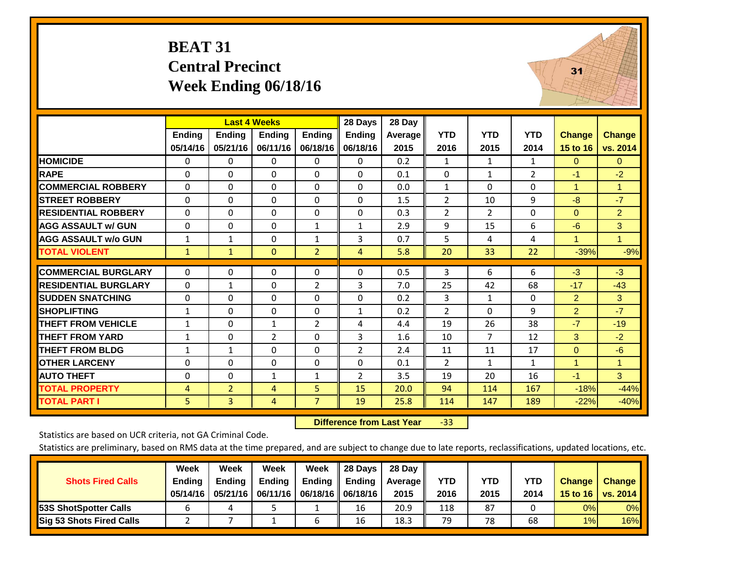# BEAT 31
## Central Precinct
## Week Ending 06/18/16

| | Last 4 Weeks | | | | 28 Days | 28 Day | | | | | |
|---|---|---|---|---|---|---|---|---|---|---|---|
| | Ending 05/14/16 | Ending 05/21/16 | Ending 06/11/16 | Ending 06/18/16 | Ending 06/18/16 | Average 2015 | YTD 2016 | YTD 2015 | YTD 2014 | Change 15 to 16 | Change vs. 2014 |
| HOMICIDE | 0 | 0 | 0 | 0 | 0 | 0.2 | 1 | 1 | 1 | 0 | 0 |
| RAPE | 0 | 0 | 0 | 0 | 0 | 0.1 | 0 | 1 | 2 | -1 | -2 |
| COMMERCIAL ROBBERY | 0 | 0 | 0 | 0 | 0 | 0.0 | 1 | 0 | 0 | 1 | 1 |
| STREET ROBBERY | 0 | 0 | 0 | 0 | 0 | 1.5 | 2 | 10 | 9 | -8 | -7 |
| RESIDENTIAL ROBBERY | 0 | 0 | 0 | 0 | 0 | 0.3 | 2 | 2 | 0 | 0 | 2 |
| AGG ASSAULT w/ GUN | 0 | 0 | 0 | 1 | 1 | 2.9 | 9 | 15 | 6 | -6 | 3 |
| AGG ASSAULT w/o GUN | 1 | 1 | 0 | 1 | 3 | 0.7 | 5 | 4 | 4 | 1 | 1 |
| TOTAL VIOLENT | 1 | 1 | 0 | 2 | 4 | 5.8 | 20 | 33 | 22 | -39% | -9% |
| COMMERCIAL BURGLARY | 0 | 0 | 0 | 0 | 0 | 0.5 | 3 | 6 | 6 | -3 | -3 |
| RESIDENTIAL BURGLARY | 0 | 1 | 0 | 2 | 3 | 7.0 | 25 | 42 | 68 | -17 | -43 |
| SUDDEN SNATCHING | 0 | 0 | 0 | 0 | 0 | 0.2 | 3 | 1 | 0 | 2 | 3 |
| SHOPLIFTING | 1 | 0 | 0 | 0 | 1 | 0.2 | 2 | 0 | 9 | 2 | -7 |
| THEFT FROM VEHICLE | 1 | 0 | 1 | 2 | 4 | 4.4 | 19 | 26 | 38 | -7 | -19 |
| THEFT FROM YARD | 1 | 0 | 2 | 0 | 3 | 1.6 | 10 | 7 | 12 | 3 | -2 |
| THEFT FROM BLDG | 1 | 1 | 0 | 0 | 2 | 2.4 | 11 | 11 | 17 | 0 | -6 |
| OTHER LARCENY | 0 | 0 | 0 | 0 | 0 | 0.1 | 2 | 1 | 1 | 1 | 1 |
| AUTO THEFT | 0 | 0 | 1 | 1 | 2 | 3.5 | 19 | 20 | 16 | -1 | 3 |
| TOTAL PROPERTY | 4 | 2 | 4 | 5 | 15 | 20.0 | 94 | 114 | 167 | -18% | -44% |
| TOTAL PART I | 5 | 3 | 4 | 7 | 19 | 25.8 | 114 | 147 | 189 | -22% | -40% |

**Difference from Last Year** -33

Statistics are based on UCR criteria, not GA Criminal Code.

Statistics are preliminary, based on RMS data at the time prepared, and are subject to change due to late reports, reclassifications, updated locations, etc.

| Shots Fired Calls | Week Ending 05/14/16 | Week Ending 05/21/16 | Week Ending 06/11/16 | Week Ending 06/18/16 | 28 Days Ending 06/18/16 | 28 Day Average 2015 | YTD 2016 | YTD 2015 | YTD 2014 | Change 15 to 16 | Change vs. 2014 |
|---|---|---|---|---|---|---|---|---|---|---|---|
| 53S ShotSpotter Calls | 6 | 4 | 5 | 1 | 16 | 20.9 | 118 | 87 | 0 | 0% | 0% |
| Sig 53 Shots Fired Calls | 2 | 7 | 1 | 6 | 16 | 18.3 | 79 | 78 | 68 | 1% | 16% |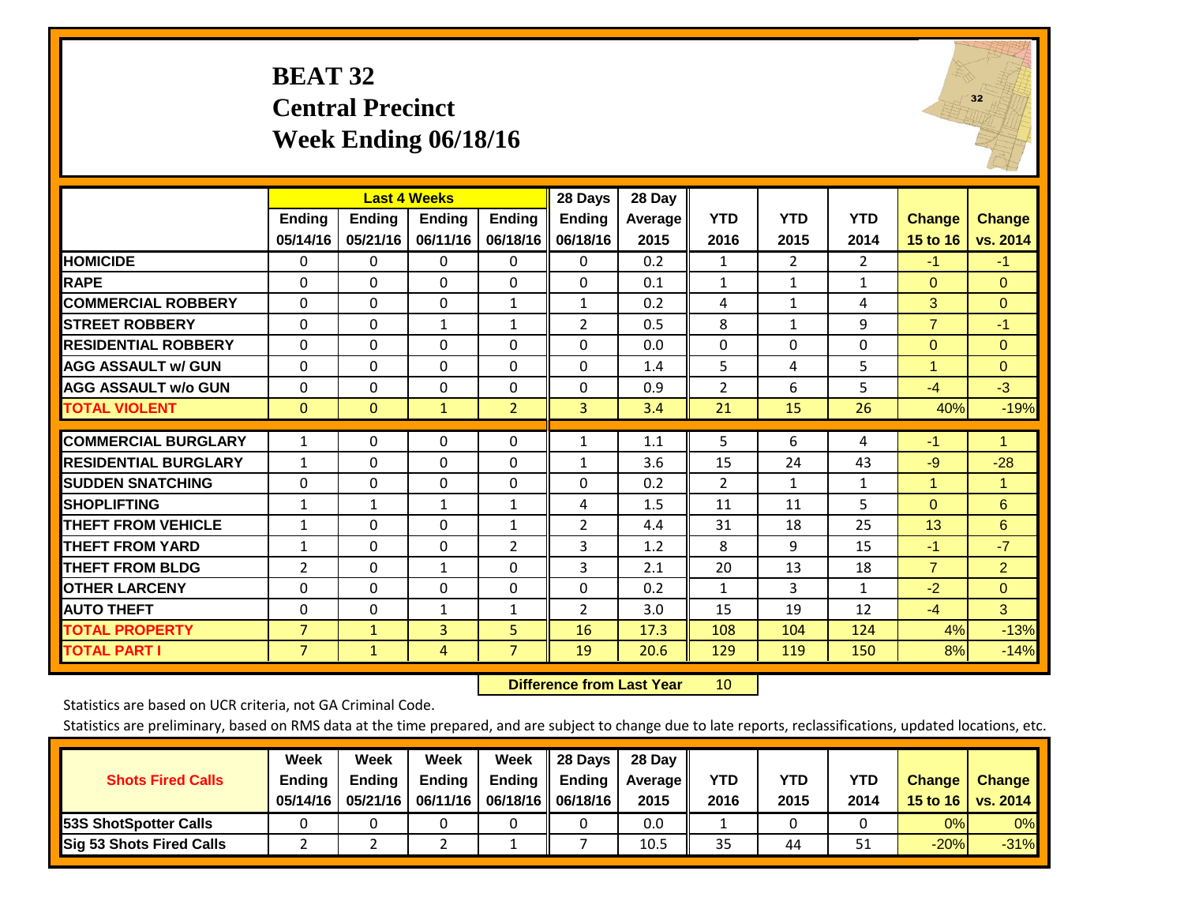# BEAT 32
## Central Precinct
## Week Ending 06/18/16

| | Last 4 Weeks | | | | 28 Days | 28 Day | | | | | |
|---|---|---|---|---|---|---|---|---|---|---|---|
| | Ending 05/14/16 | Ending 05/21/16 | Ending 06/11/16 | Ending 06/18/16 | Ending 06/18/16 | Average 2015 | YTD 2016 | YTD 2015 | YTD 2014 | Change 15 to 16 | Change vs. 2014 |
| HOMICIDE | 0 | 0 | 0 | 0 | 0 | 0.2 | 1 | 2 | 2 | -1 | -1 |
| RAPE | 0 | 0 | 0 | 0 | 0 | 0.1 | 1 | 1 | 1 | 0 | 0 |
| COMMERCIAL ROBBERY | 0 | 0 | 0 | 1 | 1 | 0.2 | 4 | 1 | 4 | 3 | 0 |
| STREET ROBBERY | 0 | 0 | 1 | 1 | 2 | 0.5 | 8 | 1 | 9 | 7 | -1 |
| RESIDENTIAL ROBBERY | 0 | 0 | 0 | 0 | 0 | 0.0 | 0 | 0 | 0 | 0 | 0 |
| AGG ASSAULT w/ GUN | 0 | 0 | 0 | 0 | 0 | 1.4 | 5 | 4 | 5 | 1 | 0 |
| AGG ASSAULT w/o GUN | 0 | 0 | 0 | 0 | 0 | 0.9 | 2 | 6 | 5 | -4 | -3 |
| TOTAL VIOLENT | 0 | 0 | 1 | 2 | 3 | 3.4 | 21 | 15 | 26 | 40% | -19% |
| COMMERCIAL BURGLARY | 1 | 0 | 0 | 0 | 1 | 1.1 | 5 | 6 | 4 | -1 | 1 |
| RESIDENTIAL BURGLARY | 1 | 0 | 0 | 0 | 1 | 3.6 | 15 | 24 | 43 | -9 | -28 |
| SUDDEN SNATCHING | 0 | 0 | 0 | 0 | 0 | 0.2 | 2 | 1 | 1 | 1 | 1 |
| SHOPLIFTING | 1 | 1 | 1 | 1 | 4 | 1.5 | 11 | 11 | 5 | 0 | 6 |
| THEFT FROM VEHICLE | 1 | 0 | 0 | 1 | 2 | 4.4 | 31 | 18 | 25 | 13 | 6 |
| THEFT FROM YARD | 1 | 0 | 0 | 2 | 3 | 1.2 | 8 | 9 | 15 | -1 | -7 |
| THEFT FROM BLDG | 2 | 0 | 1 | 0 | 3 | 2.1 | 20 | 13 | 18 | 7 | 2 |
| OTHER LARCENY | 0 | 0 | 0 | 0 | 0 | 0.2 | 1 | 3 | 1 | -2 | 0 |
| AUTO THEFT | 0 | 0 | 1 | 1 | 2 | 3.0 | 15 | 19 | 12 | -4 | 3 |
| TOTAL PROPERTY | 7 | 1 | 3 | 5 | 16 | 17.3 | 108 | 104 | 124 | 4% | -13% |
| TOTAL PART I | 7 | 1 | 4 | 7 | 19 | 20.6 | 129 | 119 | 150 | 8% | -14% |

**Difference from Last Year** 10

Statistics are based on UCR criteria, not GA Criminal Code.

Statistics are preliminary, based on RMS data at the time prepared, and are subject to change due to late reports, reclassifications, updated locations, etc.

| Shots Fired Calls | Week Ending 05/14/16 | Week Ending 05/21/16 | Week Ending 06/11/16 | Week Ending 06/18/16 | 28 Days Ending 06/18/16 | 28 Day Average 2015 | YTD 2016 | YTD 2015 | YTD 2014 | Change 15 to 16 | Change vs. 2014 |
|---|---|---|---|---|---|---|---|---|---|---|---|
| 53S ShotSpotter Calls | 0 | 0 | 0 | 0 | 0 | 0.0 | 1 | 0 | 0 | 0% | 0% |
| Sig 53 Shots Fired Calls | 2 | 2 | 2 | 1 | 7 | 10.5 | 35 | 44 | 51 | -20% | -31% |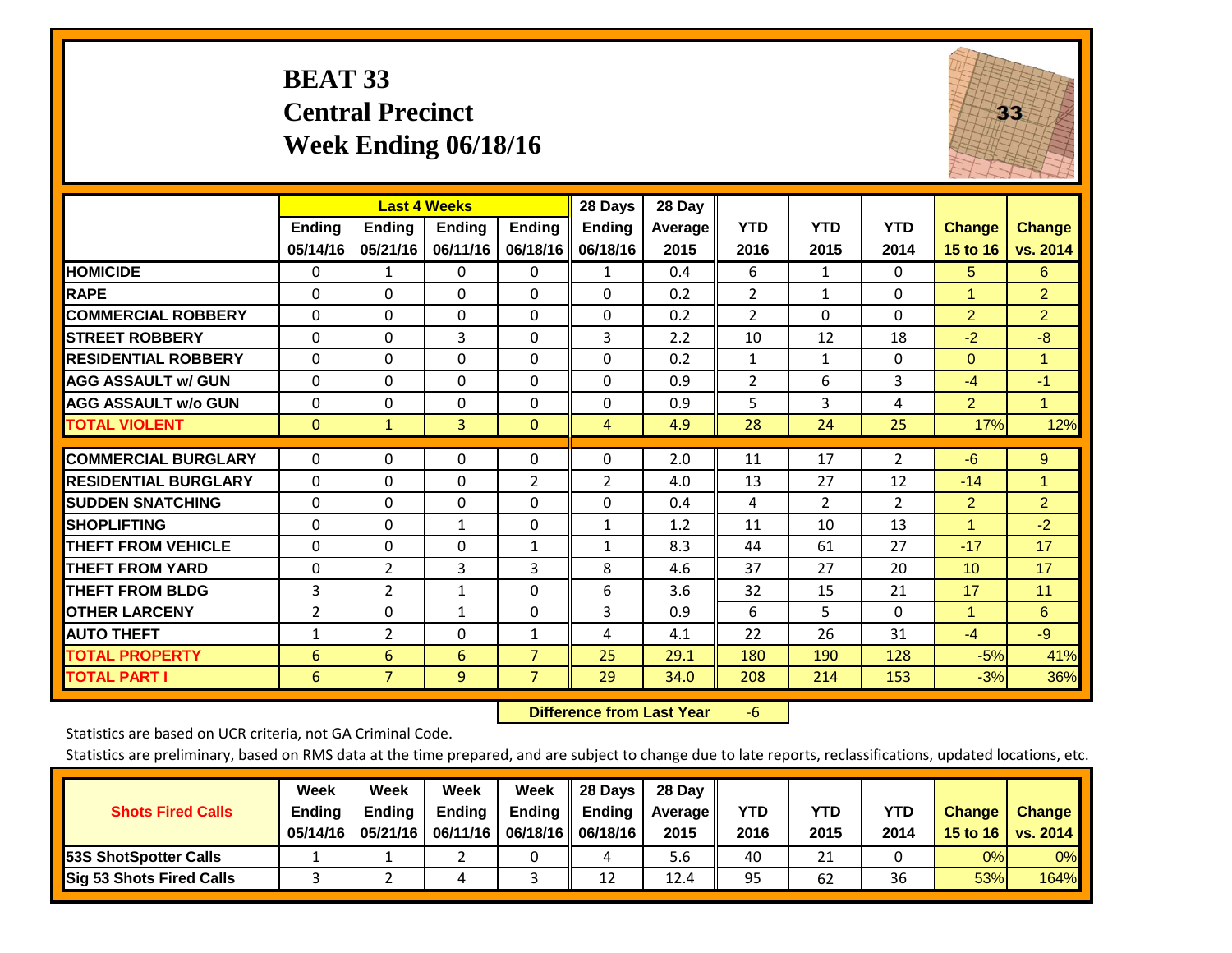# BEAT 33
## Central Precinct
## Week Ending 06/18/16

| | Last 4 Weeks | | | | 28 Days | 28 Day | | | | | |
|---|---|---|---|---|---|---|---|---|---|---|---|
| | Ending 05/14/16 | Ending 05/21/16 | Ending 06/11/16 | Ending 06/18/16 | Ending 06/18/16 | Average 2015 | YTD 2016 | YTD 2015 | YTD 2014 | Change 15 to 16 | Change vs. 2014 |
| HOMICIDE | 0 | 1 | 0 | 0 | 1 | 0.4 | 6 | 1 | 0 | 5 | 6 |
| RAPE | 0 | 0 | 0 | 0 | 0 | 0.2 | 2 | 1 | 0 | 1 | 2 |
| COMMERCIAL ROBBERY | 0 | 0 | 0 | 0 | 0 | 0.2 | 2 | 0 | 0 | 2 | 2 |
| STREET ROBBERY | 0 | 0 | 3 | 0 | 3 | 2.2 | 10 | 12 | 18 | -2 | -8 |
| RESIDENTIAL ROBBERY | 0 | 0 | 0 | 0 | 0 | 0.2 | 1 | 1 | 0 | 0 | 1 |
| AGG ASSAULT w/ GUN | 0 | 0 | 0 | 0 | 0 | 0.9 | 2 | 6 | 3 | -4 | -1 |
| AGG ASSAULT w/o GUN | 0 | 0 | 0 | 0 | 0 | 0.9 | 5 | 3 | 4 | 2 | 1 |
| TOTAL VIOLENT | 0 | 1 | 3 | 0 | 4 | 4.9 | 28 | 24 | 25 | 17% | 12% |
| COMMERCIAL BURGLARY | 0 | 0 | 0 | 0 | 0 | 2.0 | 11 | 17 | 2 | -6 | 9 |
| RESIDENTIAL BURGLARY | 0 | 0 | 0 | 2 | 2 | 4.0 | 13 | 27 | 12 | -14 | 1 |
| SUDDEN SNATCHING | 0 | 0 | 0 | 0 | 0 | 0.4 | 4 | 2 | 2 | 2 | 2 |
| SHOPLIFTING | 0 | 0 | 1 | 0 | 1 | 1.2 | 11 | 10 | 13 | 1 | -2 |
| THEFT FROM VEHICLE | 0 | 0 | 0 | 1 | 1 | 8.3 | 44 | 61 | 27 | -17 | 17 |
| THEFT FROM YARD | 0 | 2 | 3 | 3 | 8 | 4.6 | 37 | 27 | 20 | 10 | 17 |
| THEFT FROM BLDG | 3 | 2 | 1 | 0 | 6 | 3.6 | 32 | 15 | 21 | 17 | 11 |
| OTHER LARCENY | 2 | 0 | 1 | 0 | 3 | 0.9 | 6 | 5 | 0 | 1 | 6 |
| AUTO THEFT | 1 | 2 | 0 | 1 | 4 | 4.1 | 22 | 26 | 31 | -4 | -9 |
| TOTAL PROPERTY | 6 | 6 | 6 | 7 | 25 | 29.1 | 180 | 190 | 128 | -5% | 41% |
| TOTAL PART I | 6 | 7 | 9 | 7 | 29 | 34.0 | 208 | 214 | 153 | -3% | 36% |

**Difference from Last Year** -6

Statistics are based on UCR criteria, not GA Criminal Code.

Statistics are preliminary, based on RMS data at the time prepared, and are subject to change due to late reports, reclassifications, updated locations, etc.

| Shots Fired Calls | Week Ending 05/14/16 | Week Ending 05/21/16 | Week Ending 06/11/16 | Week Ending 06/18/16 | 28 Days Ending 06/18/16 | 28 Day Average 2015 | YTD 2016 | YTD 2015 | YTD 2014 | Change 15 to 16 | Change vs. 2014 |
|---|---|---|---|---|---|---|---|---|---|---|---|
| 53S ShotSpotter Calls | 1 | 1 | 2 | 0 | 4 | 5.6 | 40 | 21 | 0 | 0% | 0% |
| Sig 53 Shots Fired Calls | 3 | 2 | 4 | 3 | 12 | 12.4 | 95 | 62 | 36 | 53% | 164% |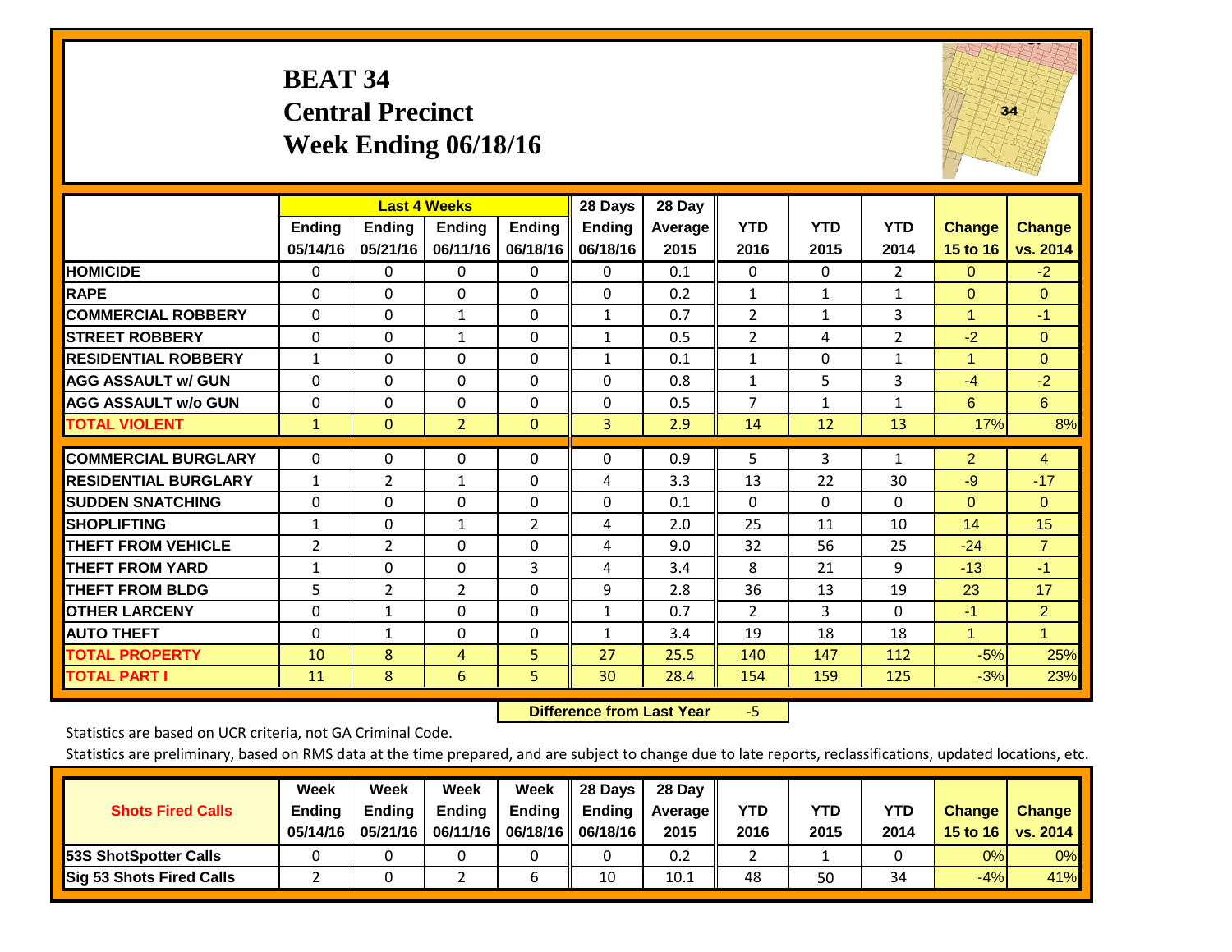# BEAT 34
## Central Precinct
## Week Ending 06/18/16

| | Last 4 Weeks | | | | 28 Days | 28 Day | | | | | |
|---|---|---|---|---|---|---|---|---|---|---|---|
| | Ending 05/14/16 | Ending 05/21/16 | Ending 06/11/16 | Ending 06/18/16 | Ending 06/18/16 | Average 2015 | YTD 2016 | YTD 2015 | YTD 2014 | Change 15 to 16 | Change vs. 2014 |
| HOMICIDE | 0 | 0 | 0 | 0 | 0 | 0.1 | 0 | 0 | 2 | 0 | -2 |
| RAPE | 0 | 0 | 0 | 0 | 0 | 0.2 | 1 | 1 | 1 | 0 | 0 |
| COMMERCIAL ROBBERY | 0 | 0 | 1 | 0 | 1 | 0.7 | 2 | 1 | 3 | 1 | -1 |
| STREET ROBBERY | 0 | 0 | 1 | 0 | 1 | 0.5 | 2 | 4 | 2 | -2 | 0 |
| RESIDENTIAL ROBBERY | 1 | 0 | 0 | 0 | 1 | 0.1 | 1 | 0 | 1 | 1 | 0 |
| AGG ASSAULT w/ GUN | 0 | 0 | 0 | 0 | 0 | 0.8 | 1 | 5 | 3 | -4 | -2 |
| AGG ASSAULT w/o GUN | 0 | 0 | 0 | 0 | 0 | 0.5 | 7 | 1 | 1 | 6 | 6 |
| TOTAL VIOLENT | 1 | 0 | 2 | 0 | 3 | 2.9 | 14 | 12 | 13 | 17% | 8% |
| COMMERCIAL BURGLARY | 0 | 0 | 0 | 0 | 0 | 0.9 | 5 | 3 | 1 | 2 | 4 |
| RESIDENTIAL BURGLARY | 1 | 2 | 1 | 0 | 4 | 3.3 | 13 | 22 | 30 | -9 | -17 |
| SUDDEN SNATCHING | 0 | 0 | 0 | 0 | 0 | 0.1 | 0 | 0 | 0 | 0 | 0 |
| SHOPLIFTING | 1 | 0 | 1 | 2 | 4 | 2.0 | 25 | 11 | 10 | 14 | 15 |
| THEFT FROM VEHICLE | 2 | 2 | 0 | 0 | 4 | 9.0 | 32 | 56 | 25 | -24 | 7 |
| THEFT FROM YARD | 1 | 0 | 0 | 3 | 4 | 3.4 | 8 | 21 | 9 | -13 | -1 |
| THEFT FROM BLDG | 5 | 2 | 2 | 0 | 9 | 2.8 | 36 | 13 | 19 | 23 | 17 |
| OTHER LARCENY | 0 | 1 | 0 | 0 | 1 | 0.7 | 2 | 3 | 0 | -1 | 2 |
| AUTO THEFT | 0 | 1 | 0 | 0 | 1 | 3.4 | 19 | 18 | 18 | 1 | 1 |
| TOTAL PROPERTY | 10 | 8 | 4 | 5 | 27 | 25.5 | 140 | 147 | 112 | -5% | 25% |
| TOTAL PART I | 11 | 8 | 6 | 5 | 30 | 28.4 | 154 | 159 | 125 | -3% | 23% |

**Difference from Last Year** -5

Statistics are based on UCR criteria, not GA Criminal Code.

Statistics are preliminary, based on RMS data at the time prepared, and are subject to change due to late reports, reclassifications, updated locations, etc.

| Shots Fired Calls | Week Ending 05/14/16 | Week Ending 05/21/16 | Week Ending 06/11/16 | Week Ending 06/18/16 | 28 Days Ending 06/18/16 | 28 Day Average 2015 | YTD 2016 | YTD 2015 | YTD 2014 | Change 15 to 16 | Change vs. 2014 |
|---|---|---|---|---|---|---|---|---|---|---|---|
| 53S ShotSpotter Calls | 0 | 0 | 0 | 0 | 0 | 0.2 | 2 | 1 | 0 | 0% | 0% |
| Sig 53 Shots Fired Calls | 2 | 0 | 2 | 6 | 10 | 10.1 | 48 | 50 | 34 | -4% | 41% |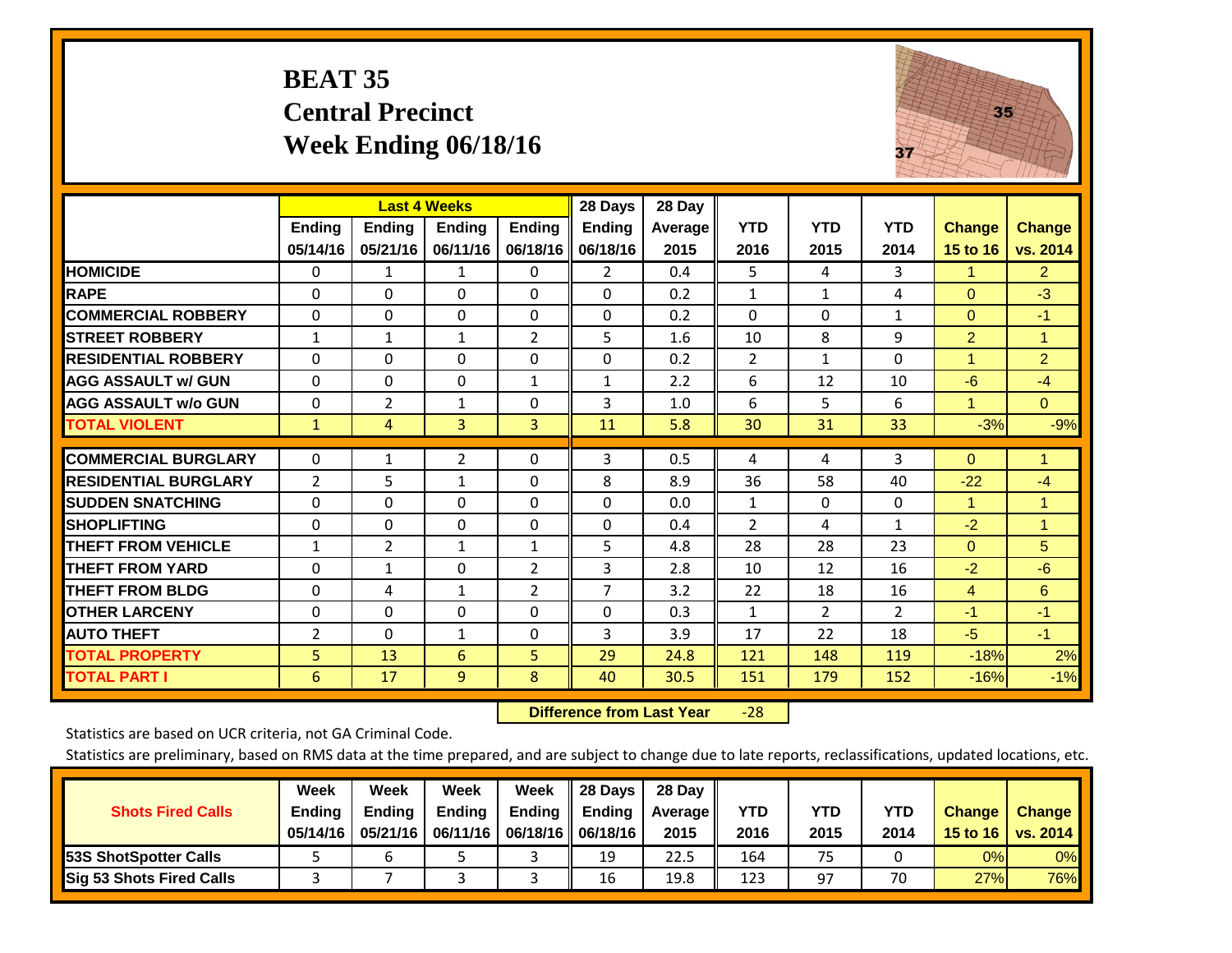# BEAT 35
## Central Precinct
## Week Ending 06/18/16

| | Last 4 Weeks | | | | 28 Days | 28 Day | YTD | YTD | YTD | Change | Change |
|---|---|---|---|---|---|---|---|---|---|---|---|
| | Ending 05/14/16 | Ending 05/21/16 | Ending 06/11/16 | Ending 06/18/16 | Ending 06/18/16 | Average 2015 | 2016 | 2015 | 2014 | 15 to 16 | vs. 2014 |
| HOMICIDE | 0 | 1 | 1 | 0 | 2 | 0.4 | 5 | 4 | 3 | 1 | 2 |
| RAPE | 0 | 0 | 0 | 0 | 0 | 0.2 | 1 | 1 | 4 | 0 | -3 |
| COMMERCIAL ROBBERY | 0 | 0 | 0 | 0 | 0 | 0.2 | 0 | 0 | 1 | 0 | -1 |
| STREET ROBBERY | 1 | 1 | 1 | 2 | 5 | 1.6 | 10 | 8 | 9 | 2 | 1 |
| RESIDENTIAL ROBBERY | 0 | 0 | 0 | 0 | 0 | 0.2 | 2 | 1 | 0 | 1 | 2 |
| AGG ASSAULT w/ GUN | 0 | 0 | 0 | 1 | 1 | 2.2 | 6 | 12 | 10 | -6 | -4 |
| AGG ASSAULT w/o GUN | 0 | 2 | 1 | 0 | 3 | 1.0 | 6 | 5 | 6 | 1 | 0 |
| TOTAL VIOLENT | 1 | 4 | 3 | 3 | 11 | 5.8 | 30 | 31 | 33 | -3% | -9% |
| COMMERCIAL BURGLARY | 0 | 1 | 2 | 0 | 3 | 0.5 | 4 | 4 | 3 | 0 | 1 |
| RESIDENTIAL BURGLARY | 2 | 5 | 1 | 0 | 8 | 8.9 | 36 | 58 | 40 | -22 | -4 |
| SUDDEN SNATCHING | 0 | 0 | 0 | 0 | 0 | 0.0 | 1 | 0 | 0 | 1 | 1 |
| SHOPLIFTING | 0 | 0 | 0 | 0 | 0 | 0.4 | 2 | 4 | 1 | -2 | 1 |
| THEFT FROM VEHICLE | 1 | 2 | 1 | 1 | 5 | 4.8 | 28 | 28 | 23 | 0 | 5 |
| THEFT FROM YARD | 0 | 1 | 0 | 2 | 3 | 2.8 | 10 | 12 | 16 | -2 | -6 |
| THEFT FROM BLDG | 0 | 4 | 1 | 2 | 7 | 3.2 | 22 | 18 | 16 | 4 | 6 |
| OTHER LARCENY | 0 | 0 | 0 | 0 | 0 | 0.3 | 1 | 2 | 2 | -1 | -1 |
| AUTO THEFT | 2 | 0 | 1 | 0 | 3 | 3.9 | 17 | 22 | 18 | -5 | -1 |
| TOTAL PROPERTY | 5 | 13 | 6 | 5 | 29 | 24.8 | 121 | 148 | 119 | -18% | 2% |
| TOTAL PART I | 6 | 17 | 9 | 8 | 40 | 30.5 | 151 | 179 | 152 | -16% | -1% |

**Difference from Last Year** -28

Statistics are based on UCR criteria, not GA Criminal Code.

Statistics are preliminary, based on RMS data at the time prepared, and are subject to change due to late reports, reclassifications, updated locations, etc.

| Shots Fired Calls | Week Ending 05/14/16 | Week Ending 05/21/16 | Week Ending 06/11/16 | Week Ending 06/18/16 | 28 Days Ending 06/18/16 | 28 Day Average 2015 | YTD 2016 | YTD 2015 | YTD 2014 | Change 15 to 16 | Change vs. 2014 |
|---|---|---|---|---|---|---|---|---|---|---|---|
| 53S ShotSpotter Calls | 5 | 6 | 5 | 3 | 19 | 22.5 | 164 | 75 | 0 | 0% | 0% |
| Sig 53 Shots Fired Calls | 3 | 7 | 3 | 3 | 16 | 19.8 | 123 | 97 | 70 | 27% | 76% |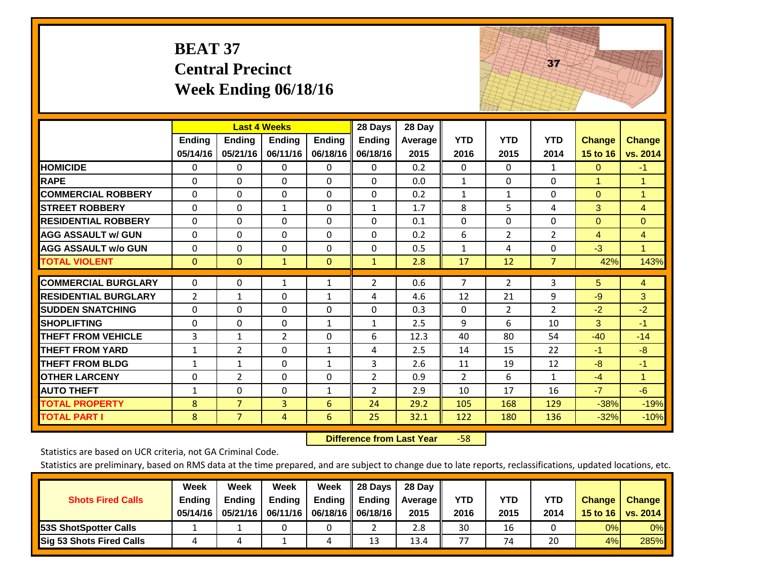# BEAT 37
## Central Precinct
## Week Ending 06/18/16

| | Last 4 Weeks | | | | 28 Days | 28 Day | | | | | |
|---|---|---|---|---|---|---|---|---|---|---|---|
| | Ending 05/14/16 | Ending 05/21/16 | Ending 06/11/16 | Ending 06/18/16 | Ending 06/18/16 | Average 2015 | YTD 2016 | YTD 2015 | YTD 2014 | Change 15 to 16 | Change vs. 2014 |
| HOMICIDE | 0 | 0 | 0 | 0 | 0 | 0.2 | 0 | 0 | 1 | 0 | -1 |
| RAPE | 0 | 0 | 0 | 0 | 0 | 0.0 | 1 | 0 | 0 | 1 | 1 |
| COMMERCIAL ROBBERY | 0 | 0 | 0 | 0 | 0 | 0.2 | 1 | 1 | 0 | 0 | 1 |
| STREET ROBBERY | 0 | 0 | 1 | 0 | 1 | 1.7 | 8 | 5 | 4 | 3 | 4 |
| RESIDENTIAL ROBBERY | 0 | 0 | 0 | 0 | 0 | 0.1 | 0 | 0 | 0 | 0 | 0 |
| AGG ASSAULT w/ GUN | 0 | 0 | 0 | 0 | 0 | 0.2 | 6 | 2 | 2 | 4 | 4 |
| AGG ASSAULT w/o GUN | 0 | 0 | 0 | 0 | 0 | 0.5 | 1 | 4 | 0 | -3 | 1 |
| TOTAL VIOLENT | 0 | 0 | 1 | 0 | 1 | 2.8 | 17 | 12 | 7 | 42% | 143% |
| COMMERCIAL BURGLARY | 0 | 0 | 1 | 1 | 2 | 0.6 | 7 | 2 | 3 | 5 | 4 |
| RESIDENTIAL BURGLARY | 2 | 1 | 0 | 1 | 4 | 4.6 | 12 | 21 | 9 | -9 | 3 |
| SUDDEN SNATCHING | 0 | 0 | 0 | 0 | 0 | 0.3 | 0 | 2 | 2 | -2 | -2 |
| SHOPLIFTING | 0 | 0 | 0 | 1 | 1 | 2.5 | 9 | 6 | 10 | 3 | -1 |
| THEFT FROM VEHICLE | 3 | 1 | 2 | 0 | 6 | 12.3 | 40 | 80 | 54 | -40 | -14 |
| THEFT FROM YARD | 1 | 2 | 0 | 1 | 4 | 2.5 | 14 | 15 | 22 | -1 | -8 |
| THEFT FROM BLDG | 1 | 1 | 0 | 1 | 3 | 2.6 | 11 | 19 | 12 | -8 | -1 |
| OTHER LARCENY | 0 | 2 | 0 | 0 | 2 | 0.9 | 2 | 6 | 1 | -4 | 1 |
| AUTO THEFT | 1 | 0 | 0 | 1 | 2 | 2.9 | 10 | 17 | 16 | -7 | -6 |
| TOTAL PROPERTY | 8 | 7 | 3 | 6 | 24 | 29.2 | 105 | 168 | 129 | -38% | -19% |
| TOTAL PART I | 8 | 7 | 4 | 6 | 25 | 32.1 | 122 | 180 | 136 | -32% | -10% |

**Difference from Last Year** -58

Statistics are based on UCR criteria, not GA Criminal Code.

Statistics are preliminary, based on RMS data at the time prepared, and are subject to change due to late reports, reclassifications, updated locations, etc.

| Shots Fired Calls | Week Ending 05/14/16 | Week Ending 05/21/16 | Week Ending 06/11/16 | Week Ending 06/18/16 | 28 Days Ending 06/18/16 | 28 Day Average 2015 | YTD 2016 | YTD 2015 | YTD 2014 | Change 15 to 16 | Change vs. 2014 |
|---|---|---|---|---|---|---|---|---|---|---|---|
| 53S ShotSpotter Calls | 1 | 1 | 0 | 0 | 2 | 2.8 | 30 | 16 | 0 | 0% | 0% |
| Sig 53 Shots Fired Calls | 4 | 4 | 1 | 4 | 13 | 13.4 | 77 | 74 | 20 | 4% | 285% |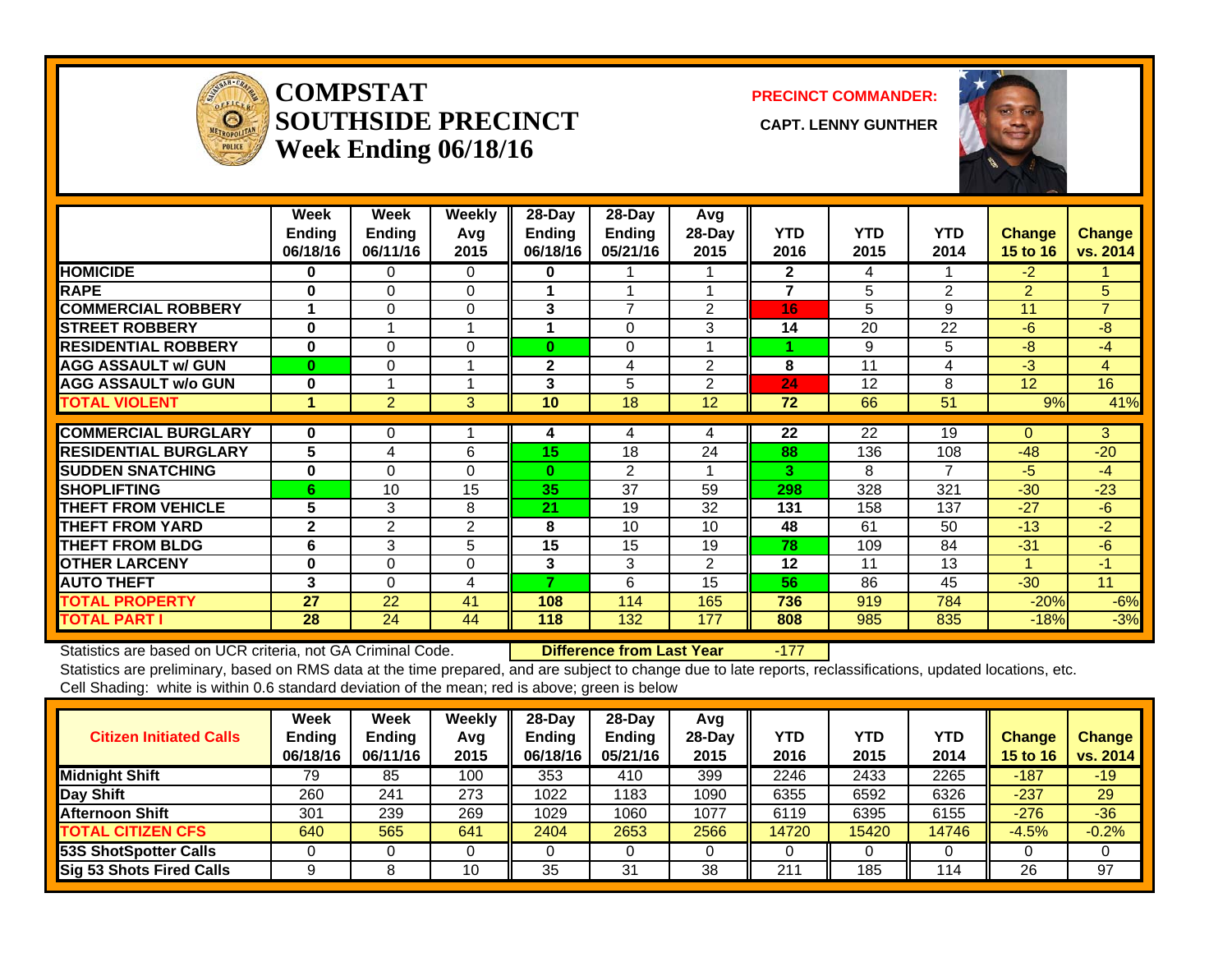# COMPSTAT
# SOUTHSIDE PRECINCT
## Week Ending 06/18/16

**PRECINCT COMMANDER:**

**CAPT. LENNY GUNTHER**

| | Week Ending 06/18/16 | Week Ending 06/11/16 | Weekly Avg 2015 | 28-Day Ending 06/18/16 | 28-Day Ending 05/21/16 | Avg 28-Day 2015 | YTD 2016 | YTD 2015 | YTD 2014 | Change 15 to 16 | Change vs. 2014 |
|---|---|---|---|---|---|---|---|---|---|---|---|
| HOMICIDE | 0 | 0 | 0 | 0 | 1 | 1 | 2 | 4 | 1 | -2 | 1 |
| RAPE | 0 | 0 | 0 | 1 | 1 | 1 | 7 | 5 | 2 | 2 | 5 |
| COMMERCIAL ROBBERY | 1 | 0 | 0 | 3 | 7 | 2 | 16 | 5 | 9 | 11 | 7 |
| STREET ROBBERY | 0 | 1 | 1 | 1 | 0 | 3 | 14 | 20 | 22 | -6 | -8 |
| RESIDENTIAL ROBBERY | 0 | 0 | 0 | 0 | 0 | 1 | 1 | 9 | 5 | -8 | -4 |
| AGG ASSAULT w/ GUN | 0 | 0 | 1 | 2 | 4 | 2 | 8 | 11 | 4 | -3 | 4 |
| AGG ASSAULT w/o GUN | 0 | 1 | 1 | 3 | 5 | 2 | 24 | 12 | 8 | 12 | 16 |
| TOTAL VIOLENT | 1 | 2 | 3 | 10 | 18 | 12 | 72 | 66 | 51 | 9% | 41% |
| COMMERCIAL BURGLARY | 0 | 0 | 1 | 4 | 4 | 4 | 22 | 22 | 19 | 0 | 3 |
| RESIDENTIAL BURGLARY | 5 | 4 | 6 | 15 | 18 | 24 | 88 | 136 | 108 | -48 | -20 |
| SUDDEN SNATCHING | 0 | 0 | 0 | 0 | 2 | 1 | 3 | 8 | 7 | -5 | -4 |
| SHOPLIFTING | 6 | 10 | 15 | 35 | 37 | 59 | 298 | 328 | 321 | -30 | -23 |
| THEFT FROM VEHICLE | 5 | 3 | 8 | 21 | 19 | 32 | 131 | 158 | 137 | -27 | -6 |
| THEFT FROM YARD | 2 | 2 | 2 | 8 | 10 | 10 | 48 | 61 | 50 | -13 | -2 |
| THEFT FROM BLDG | 6 | 3 | 5 | 15 | 15 | 19 | 78 | 109 | 84 | -31 | -6 |
| OTHER LARCENY | 0 | 0 | 0 | 3 | 3 | 2 | 12 | 11 | 13 | 1 | -1 |
| AUTO THEFT | 3 | 0 | 4 | 7 | 6 | 15 | 56 | 86 | 45 | -30 | 11 |
| TOTAL PROPERTY | 27 | 22 | 41 | 108 | 114 | 165 | 736 | 919 | 784 | -20% | -6% |
| TOTAL PART I | 28 | 24 | 44 | 118 | 132 | 177 | 808 | 985 | 835 | -18% | -3% |

Statistics are based on UCR criteria, not GA Criminal Code. **Difference from Last Year** -177

Statistics are preliminary, based on RMS data at the time prepared, and are subject to change due to late reports, reclassifications, updated locations, etc.
Cell Shading: white is within 0.6 standard deviation of the mean; red is above; green is below

| Citizen Initiated Calls | Week Ending 06/18/16 | Week Ending 06/11/16 | Weekly Avg 2015 | 28-Day Ending 06/18/16 | 28-Day Ending 05/21/16 | Avg 28-Day 2015 | YTD 2016 | YTD 2015 | YTD 2014 | Change 15 to 16 | Change vs. 2014 |
|---|---|---|---|---|---|---|---|---|---|---|---|
| Midnight Shift | 79 | 85 | 100 | 353 | 410 | 399 | 2246 | 2433 | 2265 | -187 | -19 |
| Day Shift | 260 | 241 | 273 | 1022 | 1183 | 1090 | 6355 | 6592 | 6326 | -237 | 29 |
| Afternoon Shift | 301 | 239 | 269 | 1029 | 1060 | 1077 | 6119 | 6395 | 6155 | -276 | -36 |
| TOTAL CITIZEN CFS | 640 | 565 | 641 | 2404 | 2653 | 2566 | 14720 | 15420 | 14746 | -4.5% | -0.2% |
| 53S ShotSpotter Calls | 0 | 0 | 0 | 0 | 0 | 0 | 0 | 0 | 0 | 0 | 0 |
| Sig 53 Shots Fired Calls | 9 | 8 | 10 | 35 | 31 | 38 | 211 | 185 | 114 | 26 | 97 |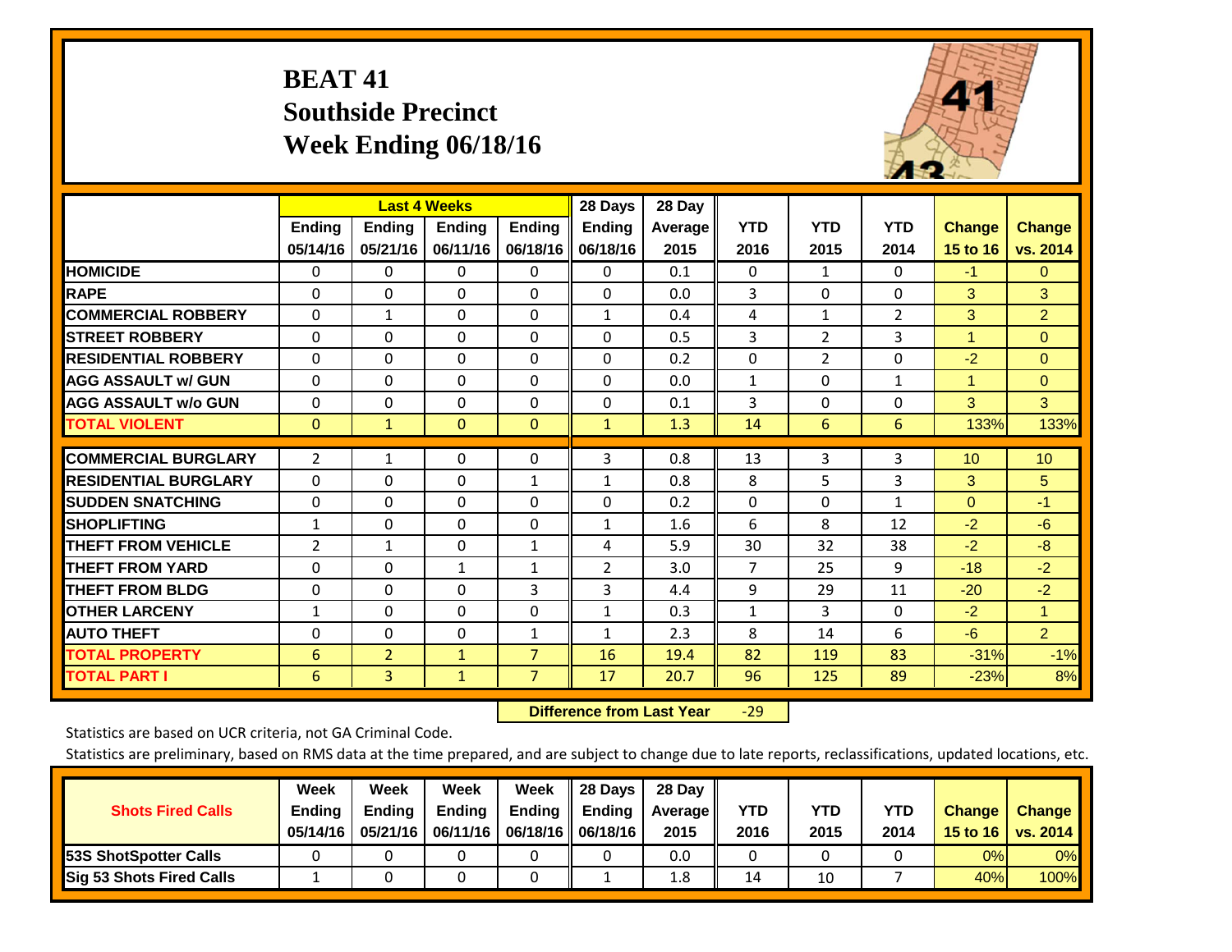# BEAT 41
# Southside Precinct
# Week Ending 06/18/16

| | Last 4 Weeks | | | | 28 Days | 28 Day | YTD | YTD | YTD | Change | Change |
|---|---|---|---|---|---|---|---|---|---|---|---|
| | Ending 05/14/16 | Ending 05/21/16 | Ending 06/11/16 | Ending 06/18/16 | Ending 06/18/16 | Average 2015 | 2016 | 2015 | 2014 | 15 to 16 | vs. 2014 |
| HOMICIDE | 0 | 0 | 0 | 0 | 0 | 0.1 | 0 | 1 | 0 | -1 | 0 |
| RAPE | 0 | 0 | 0 | 0 | 0 | 0.0 | 3 | 0 | 0 | 3 | 3 |
| COMMERCIAL ROBBERY | 0 | 1 | 0 | 0 | 1 | 0.4 | 4 | 1 | 2 | 3 | 2 |
| STREET ROBBERY | 0 | 0 | 0 | 0 | 0 | 0.5 | 3 | 2 | 3 | 1 | 0 |
| RESIDENTIAL ROBBERY | 0 | 0 | 0 | 0 | 0 | 0.2 | 0 | 2 | 0 | -2 | 0 |
| AGG ASSAULT w/ GUN | 0 | 0 | 0 | 0 | 0 | 0.0 | 1 | 0 | 1 | 1 | 0 |
| AGG ASSAULT w/o GUN | 0 | 0 | 0 | 0 | 0 | 0.1 | 3 | 0 | 0 | 3 | 3 |
| TOTAL VIOLENT | 0 | 1 | 0 | 0 | 1 | 1.3 | 14 | 6 | 6 | 133% | 133% |
| COMMERCIAL BURGLARY | 2 | 1 | 0 | 0 | 3 | 0.8 | 13 | 3 | 3 | 10 | 10 |
| RESIDENTIAL BURGLARY | 0 | 0 | 0 | 1 | 1 | 0.8 | 8 | 5 | 3 | 3 | 5 |
| SUDDEN SNATCHING | 0 | 0 | 0 | 0 | 0 | 0.2 | 0 | 0 | 1 | 0 | -1 |
| SHOPLIFTING | 1 | 0 | 0 | 0 | 1 | 1.6 | 6 | 8 | 12 | -2 | -6 |
| THEFT FROM VEHICLE | 2 | 1 | 0 | 1 | 4 | 5.9 | 30 | 32 | 38 | -2 | -8 |
| THEFT FROM YARD | 0 | 0 | 1 | 1 | 2 | 3.0 | 7 | 25 | 9 | -18 | -2 |
| THEFT FROM BLDG | 0 | 0 | 0 | 3 | 3 | 4.4 | 9 | 29 | 11 | -20 | -2 |
| OTHER LARCENY | 1 | 0 | 0 | 0 | 1 | 0.3 | 1 | 3 | 0 | -2 | 1 |
| AUTO THEFT | 0 | 0 | 0 | 1 | 1 | 2.3 | 8 | 14 | 6 | -6 | 2 |
| TOTAL PROPERTY | 6 | 2 | 1 | 7 | 16 | 19.4 | 82 | 119 | 83 | -31% | -1% |
| TOTAL PART I | 6 | 3 | 1 | 7 | 17 | 20.7 | 96 | 125 | 89 | -23% | 8% |

**Difference from Last Year** -29

Statistics are based on UCR criteria, not GA Criminal Code.

Statistics are preliminary, based on RMS data at the time prepared, and are subject to change due to late reports, reclassifications, updated locations, etc.

| Shots Fired Calls | Week Ending 05/14/16 | Week Ending 05/21/16 | Week Ending 06/11/16 | Week Ending 06/18/16 | 28 Days Ending 06/18/16 | 28 Day Average 2015 | YTD 2016 | YTD 2015 | YTD 2014 | Change 15 to 16 | Change vs. 2014 |
|---|---|---|---|---|---|---|---|---|---|---|---|
| 53S ShotSpotter Calls | 0 | 0 | 0 | 0 | 0 | 0.0 | 0 | 0 | 0 | 0% | 0% |
| Sig 53 Shots Fired Calls | 1 | 0 | 0 | 0 | 1 | 1.8 | 14 | 10 | 7 | 40% | 100% |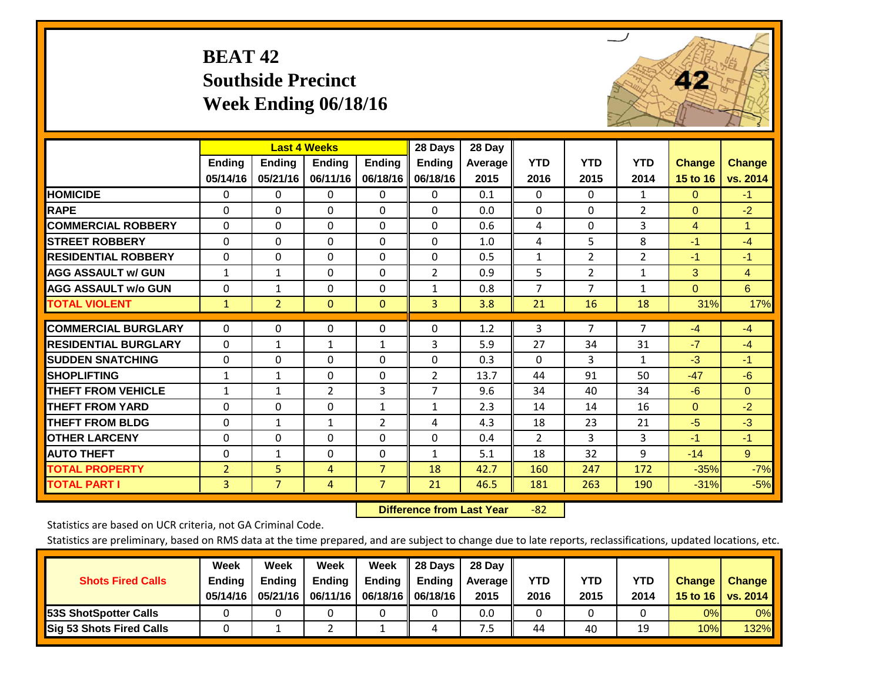# BEAT 42
## Southside Precinct
## Week Ending 06/18/16

| | Last 4 Weeks | | | | 28 Days | 28 Day | | | | | |
|---|---|---|---|---|---|---|---|---|---|---|---|
| | Ending 05/14/16 | Ending 05/21/16 | Ending 06/11/16 | Ending 06/18/16 | Ending 06/18/16 | Average 2015 | YTD 2016 | YTD 2015 | YTD 2014 | Change 15 to 16 | Change vs. 2014 |
| HOMICIDE | 0 | 0 | 0 | 0 | 0 | 0.1 | 0 | 0 | 1 | 0 | -1 |
| RAPE | 0 | 0 | 0 | 0 | 0 | 0.0 | 0 | 0 | 2 | 0 | -2 |
| COMMERCIAL ROBBERY | 0 | 0 | 0 | 0 | 0 | 0.6 | 4 | 0 | 3 | 4 | 1 |
| STREET ROBBERY | 0 | 0 | 0 | 0 | 0 | 1.0 | 4 | 5 | 8 | -1 | -4 |
| RESIDENTIAL ROBBERY | 0 | 0 | 0 | 0 | 0 | 0.5 | 1 | 2 | 2 | -1 | -1 |
| AGG ASSAULT w/ GUN | 1 | 1 | 0 | 0 | 2 | 0.9 | 5 | 2 | 1 | 3 | 4 |
| AGG ASSAULT w/o GUN | 0 | 1 | 0 | 0 | 1 | 0.8 | 7 | 7 | 1 | 0 | 6 |
| TOTAL VIOLENT | 1 | 2 | 0 | 0 | 3 | 3.8 | 21 | 16 | 18 | 31% | 17% |
| COMMERCIAL BURGLARY | 0 | 0 | 0 | 0 | 0 | 1.2 | 3 | 7 | 7 | -4 | -4 |
| RESIDENTIAL BURGLARY | 0 | 1 | 1 | 1 | 3 | 5.9 | 27 | 34 | 31 | -7 | -4 |
| SUDDEN SNATCHING | 0 | 0 | 0 | 0 | 0 | 0.3 | 0 | 3 | 1 | -3 | -1 |
| SHOPLIFTING | 1 | 1 | 0 | 0 | 2 | 13.7 | 44 | 91 | 50 | -47 | -6 |
| THEFT FROM VEHICLE | 1 | 1 | 2 | 3 | 7 | 9.6 | 34 | 40 | 34 | -6 | 0 |
| THEFT FROM YARD | 0 | 0 | 0 | 1 | 1 | 2.3 | 14 | 14 | 16 | 0 | -2 |
| THEFT FROM BLDG | 0 | 1 | 1 | 2 | 4 | 4.3 | 18 | 23 | 21 | -5 | -3 |
| OTHER LARCENY | 0 | 0 | 0 | 0 | 0 | 0.4 | 2 | 3 | 3 | -1 | -1 |
| AUTO THEFT | 0 | 1 | 0 | 0 | 1 | 5.1 | 18 | 32 | 9 | -14 | 9 |
| TOTAL PROPERTY | 2 | 5 | 4 | 7 | 18 | 42.7 | 160 | 247 | 172 | -35% | -7% |
| TOTAL PART I | 3 | 7 | 4 | 7 | 21 | 46.5 | 181 | 263 | 190 | -31% | -5% |

**Difference from Last Year** -82

Statistics are based on UCR criteria, not GA Criminal Code.

Statistics are preliminary, based on RMS data at the time prepared, and are subject to change due to late reports, reclassifications, updated locations, etc.

| Shots Fired Calls | Week Ending 05/14/16 | Week Ending 05/21/16 | Week Ending 06/11/16 | Week Ending 06/18/16 | 28 Days Ending 06/18/16 | 28 Day Average 2015 | YTD 2016 | YTD 2015 | YTD 2014 | Change 15 to 16 | Change vs. 2014 |
|---|---|---|---|---|---|---|---|---|---|---|---|
| 53S ShotSpotter Calls | 0 | 0 | 0 | 0 | 0 | 0.0 | 0 | 0 | 0 | 0% | 0% |
| Sig 53 Shots Fired Calls | 0 | 1 | 2 | 1 | 4 | 7.5 | 44 | 40 | 19 | 10% | 132% |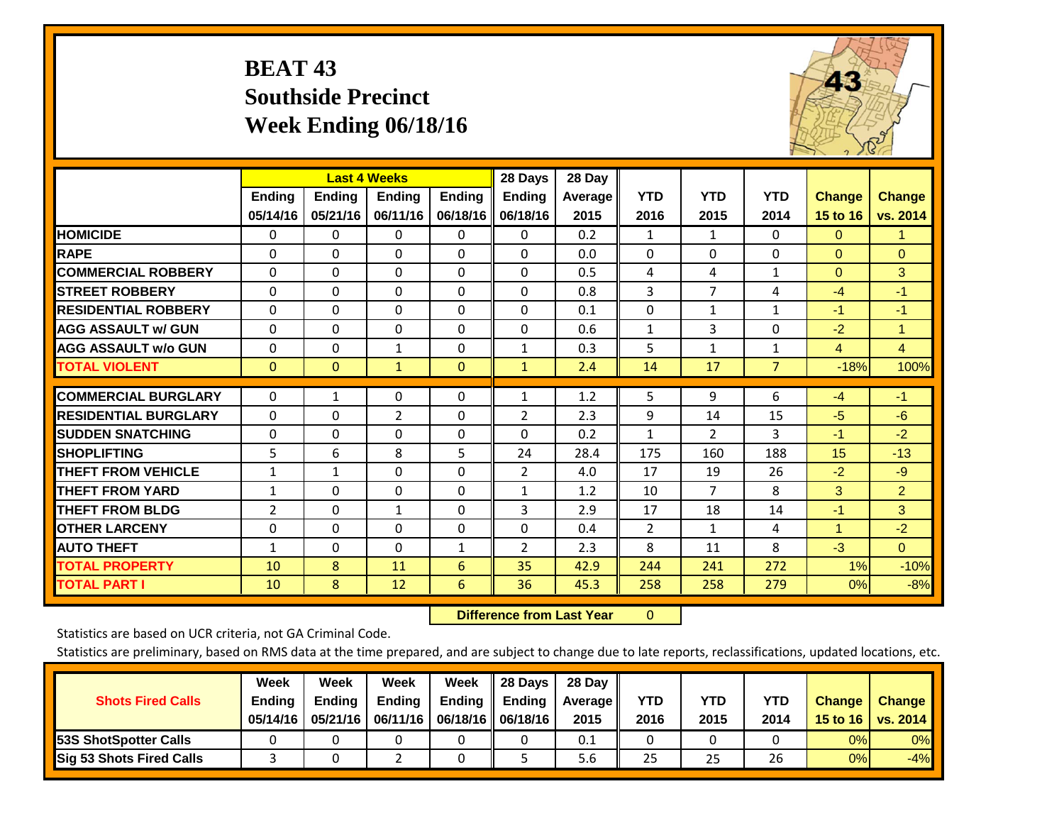# BEAT 43
# Southside Precinct
# Week Ending 06/18/16

| | Last 4 Weeks | | | | 28 Days | 28 Day | | | | | |
|---|---|---|---|---|---|---|---|---|---|---|---|
| | Ending 05/14/16 | Ending 05/21/16 | Ending 06/11/16 | Ending 06/18/16 | Ending 06/18/16 | Average 2015 | YTD 2016 | YTD 2015 | YTD 2014 | Change 15 to 16 | Change vs. 2014 |
| HOMICIDE | 0 | 0 | 0 | 0 | 0 | 0.2 | 1 | 1 | 0 | 0 | 1 |
| RAPE | 0 | 0 | 0 | 0 | 0 | 0.0 | 0 | 0 | 0 | 0 | 0 |
| COMMERCIAL ROBBERY | 0 | 0 | 0 | 0 | 0 | 0.5 | 4 | 4 | 1 | 0 | 3 |
| STREET ROBBERY | 0 | 0 | 0 | 0 | 0 | 0.8 | 3 | 7 | 4 | -4 | -1 |
| RESIDENTIAL ROBBERY | 0 | 0 | 0 | 0 | 0 | 0.1 | 0 | 1 | 1 | -1 | -1 |
| AGG ASSAULT w/ GUN | 0 | 0 | 0 | 0 | 0 | 0.6 | 1 | 3 | 0 | -2 | 1 |
| AGG ASSAULT w/o GUN | 0 | 0 | 1 | 0 | 1 | 0.3 | 5 | 1 | 1 | 4 | 4 |
| TOTAL VIOLENT | 0 | 0 | 1 | 0 | 1 | 2.4 | 14 | 17 | 7 | -18% | 100% |
| COMMERCIAL BURGLARY | 0 | 1 | 0 | 0 | 1 | 1.2 | 5 | 9 | 6 | -4 | -1 |
| RESIDENTIAL BURGLARY | 0 | 0 | 2 | 0 | 2 | 2.3 | 9 | 14 | 15 | -5 | -6 |
| SUDDEN SNATCHING | 0 | 0 | 0 | 0 | 0 | 0.2 | 1 | 2 | 3 | -1 | -2 |
| SHOPLIFTING | 5 | 6 | 8 | 5 | 24 | 28.4 | 175 | 160 | 188 | 15 | -13 |
| THEFT FROM VEHICLE | 1 | 1 | 0 | 0 | 2 | 4.0 | 17 | 19 | 26 | -2 | -9 |
| THEFT FROM YARD | 1 | 0 | 0 | 0 | 1 | 1.2 | 10 | 7 | 8 | 3 | 2 |
| THEFT FROM BLDG | 2 | 0 | 1 | 0 | 3 | 2.9 | 17 | 18 | 14 | -1 | 3 |
| OTHER LARCENY | 0 | 0 | 0 | 0 | 0 | 0.4 | 2 | 1 | 4 | 1 | -2 |
| AUTO THEFT | 1 | 0 | 0 | 1 | 2 | 2.3 | 8 | 11 | 8 | -3 | 0 |
| TOTAL PROPERTY | 10 | 8 | 11 | 6 | 35 | 42.9 | 244 | 241 | 272 | 1% | -10% |
| TOTAL PART I | 10 | 8 | 12 | 6 | 36 | 45.3 | 258 | 258 | 279 | 0% | -8% |

**Difference from Last Year** 0

Statistics are based on UCR criteria, not GA Criminal Code.

Statistics are preliminary, based on RMS data at the time prepared, and are subject to change due to late reports, reclassifications, updated locations, etc.

| Shots Fired Calls | Week Ending 05/14/16 | Week Ending 05/21/16 | Week Ending 06/11/16 | Week Ending 06/18/16 | 28 Days Ending 06/18/16 | 28 Day Average 2015 | YTD 2016 | YTD 2015 | YTD 2014 | Change 15 to 16 | Change vs. 2014 |
|---|---|---|---|---|---|---|---|---|---|---|---|
| 53S ShotSpotter Calls | 0 | 0 | 0 | 0 | 0 | 0.1 | 0 | 0 | 0 | 0% | 0% |
| Sig 53 Shots Fired Calls | 3 | 0 | 2 | 0 | 5 | 5.6 | 25 | 25 | 26 | 0% | -4% |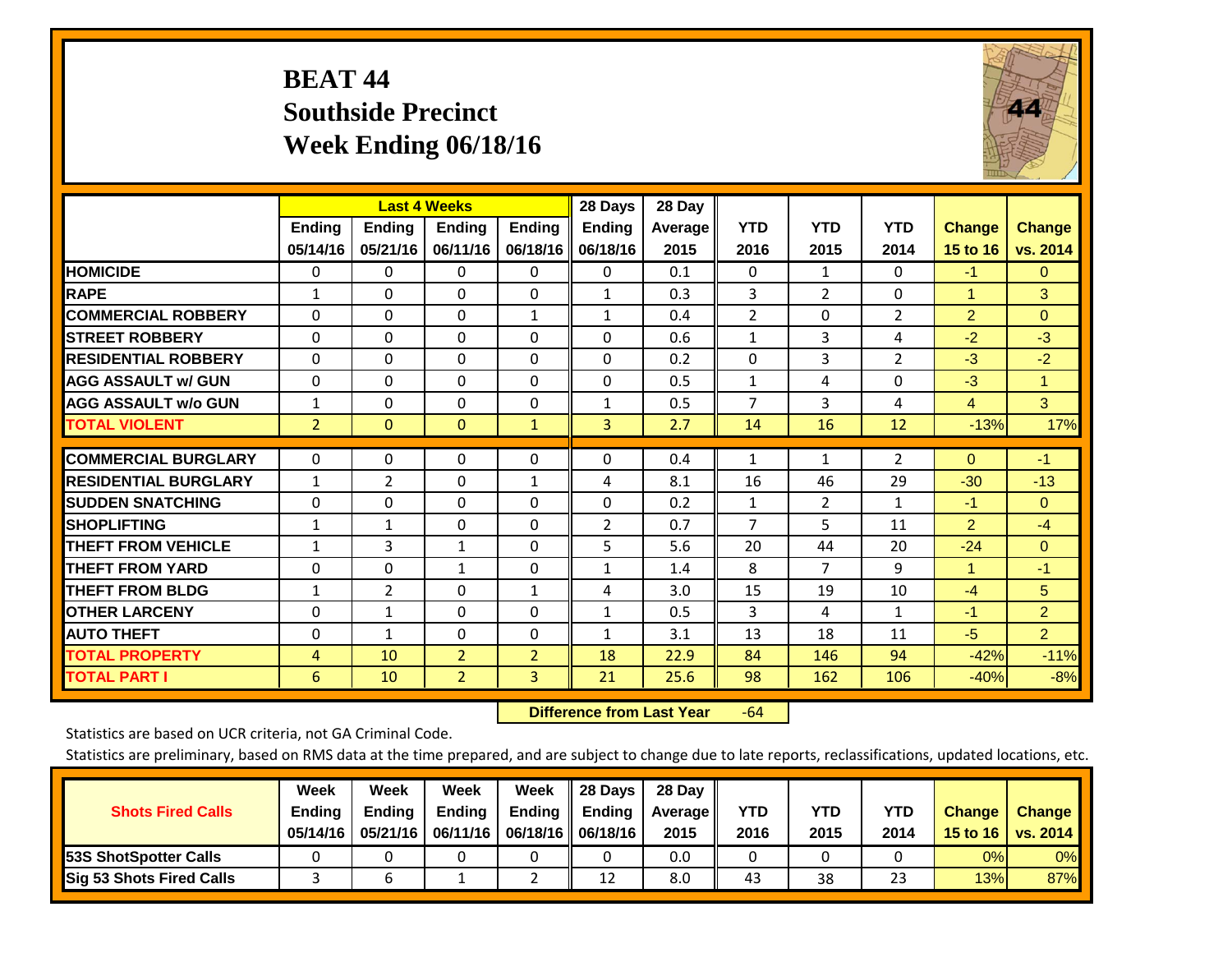# BEAT 44
## Southside Precinct
## Week Ending 06/18/16

| | Last 4 Weeks | | | | 28 Days | 28 Day | | | | | |
|---|---|---|---|---|---|---|---|---|---|---|---|
| | Ending 05/14/16 | Ending 05/21/16 | Ending 06/11/16 | Ending 06/18/16 | Ending 06/18/16 | Average 2015 | YTD 2016 | YTD 2015 | YTD 2014 | Change 15 to 16 | Change vs. 2014 |
| HOMICIDE | 0 | 0 | 0 | 0 | 0 | 0.1 | 0 | 1 | 0 | -1 | 0 |
| RAPE | 1 | 0 | 0 | 0 | 1 | 0.3 | 3 | 2 | 0 | 1 | 3 |
| COMMERCIAL ROBBERY | 0 | 0 | 0 | 1 | 1 | 0.4 | 2 | 0 | 2 | 2 | 0 |
| STREET ROBBERY | 0 | 0 | 0 | 0 | 0 | 0.6 | 1 | 3 | 4 | -2 | -3 |
| RESIDENTIAL ROBBERY | 0 | 0 | 0 | 0 | 0 | 0.2 | 0 | 3 | 2 | -3 | -2 |
| AGG ASSAULT w/ GUN | 0 | 0 | 0 | 0 | 0 | 0.5 | 1 | 4 | 0 | -3 | 1 |
| AGG ASSAULT w/o GUN | 1 | 0 | 0 | 0 | 1 | 0.5 | 7 | 3 | 4 | 4 | 3 |
| TOTAL VIOLENT | 2 | 0 | 0 | 1 | 3 | 2.7 | 14 | 16 | 12 | -13% | 17% |
| COMMERCIAL BURGLARY | 0 | 0 | 0 | 0 | 0 | 0.4 | 1 | 1 | 2 | 0 | -1 |
| RESIDENTIAL BURGLARY | 1 | 2 | 0 | 1 | 4 | 8.1 | 16 | 46 | 29 | -30 | -13 |
| SUDDEN SNATCHING | 0 | 0 | 0 | 0 | 0 | 0.2 | 1 | 2 | 1 | -1 | 0 |
| SHOPLIFTING | 1 | 1 | 0 | 0 | 2 | 0.7 | 7 | 5 | 11 | 2 | -4 |
| THEFT FROM VEHICLE | 1 | 3 | 1 | 0 | 5 | 5.6 | 20 | 44 | 20 | -24 | 0 |
| THEFT FROM YARD | 0 | 0 | 1 | 0 | 1 | 1.4 | 8 | 7 | 9 | 1 | -1 |
| THEFT FROM BLDG | 1 | 2 | 0 | 1 | 4 | 3.0 | 15 | 19 | 10 | -4 | 5 |
| OTHER LARCENY | 0 | 1 | 0 | 0 | 1 | 0.5 | 3 | 4 | 1 | -1 | 2 |
| AUTO THEFT | 0 | 1 | 0 | 0 | 1 | 3.1 | 13 | 18 | 11 | -5 | 2 |
| TOTAL PROPERTY | 4 | 10 | 2 | 2 | 18 | 22.9 | 84 | 146 | 94 | -42% | -11% |
| TOTAL PART I | 6 | 10 | 2 | 3 | 21 | 25.6 | 98 | 162 | 106 | -40% | -8% |

**Difference from Last Year** -64

Statistics are based on UCR criteria, not GA Criminal Code.

Statistics are preliminary, based on RMS data at the time prepared, and are subject to change due to late reports, reclassifications, updated locations, etc.

| Shots Fired Calls | Week Ending 05/14/16 | Week Ending 05/21/16 | Week Ending 06/11/16 | Week Ending 06/18/16 | 28 Days Ending 06/18/16 | 28 Day Average 2015 | YTD 2016 | YTD 2015 | YTD 2014 | Change 15 to 16 | Change vs. 2014 |
|---|---|---|---|---|---|---|---|---|---|---|---|
| 53S ShotSpotter Calls | 0 | 0 | 0 | 0 | 0 | 0.0 | 0 | 0 | 0 | 0% | 0% |
| Sig 53 Shots Fired Calls | 3 | 6 | 1 | 2 | 12 | 8.0 | 43 | 38 | 23 | 13% | 87% |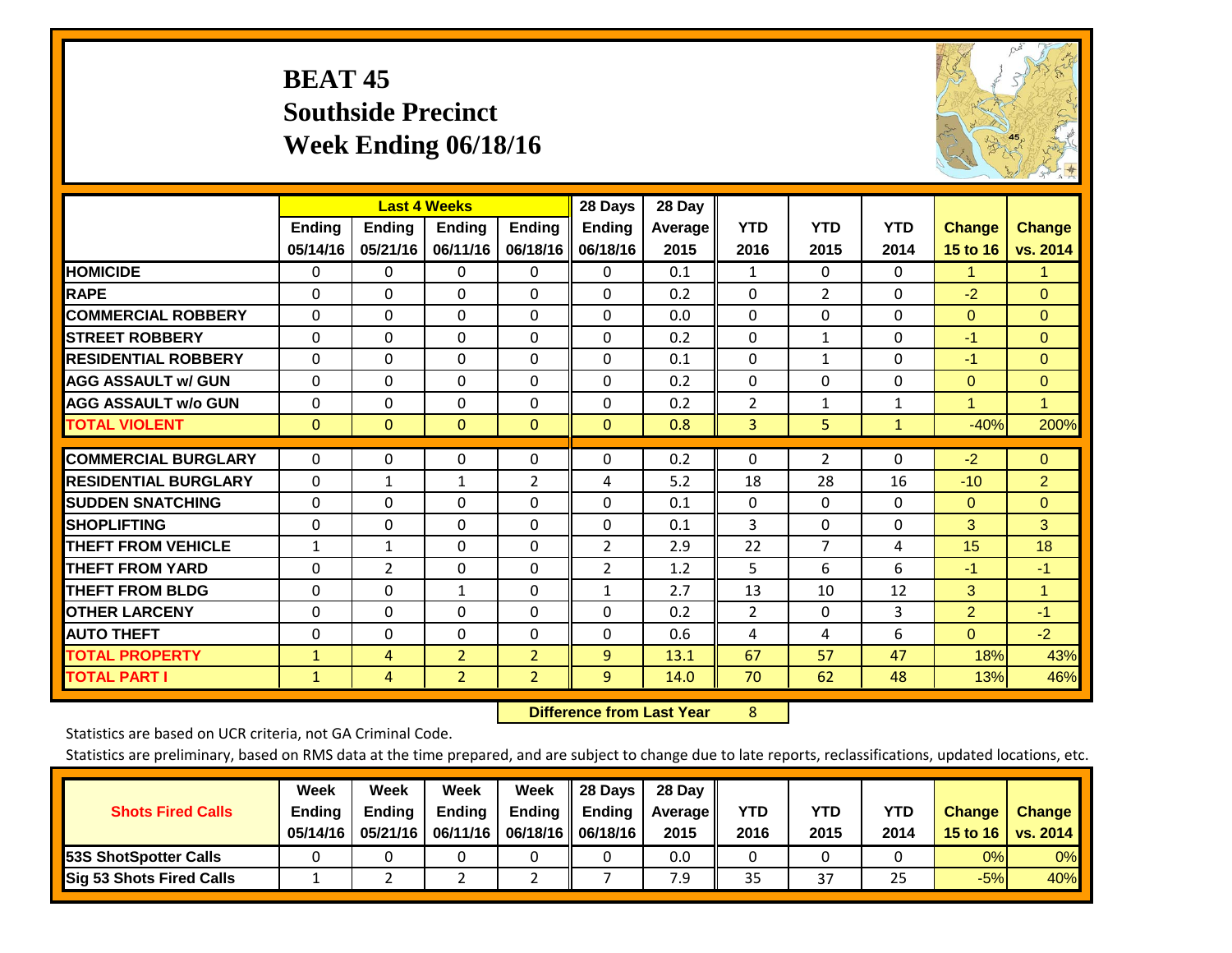# BEAT 45
## Southside Precinct
## Week Ending 06/18/16

| | Last 4 Weeks | | | | 28 Days | 28 Day | | | | | |
|---|---|---|---|---|---|---|---|---|---|---|---|
| | Ending 05/14/16 | Ending 05/21/16 | Ending 06/11/16 | Ending 06/18/16 | Ending 06/18/16 | Average 2015 | YTD 2016 | YTD 2015 | YTD 2014 | Change 15 to 16 | Change vs. 2014 |
| HOMICIDE | 0 | 0 | 0 | 0 | 0 | 0.1 | 1 | 0 | 0 | 1 | 1 |
| RAPE | 0 | 0 | 0 | 0 | 0 | 0.2 | 0 | 2 | 0 | -2 | 0 |
| COMMERCIAL ROBBERY | 0 | 0 | 0 | 0 | 0 | 0.0 | 0 | 0 | 0 | 0 | 0 |
| STREET ROBBERY | 0 | 0 | 0 | 0 | 0 | 0.2 | 0 | 1 | 0 | -1 | 0 |
| RESIDENTIAL ROBBERY | 0 | 0 | 0 | 0 | 0 | 0.1 | 0 | 1 | 0 | -1 | 0 |
| AGG ASSAULT w/ GUN | 0 | 0 | 0 | 0 | 0 | 0.2 | 0 | 0 | 0 | 0 | 0 |
| AGG ASSAULT w/o GUN | 0 | 0 | 0 | 0 | 0 | 0.2 | 2 | 1 | 1 | 1 | 1 |
| TOTAL VIOLENT | 0 | 0 | 0 | 0 | 0 | 0.8 | 3 | 5 | 1 | -40% | 200% |
| COMMERCIAL BURGLARY | 0 | 0 | 0 | 0 | 0 | 0.2 | 0 | 2 | 0 | -2 | 0 |
| RESIDENTIAL BURGLARY | 0 | 1 | 1 | 2 | 4 | 5.2 | 18 | 28 | 16 | -10 | 2 |
| SUDDEN SNATCHING | 0 | 0 | 0 | 0 | 0 | 0.1 | 0 | 0 | 0 | 0 | 0 |
| SHOPLIFTING | 0 | 0 | 0 | 0 | 0 | 0.1 | 3 | 0 | 0 | 3 | 3 |
| THEFT FROM VEHICLE | 1 | 1 | 0 | 0 | 2 | 2.9 | 22 | 7 | 4 | 15 | 18 |
| THEFT FROM YARD | 0 | 2 | 0 | 0 | 2 | 1.2 | 5 | 6 | 6 | -1 | -1 |
| THEFT FROM BLDG | 0 | 0 | 1 | 0 | 1 | 2.7 | 13 | 10 | 12 | 3 | 1 |
| OTHER LARCENY | 0 | 0 | 0 | 0 | 0 | 0.2 | 2 | 0 | 3 | 2 | -1 |
| AUTO THEFT | 0 | 0 | 0 | 0 | 0 | 0.6 | 4 | 4 | 6 | 0 | -2 |
| TOTAL PROPERTY | 1 | 4 | 2 | 2 | 9 | 13.1 | 67 | 57 | 47 | 18% | 43% |
| TOTAL PART I | 1 | 4 | 2 | 2 | 9 | 14.0 | 70 | 62 | 48 | 13% | 46% |

**Difference from Last Year** 8

Statistics are based on UCR criteria, not GA Criminal Code.

Statistics are preliminary, based on RMS data at the time prepared, and are subject to change due to late reports, reclassifications, updated locations, etc.

| Shots Fired Calls | Week Ending 05/14/16 | Week Ending 05/21/16 | Week Ending 06/11/16 | Week Ending 06/18/16 | 28 Days Ending 06/18/16 | 28 Day Average 2015 | YTD 2016 | YTD 2015 | YTD 2014 | Change 15 to 16 | Change vs. 2014 |
|---|---|---|---|---|---|---|---|---|---|---|---|
| 53S ShotSpotter Calls | 0 | 0 | 0 | 0 | 0 | 0.0 | 0 | 0 | 0 | 0% | 0% |
| Sig 53 Shots Fired Calls | 1 | 2 | 2 | 2 | 7 | 7.9 | 35 | 37 | 25 | -5% | 40% |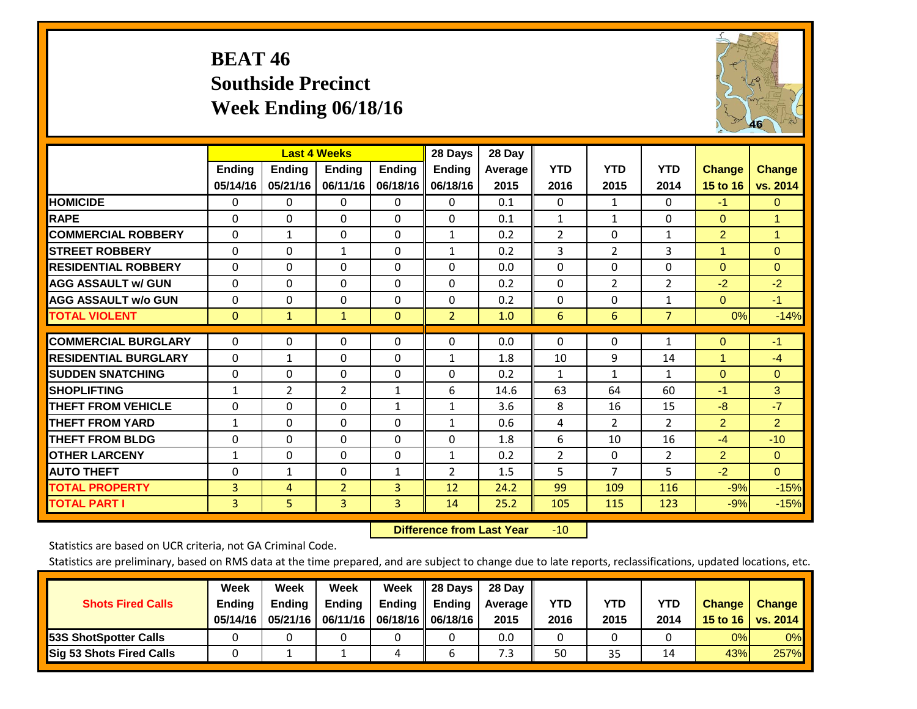# BEAT 46
## Southside Precinct
## Week Ending 06/18/16

| | Last 4 Weeks | | | | 28 Days | 28 Day | | | | | |
|---|---|---|---|---|---|---|---|---|---|---|---|
| | Ending 05/14/16 | Ending 05/21/16 | Ending 06/11/16 | Ending 06/18/16 | Ending 06/18/16 | Average 2015 | YTD 2016 | YTD 2015 | YTD 2014 | Change 15 to 16 | Change vs. 2014 |
| HOMICIDE | 0 | 0 | 0 | 0 | 0 | 0.1 | 0 | 1 | 0 | -1 | 0 |
| RAPE | 0 | 0 | 0 | 0 | 0 | 0.1 | 1 | 1 | 0 | 0 | 1 |
| COMMERCIAL ROBBERY | 0 | 1 | 0 | 0 | 1 | 0.2 | 2 | 0 | 1 | 2 | 1 |
| STREET ROBBERY | 0 | 0 | 1 | 0 | 1 | 0.2 | 3 | 2 | 3 | 1 | 0 |
| RESIDENTIAL ROBBERY | 0 | 0 | 0 | 0 | 0 | 0.0 | 0 | 0 | 0 | 0 | 0 |
| AGG ASSAULT w/ GUN | 0 | 0 | 0 | 0 | 0 | 0.2 | 0 | 2 | 2 | -2 | -2 |
| AGG ASSAULT w/o GUN | 0 | 0 | 0 | 0 | 0 | 0.2 | 0 | 0 | 1 | 0 | -1 |
| TOTAL VIOLENT | 0 | 1 | 1 | 0 | 2 | 1.0 | 6 | 6 | 7 | 0% | -14% |
| COMMERCIAL BURGLARY | 0 | 0 | 0 | 0 | 0 | 0.0 | 0 | 0 | 1 | 0 | -1 |
| RESIDENTIAL BURGLARY | 0 | 1 | 0 | 0 | 1 | 1.8 | 10 | 9 | 14 | 1 | -4 |
| SUDDEN SNATCHING | 0 | 0 | 0 | 0 | 0 | 0.2 | 1 | 1 | 1 | 0 | 0 |
| SHOPLIFTING | 1 | 2 | 2 | 1 | 6 | 14.6 | 63 | 64 | 60 | -1 | 3 |
| THEFT FROM VEHICLE | 0 | 0 | 0 | 1 | 1 | 3.6 | 8 | 16 | 15 | -8 | -7 |
| THEFT FROM YARD | 1 | 0 | 0 | 0 | 1 | 0.6 | 4 | 2 | 2 | 2 | 2 |
| THEFT FROM BLDG | 0 | 0 | 0 | 0 | 0 | 1.8 | 6 | 10 | 16 | -4 | -10 |
| OTHER LARCENY | 1 | 0 | 0 | 0 | 1 | 0.2 | 2 | 0 | 2 | 2 | 0 |
| AUTO THEFT | 0 | 1 | 0 | 1 | 2 | 1.5 | 5 | 7 | 5 | -2 | 0 |
| TOTAL PROPERTY | 3 | 4 | 2 | 3 | 12 | 24.2 | 99 | 109 | 116 | -9% | -15% |
| TOTAL PART I | 3 | 5 | 3 | 3 | 14 | 25.2 | 105 | 115 | 123 | -9% | -15% |

**Difference from Last Year** -10

Statistics are based on UCR criteria, not GA Criminal Code.

Statistics are preliminary, based on RMS data at the time prepared, and are subject to change due to late reports, reclassifications, updated locations, etc.

| Shots Fired Calls | Week Ending 05/14/16 | Week Ending 05/21/16 | Week Ending 06/11/16 | Week Ending 06/18/16 | 28 Days Ending 06/18/16 | 28 Day Average 2015 | YTD 2016 | YTD 2015 | YTD 2014 | Change 15 to 16 | Change vs. 2014 |
|---|---|---|---|---|---|---|---|---|---|---|---|
| 53S ShotSpotter Calls | 0 | 0 | 0 | 0 | 0 | 0.0 | 0 | 0 | 0 | 0% | 0% |
| Sig 53 Shots Fired Calls | 0 | 1 | 1 | 4 | 6 | 7.3 | 50 | 35 | 14 | 43% | 257% |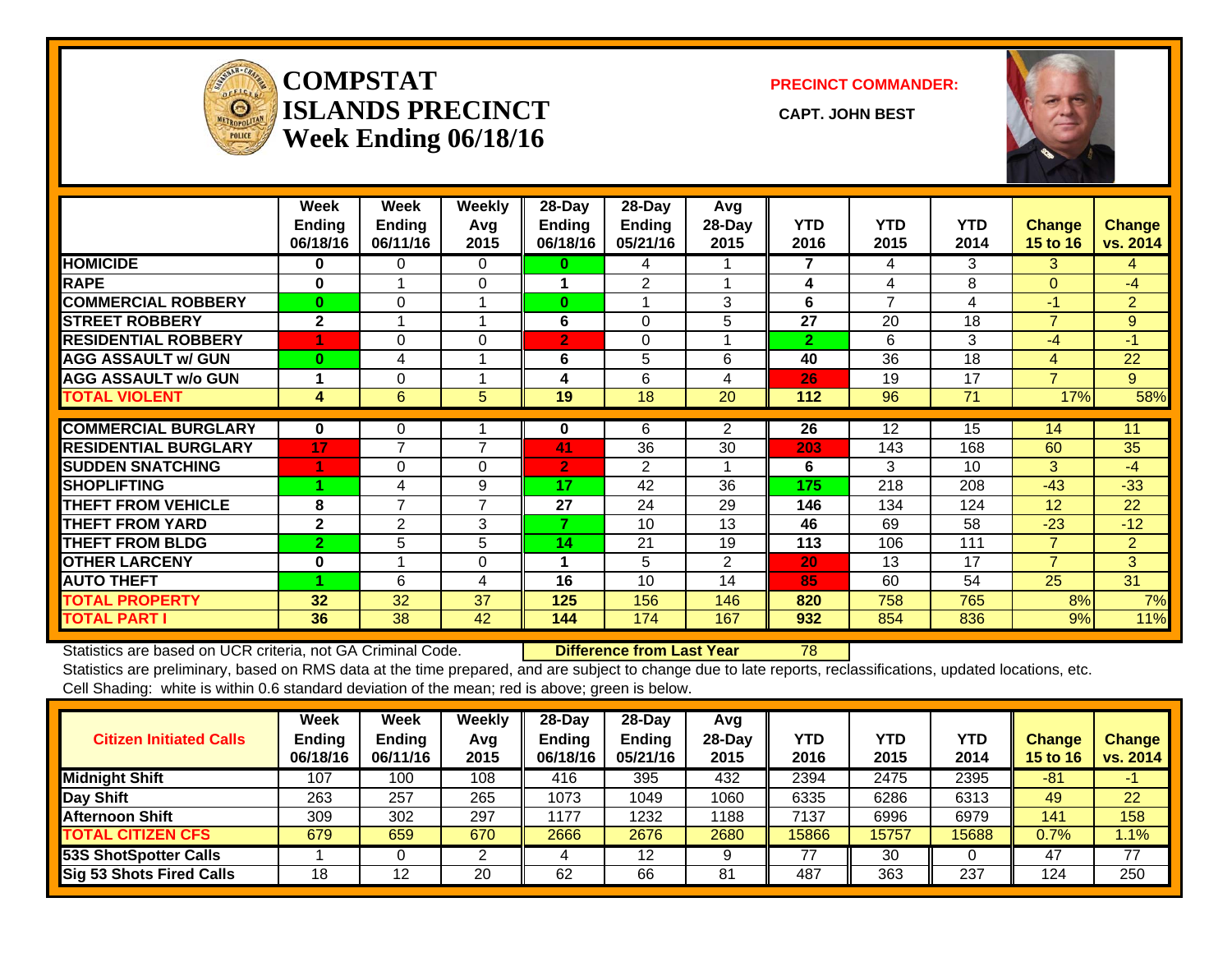# COMPSTAT ISLANDS PRECINCT Week Ending 06/18/16

**PRECINCT COMMANDER:**

**CAPT. JOHN BEST**

| | Week Ending 06/18/16 | Week Ending 06/11/16 | Weekly Avg 2015 | 28-Day Ending 06/18/16 | 28-Day Ending 05/21/16 | Avg 28-Day 2015 | YTD 2016 | YTD 2015 | YTD 2014 | Change 15 to 16 | Change vs. 2014 |
|---|---|---|---|---|---|---|---|---|---|---|---|
| HOMICIDE | 0 | 0 | 0 | 0 | 4 | 1 | 7 | 4 | 3 | 3 | 4 |
| RAPE | 0 | 1 | 0 | 1 | 2 | 1 | 4 | 4 | 8 | 0 | -4 |
| COMMERCIAL ROBBERY | 0 | 0 | 1 | 0 | 1 | 3 | 6 | 7 | 4 | -1 | 2 |
| STREET ROBBERY | 2 | 1 | 1 | 6 | 0 | 5 | 27 | 20 | 18 | 7 | 9 |
| RESIDENTIAL ROBBERY | 1 | 0 | 0 | 2 | 0 | 1 | 2 | 6 | 3 | -4 | -1 |
| AGG ASSAULT w/ GUN | 0 | 4 | 1 | 6 | 5 | 6 | 40 | 36 | 18 | 4 | 22 |
| AGG ASSAULT w/o GUN | 1 | 0 | 1 | 4 | 6 | 4 | 26 | 19 | 17 | 7 | 9 |
| TOTAL VIOLENT | 4 | 6 | 5 | 19 | 18 | 20 | 112 | 96 | 71 | 17% | 58% |
| COMMERCIAL BURGLARY | 0 | 0 | 1 | 0 | 6 | 2 | 26 | 12 | 15 | 14 | 11 |
| RESIDENTIAL BURGLARY | 17 | 7 | 7 | 41 | 36 | 30 | 203 | 143 | 168 | 60 | 35 |
| SUDDEN SNATCHING | 1 | 0 | 0 | 2 | 2 | 1 | 6 | 3 | 10 | 3 | -4 |
| SHOPLIFTING | 1 | 4 | 9 | 17 | 42 | 36 | 175 | 218 | 208 | -43 | -33 |
| THEFT FROM VEHICLE | 8 | 7 | 7 | 27 | 24 | 29 | 146 | 134 | 124 | 12 | 22 |
| THEFT FROM YARD | 2 | 2 | 3 | 7 | 10 | 13 | 46 | 69 | 58 | -23 | -12 |
| THEFT FROM BLDG | 2 | 5 | 5 | 14 | 21 | 19 | 113 | 106 | 111 | 7 | 2 |
| OTHER LARCENY | 0 | 1 | 0 | 1 | 5 | 2 | 20 | 13 | 17 | 7 | 3 |
| AUTO THEFT | 1 | 6 | 4 | 16 | 10 | 14 | 85 | 60 | 54 | 25 | 31 |
| TOTAL PROPERTY | 32 | 32 | 37 | 125 | 156 | 146 | 820 | 758 | 765 | 8% | 7% |
| TOTAL PART I | 36 | 38 | 42 | 144 | 174 | 167 | 932 | 854 | 836 | 9% | 11% |

Statistics are based on UCR criteria, not GA Criminal Code. **Difference from Last Year** 78

Statistics are preliminary, based on RMS data at the time prepared, and are subject to change due to late reports, reclassifications, updated locations, etc.

Cell Shading: white is within 0.6 standard deviation of the mean; red is above; green is below.

| Citizen Initiated Calls | Week Ending 06/18/16 | Week Ending 06/11/16 | Weekly Avg 2015 | 28-Day Ending 06/18/16 | 28-Day Ending 05/21/16 | Avg 28-Day 2015 | YTD 2016 | YTD 2015 | YTD 2014 | Change 15 to 16 | Change vs. 2014 |
|---|---|---|---|---|---|---|---|---|---|---|---|
| Midnight Shift | 107 | 100 | 108 | 416 | 395 | 432 | 2394 | 2475 | 2395 | -81 | -1 |
| Day Shift | 263 | 257 | 265 | 1073 | 1049 | 1060 | 6335 | 6286 | 6313 | 49 | 22 |
| Afternoon Shift | 309 | 302 | 297 | 1177 | 1232 | 1188 | 7137 | 6996 | 6979 | 141 | 158 |
| TOTAL CITIZEN CFS | 679 | 659 | 670 | 2666 | 2676 | 2680 | 15866 | 15757 | 15688 | 0.7% | 1.1% |
| 53S ShotSpotter Calls | 1 | 0 | 2 | 4 | 12 | 9 | 77 | 30 | 0 | 47 | 77 |
| Sig 53 Shots Fired Calls | 18 | 12 | 20 | 62 | 66 | 81 | 487 | 363 | 237 | 124 | 250 |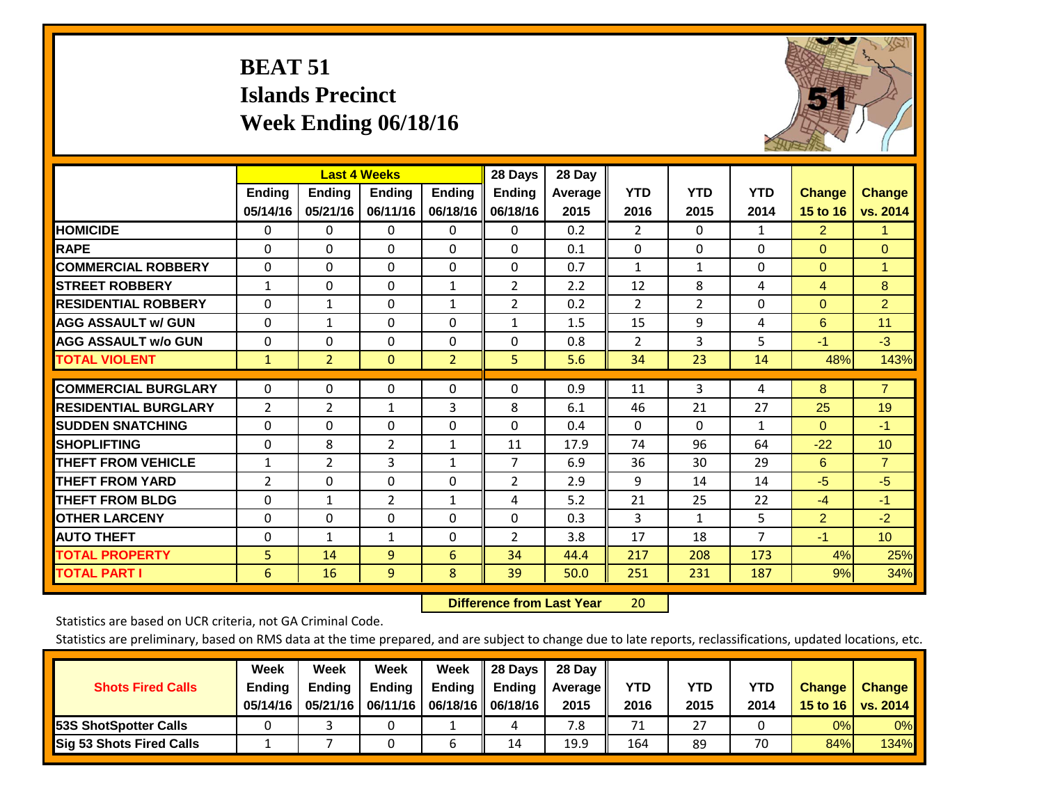# BEAT 51
## Islands Precinct
## Week Ending 06/18/16

| | Last 4 Weeks | | | | 28 Days | 28 Day | | | | | |
|---|---|---|---|---|---|---|---|---|---|---|---|
| | Ending 05/14/16 | Ending 05/21/16 | Ending 06/11/16 | Ending 06/18/16 | Ending 06/18/16 | Average 2015 | YTD 2016 | YTD 2015 | YTD 2014 | Change 15 to 16 | Change vs. 2014 |
| **HOMICIDE** | 0 | 0 | 0 | 0 | 0 | 0.2 | 2 | 0 | 1 | 2 | 1 |
| **RAPE** | 0 | 0 | 0 | 0 | 0 | 0.1 | 0 | 0 | 0 | 0 | 0 |
| **COMMERCIAL ROBBERY** | 0 | 0 | 0 | 0 | 0 | 0.7 | 1 | 1 | 0 | 0 | 1 |
| **STREET ROBBERY** | 1 | 0 | 0 | 1 | 2 | 2.2 | 12 | 8 | 4 | 4 | 8 |
| **RESIDENTIAL ROBBERY** | 0 | 1 | 0 | 1 | 2 | 0.2 | 2 | 2 | 0 | 0 | 2 |
| **AGG ASSAULT w/ GUN** | 0 | 1 | 0 | 0 | 1 | 1.5 | 15 | 9 | 4 | 6 | 11 |
| **AGG ASSAULT w/o GUN** | 0 | 0 | 0 | 0 | 0 | 0.8 | 2 | 3 | 5 | -1 | -3 |
| **TOTAL VIOLENT** | 1 | 2 | 0 | 2 | 5 | 5.6 | 34 | 23 | 14 | 48% | 143% |
| **COMMERCIAL BURGLARY** | 0 | 0 | 0 | 0 | 0 | 0.9 | 11 | 3 | 4 | 8 | 7 |
| **RESIDENTIAL BURGLARY** | 2 | 2 | 1 | 3 | 8 | 6.1 | 46 | 21 | 27 | 25 | 19 |
| **SUDDEN SNATCHING** | 0 | 0 | 0 | 0 | 0 | 0.4 | 0 | 0 | 1 | 0 | -1 |
| **SHOPLIFTING** | 0 | 8 | 2 | 1 | 11 | 17.9 | 74 | 96 | 64 | -22 | 10 |
| **THEFT FROM VEHICLE** | 1 | 2 | 3 | 1 | 7 | 6.9 | 36 | 30 | 29 | 6 | 7 |
| **THEFT FROM YARD** | 2 | 0 | 0 | 0 | 2 | 2.9 | 9 | 14 | 14 | -5 | -5 |
| **THEFT FROM BLDG** | 0 | 1 | 2 | 1 | 4 | 5.2 | 21 | 25 | 22 | -4 | -1 |
| **OTHER LARCENY** | 0 | 0 | 0 | 0 | 0 | 0.3 | 3 | 1 | 5 | 2 | -2 |
| **AUTO THEFT** | 0 | 1 | 1 | 0 | 2 | 3.8 | 17 | 18 | 7 | -1 | 10 |
| **TOTAL PROPERTY** | 5 | 14 | 9 | 6 | 34 | 44.4 | 217 | 208 | 173 | 4% | 25% |
| **TOTAL PART I** | 6 | 16 | 9 | 8 | 39 | 50.0 | 251 | 231 | 187 | 9% | 34% |

**Difference from Last Year** 20

Statistics are based on UCR criteria, not GA Criminal Code.

Statistics are preliminary, based on RMS data at the time prepared, and are subject to change due to late reports, reclassifications, updated locations, etc.

| Shots Fired Calls | Week Ending 05/14/16 | Week Ending 05/21/16 | Week Ending 06/11/16 | Week Ending 06/18/16 | 28 Days Ending 06/18/16 | 28 Day Average 2015 | YTD 2016 | YTD 2015 | YTD 2014 | Change 15 to 16 | Change vs. 2014 |
|---|---|---|---|---|---|---|---|---|---|---|---|
| **53S ShotSpotter Calls** | 0 | 3 | 0 | 1 | 4 | 7.8 | 71 | 27 | 0 | 0% | 0% |
| **Sig 53 Shots Fired Calls** | 1 | 7 | 0 | 6 | 14 | 19.9 | 164 | 89 | 70 | 84% | 134% |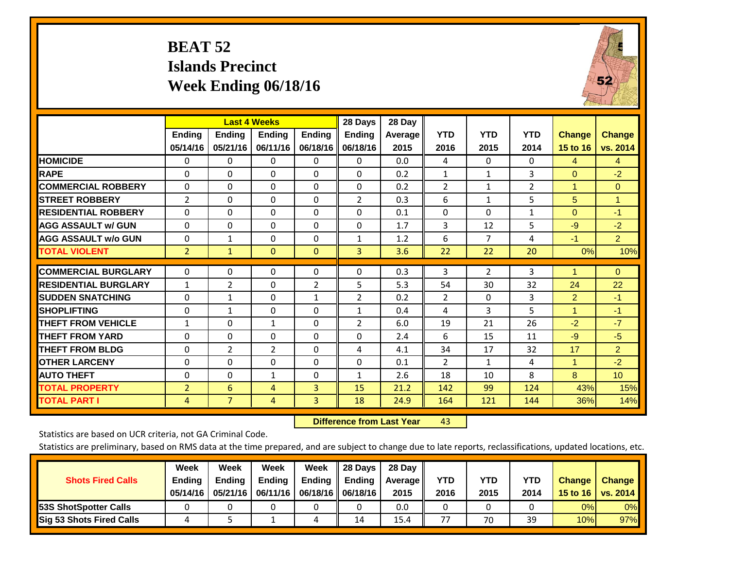# BEAT 52
## Islands Precinct
## Week Ending 06/18/16

| | Last 4 Weeks | | | | 28 Days | 28 Day | YTD | YTD | YTD | Change | Change |
|---|---|---|---|---|---|---|---|---|---|---|---|
| | Ending 05/14/16 | Ending 05/21/16 | Ending 06/11/16 | Ending 06/18/16 | Ending 06/18/16 | Average 2015 | 2016 | 2015 | 2014 | 15 to 16 | vs. 2014 |
| HOMICIDE | 0 | 0 | 0 | 0 | 0 | 0.0 | 4 | 0 | 0 | 4 | 4 |
| RAPE | 0 | 0 | 0 | 0 | 0 | 0.2 | 1 | 1 | 3 | 0 | -2 |
| COMMERCIAL ROBBERY | 0 | 0 | 0 | 0 | 0 | 0.2 | 2 | 1 | 2 | 1 | 0 |
| STREET ROBBERY | 2 | 0 | 0 | 0 | 2 | 0.3 | 6 | 1 | 5 | 5 | 1 |
| RESIDENTIAL ROBBERY | 0 | 0 | 0 | 0 | 0 | 0.1 | 0 | 0 | 1 | 0 | -1 |
| AGG ASSAULT w/ GUN | 0 | 0 | 0 | 0 | 0 | 1.7 | 3 | 12 | 5 | -9 | -2 |
| AGG ASSAULT w/o GUN | 0 | 1 | 0 | 0 | 1 | 1.2 | 6 | 7 | 4 | -1 | 2 |
| TOTAL VIOLENT | 2 | 1 | 0 | 0 | 3 | 3.6 | 22 | 22 | 20 | 0% | 10% |
| COMMERCIAL BURGLARY | 0 | 0 | 0 | 0 | 0 | 0.3 | 3 | 2 | 3 | 1 | 0 |
| RESIDENTIAL BURGLARY | 1 | 2 | 0 | 2 | 5 | 5.3 | 54 | 30 | 32 | 24 | 22 |
| SUDDEN SNATCHING | 0 | 1 | 0 | 1 | 2 | 0.2 | 2 | 0 | 3 | 2 | -1 |
| SHOPLIFTING | 0 | 1 | 0 | 0 | 1 | 0.4 | 4 | 3 | 5 | 1 | -1 |
| THEFT FROM VEHICLE | 1 | 0 | 1 | 0 | 2 | 6.0 | 19 | 21 | 26 | -2 | -7 |
| THEFT FROM YARD | 0 | 0 | 0 | 0 | 0 | 2.4 | 6 | 15 | 11 | -9 | -5 |
| THEFT FROM BLDG | 0 | 2 | 2 | 0 | 4 | 4.1 | 34 | 17 | 32 | 17 | 2 |
| OTHER LARCENY | 0 | 0 | 0 | 0 | 0 | 0.1 | 2 | 1 | 4 | 1 | -2 |
| AUTO THEFT | 0 | 0 | 1 | 0 | 1 | 2.6 | 18 | 10 | 8 | 8 | 10 |
| TOTAL PROPERTY | 2 | 6 | 4 | 3 | 15 | 21.2 | 142 | 99 | 124 | 43% | 15% |
| TOTAL PART I | 4 | 7 | 4 | 3 | 18 | 24.9 | 164 | 121 | 144 | 36% | 14% |

**Difference from Last Year** 43

Statistics are based on UCR criteria, not GA Criminal Code.

Statistics are preliminary, based on RMS data at the time prepared, and are subject to change due to late reports, reclassifications, updated locations, etc.

| Shots Fired Calls | Week Ending 05/14/16 | Week Ending 05/21/16 | Week Ending 06/11/16 | Week Ending 06/18/16 | 28 Days Ending 06/18/16 | 28 Day Average 2015 | YTD 2016 | YTD 2015 | YTD 2014 | Change 15 to 16 | Change vs. 2014 |
|---|---|---|---|---|---|---|---|---|---|---|---|
| 53S ShotSpotter Calls | 0 | 0 | 0 | 0 | 0 | 0.0 | 0 | 0 | 0 | 0% | 0% |
| Sig 53 Shots Fired Calls | 4 | 5 | 1 | 4 | 14 | 15.4 | 77 | 70 | 39 | 10% | 97% |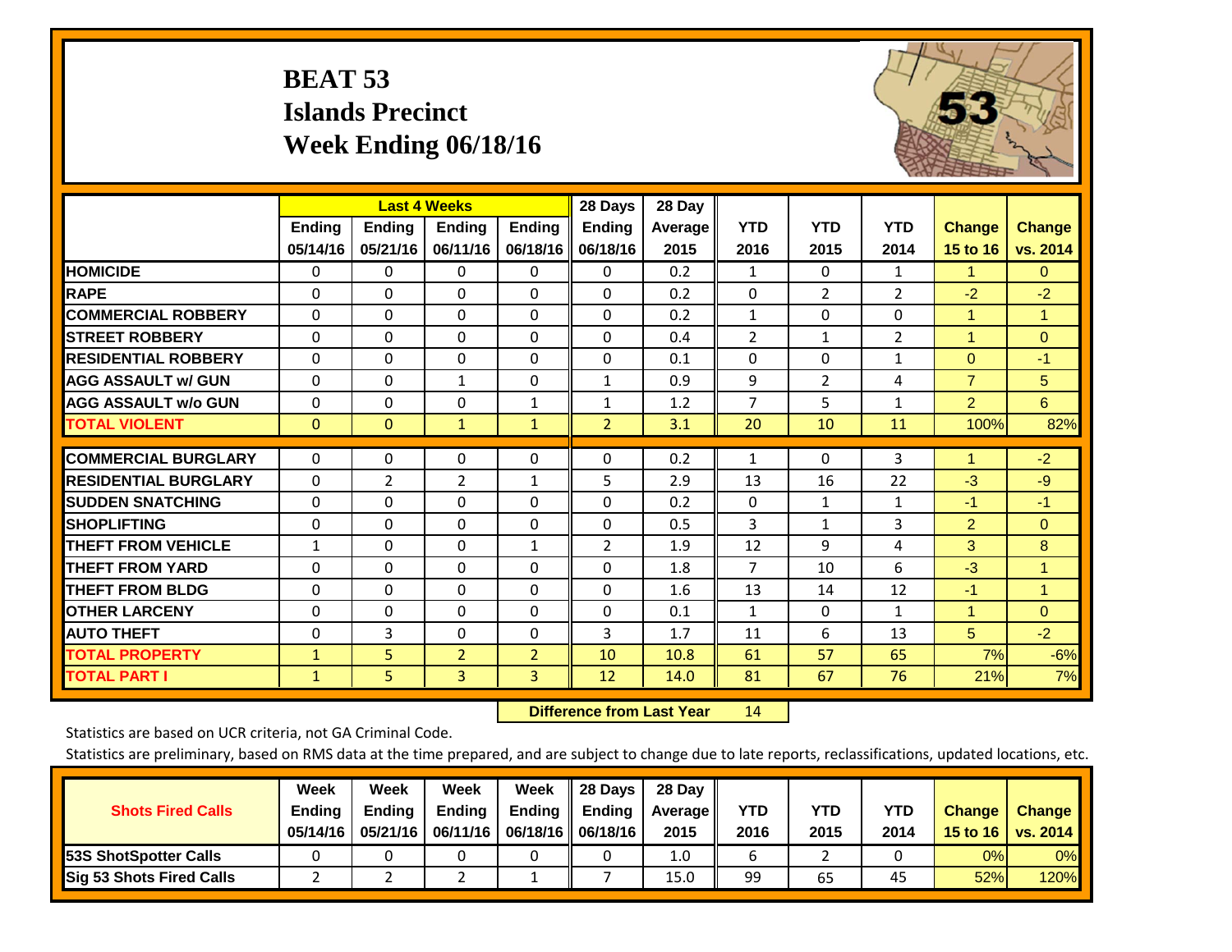# BEAT 53
# Islands Precinct
# Week Ending 06/18/16

| | Last 4 Weeks | | | | 28 Days | 28 Day | | | | | |
|---|---|---|---|---|---|---|---|---|---|---|---|
| | Ending 05/14/16 | Ending 05/21/16 | Ending 06/11/16 | Ending 06/18/16 | Ending 06/18/16 | Average 2015 | YTD 2016 | YTD 2015 | YTD 2014 | Change 15 to 16 | Change vs. 2014 |
| HOMICIDE | 0 | 0 | 0 | 0 | 0 | 0.2 | 1 | 0 | 1 | 1 | 0 |
| RAPE | 0 | 0 | 0 | 0 | 0 | 0.2 | 0 | 2 | 2 | -2 | -2 |
| COMMERCIAL ROBBERY | 0 | 0 | 0 | 0 | 0 | 0.2 | 1 | 0 | 0 | 1 | 1 |
| STREET ROBBERY | 0 | 0 | 0 | 0 | 0 | 0.4 | 2 | 1 | 2 | 1 | 0 |
| RESIDENTIAL ROBBERY | 0 | 0 | 0 | 0 | 0 | 0.1 | 0 | 0 | 1 | 0 | -1 |
| AGG ASSAULT w/ GUN | 0 | 0 | 1 | 0 | 1 | 0.9 | 9 | 2 | 4 | 7 | 5 |
| AGG ASSAULT w/o GUN | 0 | 0 | 0 | 1 | 1 | 1.2 | 7 | 5 | 1 | 2 | 6 |
| TOTAL VIOLENT | 0 | 0 | 1 | 1 | 2 | 3.1 | 20 | 10 | 11 | 100% | 82% |
| COMMERCIAL BURGLARY | 0 | 0 | 0 | 0 | 0 | 0.2 | 1 | 0 | 3 | 1 | -2 |
| RESIDENTIAL BURGLARY | 0 | 2 | 2 | 1 | 5 | 2.9 | 13 | 16 | 22 | -3 | -9 |
| SUDDEN SNATCHING | 0 | 0 | 0 | 0 | 0 | 0.2 | 0 | 1 | 1 | -1 | -1 |
| SHOPLIFTING | 0 | 0 | 0 | 0 | 0 | 0.5 | 3 | 1 | 3 | 2 | 0 |
| THEFT FROM VEHICLE | 1 | 0 | 0 | 1 | 2 | 1.9 | 12 | 9 | 4 | 3 | 8 |
| THEFT FROM YARD | 0 | 0 | 0 | 0 | 0 | 1.8 | 7 | 10 | 6 | -3 | 1 |
| THEFT FROM BLDG | 0 | 0 | 0 | 0 | 0 | 1.6 | 13 | 14 | 12 | -1 | 1 |
| OTHER LARCENY | 0 | 0 | 0 | 0 | 0 | 0.1 | 1 | 0 | 1 | 1 | 0 |
| AUTO THEFT | 0 | 3 | 0 | 0 | 3 | 1.7 | 11 | 6 | 13 | 5 | -2 |
| TOTAL PROPERTY | 1 | 5 | 2 | 2 | 10 | 10.8 | 61 | 57 | 65 | 7% | -6% |
| TOTAL PART I | 1 | 5 | 3 | 3 | 12 | 14.0 | 81 | 67 | 76 | 21% | 7% |

**Difference from Last Year** 14

Statistics are based on UCR criteria, not GA Criminal Code.

Statistics are preliminary, based on RMS data at the time prepared, and are subject to change due to late reports, reclassifications, updated locations, etc.

| Shots Fired Calls | Week Ending 05/14/16 | Week Ending 05/21/16 | Week Ending 06/11/16 | Week Ending 06/18/16 | 28 Days Ending 06/18/16 | 28 Day Average 2015 | YTD 2016 | YTD 2015 | YTD 2014 | Change 15 to 16 | Change vs. 2014 |
|---|---|---|---|---|---|---|---|---|---|---|---|
| 53S ShotSpotter Calls | 0 | 0 | 0 | 0 | 0 | 1.0 | 6 | 2 | 0 | 0% | 0% |
| Sig 53 Shots Fired Calls | 2 | 2 | 2 | 1 | 7 | 15.0 | 99 | 65 | 45 | 52% | 120% |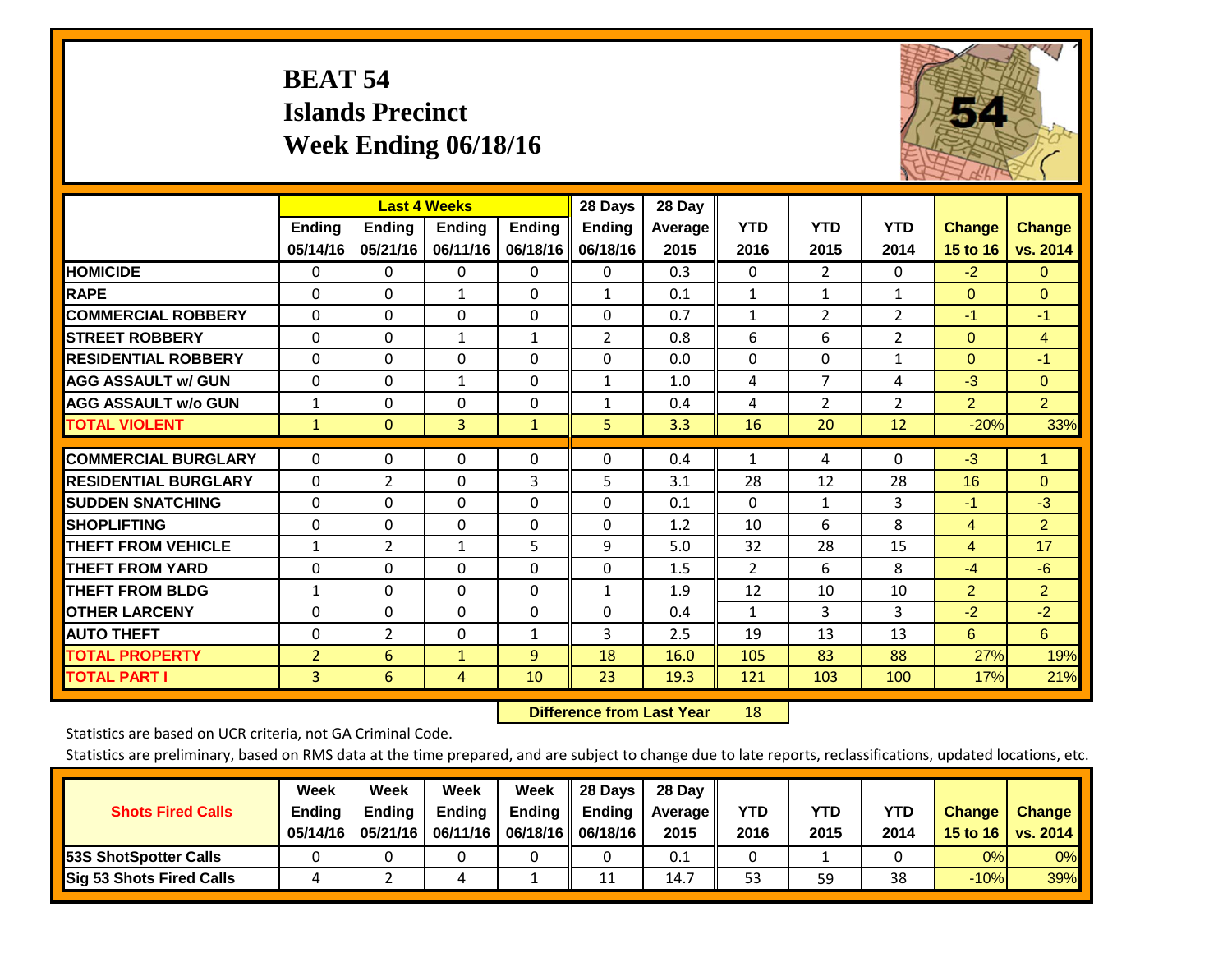# BEAT 54
## Islands Precinct
## Week Ending 06/18/16

| | Last 4 Weeks | | | | 28 Days | 28 Day | YTD | YTD | YTD | Change | Change |
|---|---|---|---|---|---|---|---|---|---|---|---|
| | Ending 05/14/16 | Ending 05/21/16 | Ending 06/11/16 | Ending 06/18/16 | Ending 06/18/16 | Average 2015 | 2016 | 2015 | 2014 | 15 to 16 | vs. 2014 |
| **HOMICIDE** | 0 | 0 | 0 | 0 | 0 | 0.3 | 0 | 2 | 0 | -2 | 0 |
| **RAPE** | 0 | 0 | 1 | 0 | 1 | 0.1 | 1 | 1 | 1 | 0 | 0 |
| **COMMERCIAL ROBBERY** | 0 | 0 | 0 | 0 | 0 | 0.7 | 1 | 2 | 2 | -1 | -1 |
| **STREET ROBBERY** | 0 | 0 | 1 | 1 | 2 | 0.8 | 6 | 6 | 2 | 0 | 4 |
| **RESIDENTIAL ROBBERY** | 0 | 0 | 0 | 0 | 0 | 0.0 | 0 | 0 | 1 | 0 | -1 |
| **AGG ASSAULT w/ GUN** | 0 | 0 | 1 | 0 | 1 | 1.0 | 4 | 7 | 4 | -3 | 0 |
| **AGG ASSAULT w/o GUN** | 1 | 0 | 0 | 0 | 1 | 0.4 | 4 | 2 | 2 | 2 | 2 |
| **TOTAL VIOLENT** | 1 | 0 | 3 | 1 | 5 | 3.3 | 16 | 20 | 12 | -20% | 33% |
| **COMMERCIAL BURGLARY** | 0 | 0 | 0 | 0 | 0 | 0.4 | 1 | 4 | 0 | -3 | 1 |
| **RESIDENTIAL BURGLARY** | 0 | 2 | 0 | 3 | 5 | 3.1 | 28 | 12 | 28 | 16 | 0 |
| **SUDDEN SNATCHING** | 0 | 0 | 0 | 0 | 0 | 0.1 | 0 | 1 | 3 | -1 | -3 |
| **SHOPLIFTING** | 0 | 0 | 0 | 0 | 0 | 1.2 | 10 | 6 | 8 | 4 | 2 |
| **THEFT FROM VEHICLE** | 1 | 2 | 1 | 5 | 9 | 5.0 | 32 | 28 | 15 | 4 | 17 |
| **THEFT FROM YARD** | 0 | 0 | 0 | 0 | 0 | 1.5 | 2 | 6 | 8 | -4 | -6 |
| **THEFT FROM BLDG** | 1 | 0 | 0 | 0 | 1 | 1.9 | 12 | 10 | 10 | 2 | 2 |
| **OTHER LARCENY** | 0 | 0 | 0 | 0 | 0 | 0.4 | 1 | 3 | 3 | -2 | -2 |
| **AUTO THEFT** | 0 | 2 | 0 | 1 | 3 | 2.5 | 19 | 13 | 13 | 6 | 6 |
| **TOTAL PROPERTY** | 2 | 6 | 1 | 9 | 18 | 16.0 | 105 | 83 | 88 | 27% | 19% |
| **TOTAL PART I** | 3 | 6 | 4 | 10 | 23 | 19.3 | 121 | 103 | 100 | 17% | 21% |

**Difference from Last Year** 18

Statistics are based on UCR criteria, not GA Criminal Code.

Statistics are preliminary, based on RMS data at the time prepared, and are subject to change due to late reports, reclassifications, updated locations, etc.

| Shots Fired Calls | Week Ending 05/14/16 | Week Ending 05/21/16 | Week Ending 06/11/16 | Week Ending 06/18/16 | 28 Days Ending 06/18/16 | 28 Day Average 2015 | YTD 2016 | YTD 2015 | YTD 2014 | Change 15 to 16 | Change vs. 2014 |
|---|---|---|---|---|---|---|---|---|---|---|---|
| **53S ShotSpotter Calls** | 0 | 0 | 0 | 0 | 0 | 0.1 | 0 | 1 | 0 | 0% | 0% |
| **Sig 53 Shots Fired Calls** | 4 | 2 | 4 | 1 | 11 | 14.7 | 53 | 59 | 38 | -10% | 39% |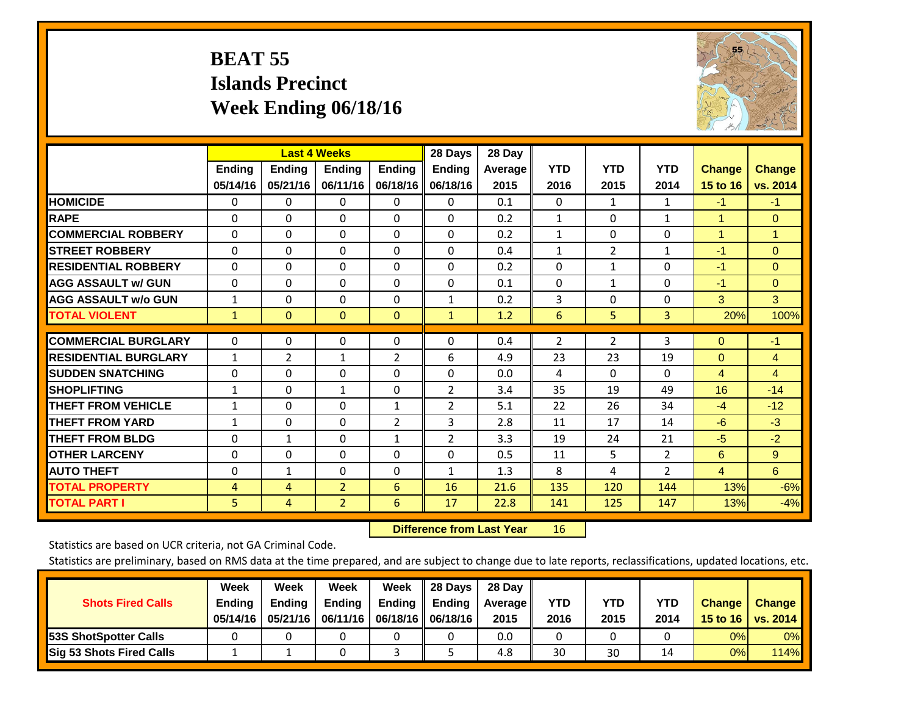# BEAT 55
## Islands Precinct
## Week Ending 06/18/16

| | Last 4 Weeks | | | | 28 Days | 28 Day | | | | | |
|---|---|---|---|---|---|---|---|---|---|---|---|
| | Ending 05/14/16 | Ending 05/21/16 | Ending 06/11/16 | Ending 06/18/16 | Ending 06/18/16 | Average 2015 | YTD 2016 | YTD 2015 | YTD 2014 | Change 15 to 16 | Change vs. 2014 |
| **HOMICIDE** | 0 | 0 | 0 | 0 | 0 | 0.1 | 0 | 1 | 1 | -1 | -1 |
| **RAPE** | 0 | 0 | 0 | 0 | 0 | 0.2 | 1 | 0 | 1 | 1 | 0 |
| **COMMERCIAL ROBBERY** | 0 | 0 | 0 | 0 | 0 | 0.2 | 1 | 0 | 0 | 1 | 1 |
| **STREET ROBBERY** | 0 | 0 | 0 | 0 | 0 | 0.4 | 1 | 2 | 1 | -1 | 0 |
| **RESIDENTIAL ROBBERY** | 0 | 0 | 0 | 0 | 0 | 0.2 | 0 | 1 | 0 | -1 | 0 |
| **AGG ASSAULT w/ GUN** | 0 | 0 | 0 | 0 | 0 | 0.1 | 0 | 1 | 0 | -1 | 0 |
| **AGG ASSAULT w/o GUN** | 1 | 0 | 0 | 0 | 1 | 0.2 | 3 | 0 | 0 | 3 | 3 |
| **TOTAL VIOLENT** | 1 | 0 | 0 | 0 | 1 | 1.2 | 6 | 5 | 3 | 20% | 100% |
| **COMMERCIAL BURGLARY** | 0 | 0 | 0 | 0 | 0 | 0.4 | 2 | 2 | 3 | 0 | -1 |
| **RESIDENTIAL BURGLARY** | 1 | 2 | 1 | 2 | 6 | 4.9 | 23 | 23 | 19 | 0 | 4 |
| **SUDDEN SNATCHING** | 0 | 0 | 0 | 0 | 0 | 0.0 | 4 | 0 | 0 | 4 | 4 |
| **SHOPLIFTING** | 1 | 0 | 1 | 0 | 2 | 3.4 | 35 | 19 | 49 | 16 | -14 |
| **THEFT FROM VEHICLE** | 1 | 0 | 0 | 1 | 2 | 5.1 | 22 | 26 | 34 | -4 | -12 |
| **THEFT FROM YARD** | 1 | 0 | 0 | 2 | 3 | 2.8 | 11 | 17 | 14 | -6 | -3 |
| **THEFT FROM BLDG** | 0 | 1 | 0 | 1 | 2 | 3.3 | 19 | 24 | 21 | -5 | -2 |
| **OTHER LARCENY** | 0 | 0 | 0 | 0 | 0 | 0.5 | 11 | 5 | 2 | 6 | 9 |
| **AUTO THEFT** | 0 | 1 | 0 | 0 | 1 | 1.3 | 8 | 4 | 2 | 4 | 6 |
| **TOTAL PROPERTY** | 4 | 4 | 2 | 6 | 16 | 21.6 | 135 | 120 | 144 | 13% | -6% |
| **TOTAL PART I** | 5 | 4 | 2 | 6 | 17 | 22.8 | 141 | 125 | 147 | 13% | -4% |

**Difference from Last Year** 16

Statistics are based on UCR criteria, not GA Criminal Code.

Statistics are preliminary, based on RMS data at the time prepared, and are subject to change due to late reports, reclassifications, updated locations, etc.

| Shots Fired Calls | Week Ending 05/14/16 | Week Ending 05/21/16 | Week Ending 06/11/16 | Week Ending 06/18/16 | 28 Days Ending 06/18/16 | 28 Day Average 2015 | YTD 2016 | YTD 2015 | YTD 2014 | Change 15 to 16 | Change vs. 2014 |
|---|---|---|---|---|---|---|---|---|---|---|---|
| **53S ShotSpotter Calls** | 0 | 0 | 0 | 0 | 0 | 0.0 | 0 | 0 | 0 | 0% | 0% |
| **Sig 53 Shots Fired Calls** | 1 | 1 | 0 | 3 | 5 | 4.8 | 30 | 30 | 14 | 0% | 114% |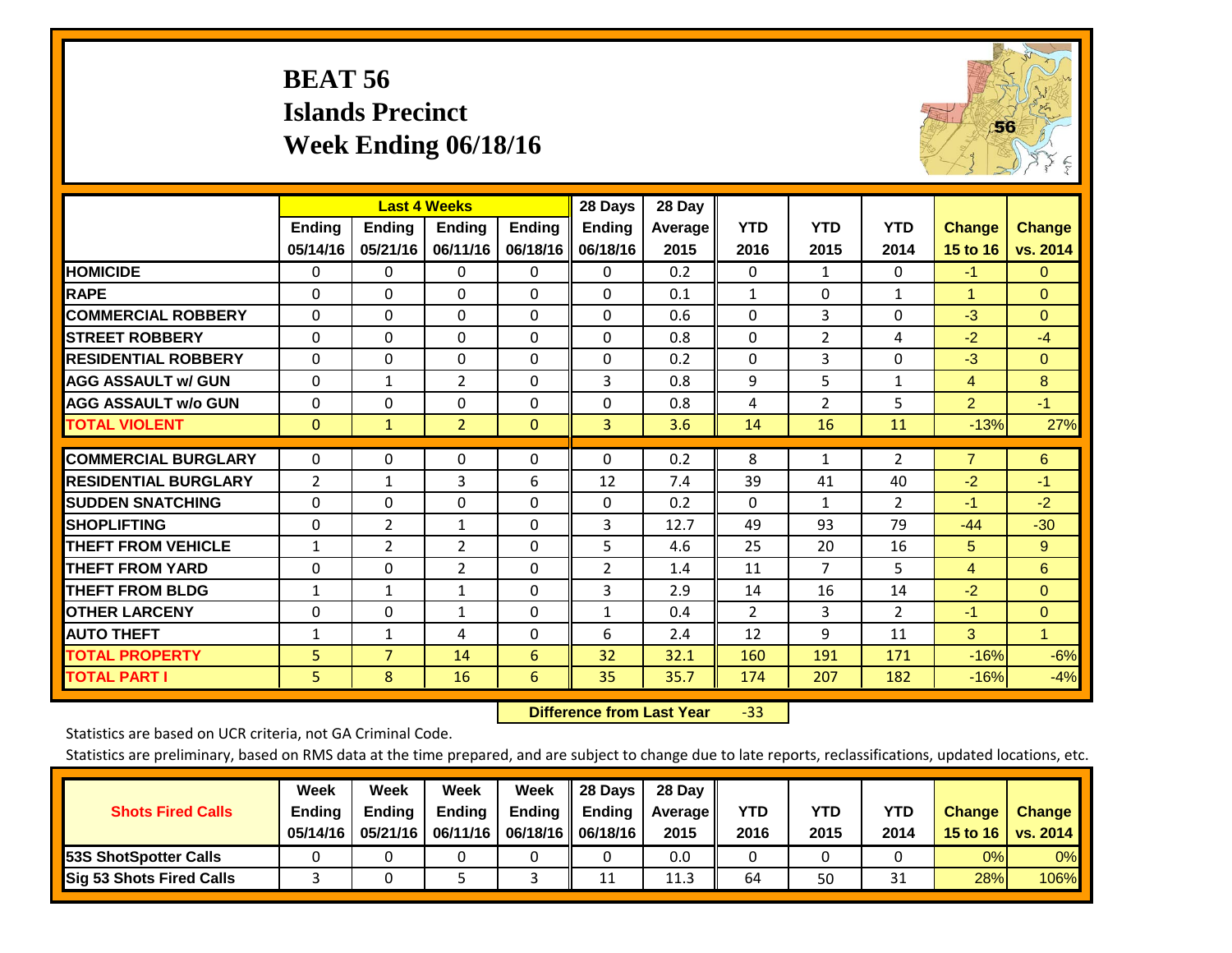# BEAT 56
## Islands Precinct
## Week Ending 06/18/16

| | Last 4 Weeks | | | | 28 Days | 28 Day | | | | | |
|---|---|---|---|---|---|---|---|---|---|---|---|
| | Ending 05/14/16 | Ending 05/21/16 | Ending 06/11/16 | Ending 06/18/16 | Ending 06/18/16 | Average 2015 | YTD 2016 | YTD 2015 | YTD 2014 | Change 15 to 16 | Change vs. 2014 |
| HOMICIDE | 0 | 0 | 0 | 0 | 0 | 0.2 | 0 | 1 | 0 | -1 | 0 |
| RAPE | 0 | 0 | 0 | 0 | 0 | 0.1 | 1 | 0 | 1 | 1 | 0 |
| COMMERCIAL ROBBERY | 0 | 0 | 0 | 0 | 0 | 0.6 | 0 | 3 | 0 | -3 | 0 |
| STREET ROBBERY | 0 | 0 | 0 | 0 | 0 | 0.8 | 0 | 2 | 4 | -2 | -4 |
| RESIDENTIAL ROBBERY | 0 | 0 | 0 | 0 | 0 | 0.2 | 0 | 3 | 0 | -3 | 0 |
| AGG ASSAULT w/ GUN | 0 | 1 | 2 | 0 | 3 | 0.8 | 9 | 5 | 1 | 4 | 8 |
| AGG ASSAULT w/o GUN | 0 | 0 | 0 | 0 | 0 | 0.8 | 4 | 2 | 5 | 2 | -1 |
| TOTAL VIOLENT | 0 | 1 | 2 | 0 | 3 | 3.6 | 14 | 16 | 11 | -13% | 27% |
| COMMERCIAL BURGLARY | 0 | 0 | 0 | 0 | 0 | 0.2 | 8 | 1 | 2 | 7 | 6 |
| RESIDENTIAL BURGLARY | 2 | 1 | 3 | 6 | 12 | 7.4 | 39 | 41 | 40 | -2 | -1 |
| SUDDEN SNATCHING | 0 | 0 | 0 | 0 | 0 | 0.2 | 0 | 1 | 2 | -1 | -2 |
| SHOPLIFTING | 0 | 2 | 1 | 0 | 3 | 12.7 | 49 | 93 | 79 | -44 | -30 |
| THEFT FROM VEHICLE | 1 | 2 | 2 | 0 | 5 | 4.6 | 25 | 20 | 16 | 5 | 9 |
| THEFT FROM YARD | 0 | 0 | 2 | 0 | 2 | 1.4 | 11 | 7 | 5 | 4 | 6 |
| THEFT FROM BLDG | 1 | 1 | 1 | 0 | 3 | 2.9 | 14 | 16 | 14 | -2 | 0 |
| OTHER LARCENY | 0 | 0 | 1 | 0 | 1 | 0.4 | 2 | 3 | 2 | -1 | 0 |
| AUTO THEFT | 1 | 1 | 4 | 0 | 6 | 2.4 | 12 | 9 | 11 | 3 | 1 |
| TOTAL PROPERTY | 5 | 7 | 14 | 6 | 32 | 32.1 | 160 | 191 | 171 | -16% | -6% |
| TOTAL PART I | 5 | 8 | 16 | 6 | 35 | 35.7 | 174 | 207 | 182 | -16% | -4% |

**Difference from Last Year** -33

Statistics are based on UCR criteria, not GA Criminal Code.

Statistics are preliminary, based on RMS data at the time prepared, and are subject to change due to late reports, reclassifications, updated locations, etc.

| Shots Fired Calls | Week Ending 05/14/16 | Week Ending 05/21/16 | Week Ending 06/11/16 | Week Ending 06/18/16 | 28 Days Ending 06/18/16 | 28 Day Average 2015 | YTD 2016 | YTD 2015 | YTD 2014 | Change 15 to 16 | Change vs. 2014 |
|---|---|---|---|---|---|---|---|---|---|---|---|
| 53S ShotSpotter Calls | 0 | 0 | 0 | 0 | 0 | 0.0 | 0 | 0 | 0 | 0% | 0% |
| Sig 53 Shots Fired Calls | 3 | 0 | 5 | 3 | 11 | 11.3 | 64 | 50 | 31 | 28% | 106% |